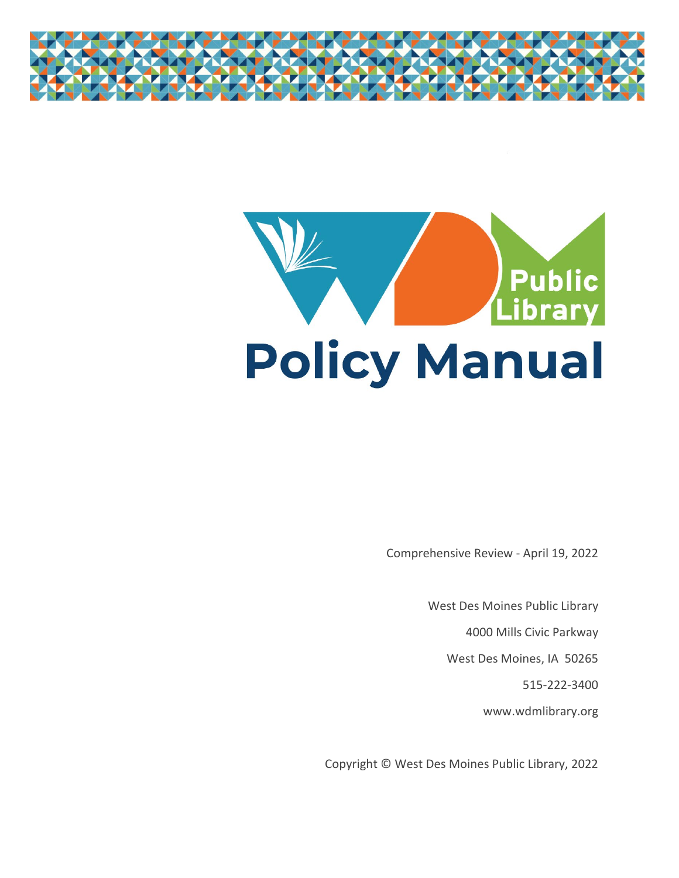WDM Public Library

# Policy Manual

Comprehensive Review - April 19, 2022

West Des Moines Public Library

4000 Mills Civic Parkway

West Des Moines, IA 50265

515-222-3400

www.wdmlibrary.org

Copyright © West Des Moines Public Library, 2022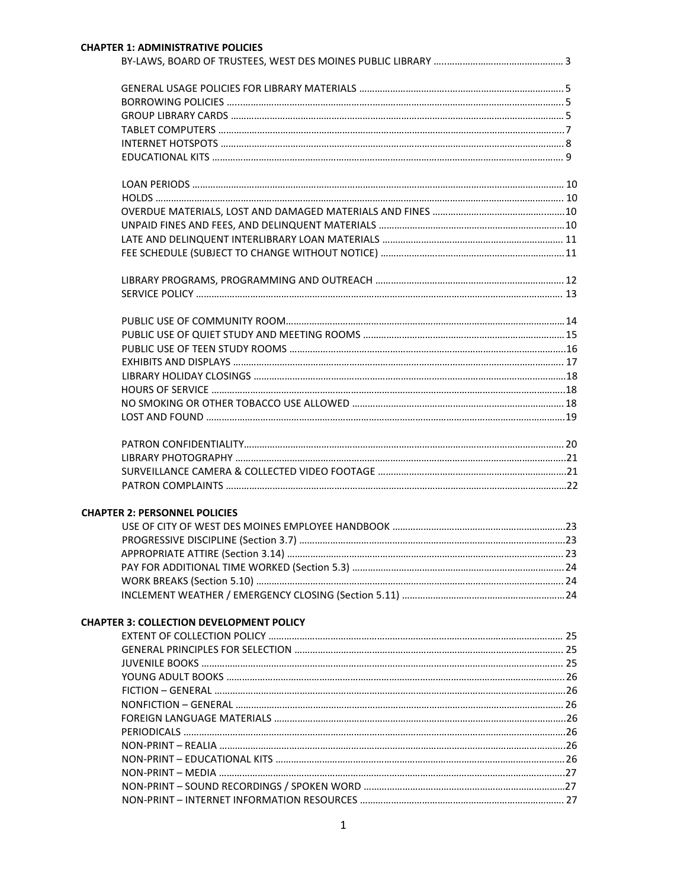**CHAPTER 1: ADMINISTRATIVE POLICIES**

BY-LAWS, BOARD OF TRUSTEES, WEST DES MOINES PUBLIC LIBRARY .................................................. 3

GENERAL USAGE POLICIES FOR LIBRARY MATERIALS ................................................................................ 5
BORROWING POLICIES ................................................................................................................................ 5
GROUP LIBRARY CARDS ............................................................................................................................... 5
TABLET COMPUTERS ..................................................................................................................................... 7
INTERNET HOTSPOTS .................................................................................................................................... 8
EDUCATIONAL KITS ....................................................................................................................................... 9

LOAN PERIODS .............................................................................................................................................. 10
HOLDS ............................................................................................................................................................ 10
OVERDUE MATERIALS, LOST AND DAMAGED MATERIALS AND FINES .................................................. 10
UNPAID FINES AND FEES, AND DELINQUENT MATERIALS ........................................................................ 10
LATE AND DELINQUENT INTERLIBRARY LOAN MATERIALS ...................................................................... 11
FEE SCHEDULE (SUBJECT TO CHANGE WITHOUT NOTICE) ....................................................................... 11

LIBRARY PROGRAMS, PROGRAMMING AND OUTREACH ......................................................................... 12
SERVICE POLICY ............................................................................................................................................. 13

PUBLIC USE OF COMMUNITY ROOM........................................................................................................... 14
PUBLIC USE OF QUIET STUDY AND MEETING ROOMS .............................................................................. 15
PUBLIC USE OF TEEN STUDY ROOMS .......................................................................................................... 16
EXHIBITS AND DISPLAYS ............................................................................................................................... 17
LIBRARY HOLIDAY CLOSINGS ....................................................................................................................... 18
HOURS OF SERVICE ....................................................................................................................................... 18
NO SMOKING OR OTHER TOBACCO USE ALLOWED .................................................................................. 18
LOST AND FOUND .......................................................................................................................................... 19

PATRON CONFIDENTIALITY............................................................................................................................ 20
LIBRARY PHOTOGRAPHY ............................................................................................................................... 21
SURVEILLANCE CAMERA & COLLECTED VIDEO FOOTAGE ......................................................................... 21
PATRON COMPLAINTS ................................................................................................................................... 22

**CHAPTER 2: PERSONNEL POLICIES**

USE OF CITY OF WEST DES MOINES EMPLOYEE HANDBOOK ................................................................... 23
PROGRESSIVE DISCIPLINE (Section 3.7) ....................................................................................................... 23
APPROPRIATE ATTIRE (Section 3.14) ........................................................................................................... 23
PAY FOR ADDITIONAL TIME WORKED (Section 5.3) .................................................................................. 24
WORK BREAKS (Section 5.10) ...................................................................................................................... 24
INCLEMENT WEATHER / EMERGENCY CLOSING (Section 5.11) ............................................................... 24

**CHAPTER 3: COLLECTION DEVELOPMENT POLICY**

EXTENT OF COLLECTION POLICY .................................................................................................................. 25
GENERAL PRINCIPLES FOR SELECTION ........................................................................................................ 25
JUVENILE BOOKS ............................................................................................................................................ 25
YOUNG ADULT BOOKS ................................................................................................................................... 26
FICTION – GENERAL ........................................................................................................................................ 26
NONFICTION – GENERAL ............................................................................................................................... 26
FOREIGN LANGUAGE MATERIALS ................................................................................................................. 26
PERIODICALS ................................................................................................................................................... 26
NON-PRINT – REALIA ...................................................................................................................................... 26
NON-PRINT – EDUCATIONAL KITS ................................................................................................................ 26
NON-PRINT – MEDIA ...................................................................................................................................... 27
NON-PRINT – SOUND RECORDINGS / SPOKEN WORD .............................................................................. 27
NON-PRINT – INTERNET INFORMATION RESOURCES ............................................................................... 27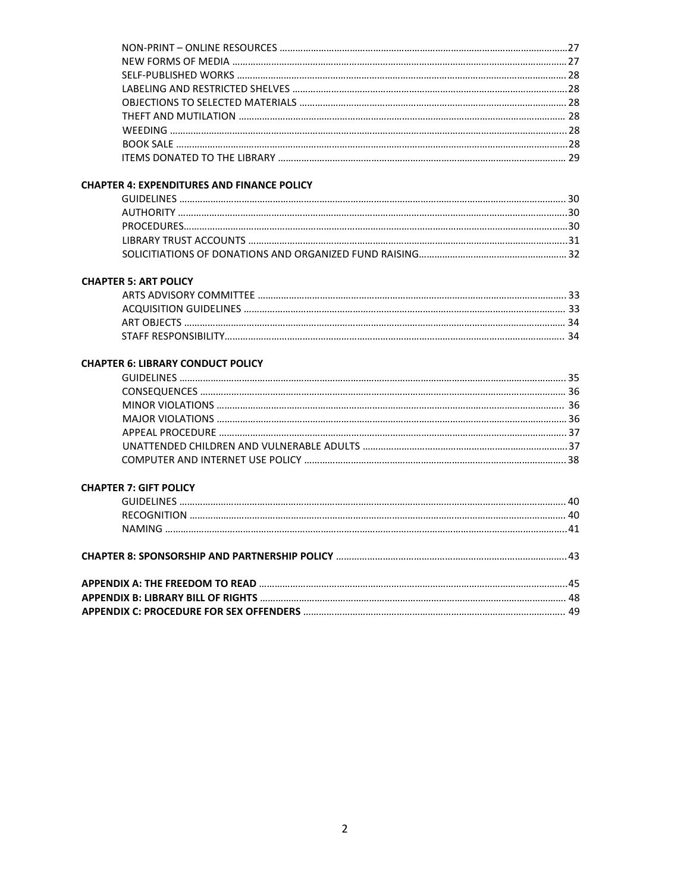NON-PRINT – ONLINE RESOURCES ....................................................................................................................27
NEW FORMS OF MEDIA ......................................................................................................................27
SELF-PUBLISHED WORKS ......................................................................................................................28
LABELING AND RESTRICTED SHELVES ......................................................................................................28
OBJECTIONS TO SELECTED MATERIALS ......................................................................................................28
THEFT AND MUTILATION ......................................................................................................................28
WEEDING ......................................................................................................................28
BOOK SALE ......................................................................................................................28
ITEMS DONATED TO THE LIBRARY ......................................................................................................................29

**CHAPTER 4: EXPENDITURES AND FINANCE POLICY**

GUIDELINES ......................................................................................................................30
AUTHORITY ......................................................................................................................30
PROCEDURES......................................................................................................................30
LIBRARY TRUST ACCOUNTS ......................................................................................................................31
SOLICITIATIONS OF DONATIONS AND ORGANIZED FUND RAISING......................................................................32

**CHAPTER 5: ART POLICY**

ARTS ADVISORY COMMITTEE ......................................................................................................................33
ACQUISITION GUIDELINES ......................................................................................................................33
ART OBJECTS ......................................................................................................................34
STAFF RESPONSIBILITY......................................................................................................................34

**CHAPTER 6: LIBRARY CONDUCT POLICY**

GUIDELINES ......................................................................................................................35
CONSEQUENCES ......................................................................................................................36
MINOR VIOLATIONS ......................................................................................................................36
MAJOR VIOLATIONS ......................................................................................................................36
APPEAL PROCEDURE ......................................................................................................................37
UNATTENDED CHILDREN AND VULNERABLE ADULTS ......................................................................................37
COMPUTER AND INTERNET USE POLICY ......................................................................................................38

**CHAPTER 7: GIFT POLICY**

GUIDELINES ......................................................................................................................40
RECOGNITION ......................................................................................................................40
NAMING ......................................................................................................................41

**CHAPTER 8: SPONSORSHIP AND PARTNERSHIP POLICY** ......................................................................43

**APPENDIX A: THE FREEDOM TO READ** ......................................................................................................45
**APPENDIX B: LIBRARY BILL OF RIGHTS** ......................................................................................................48
**APPENDIX C: PROCEDURE FOR SEX OFFENDERS** ......................................................................................49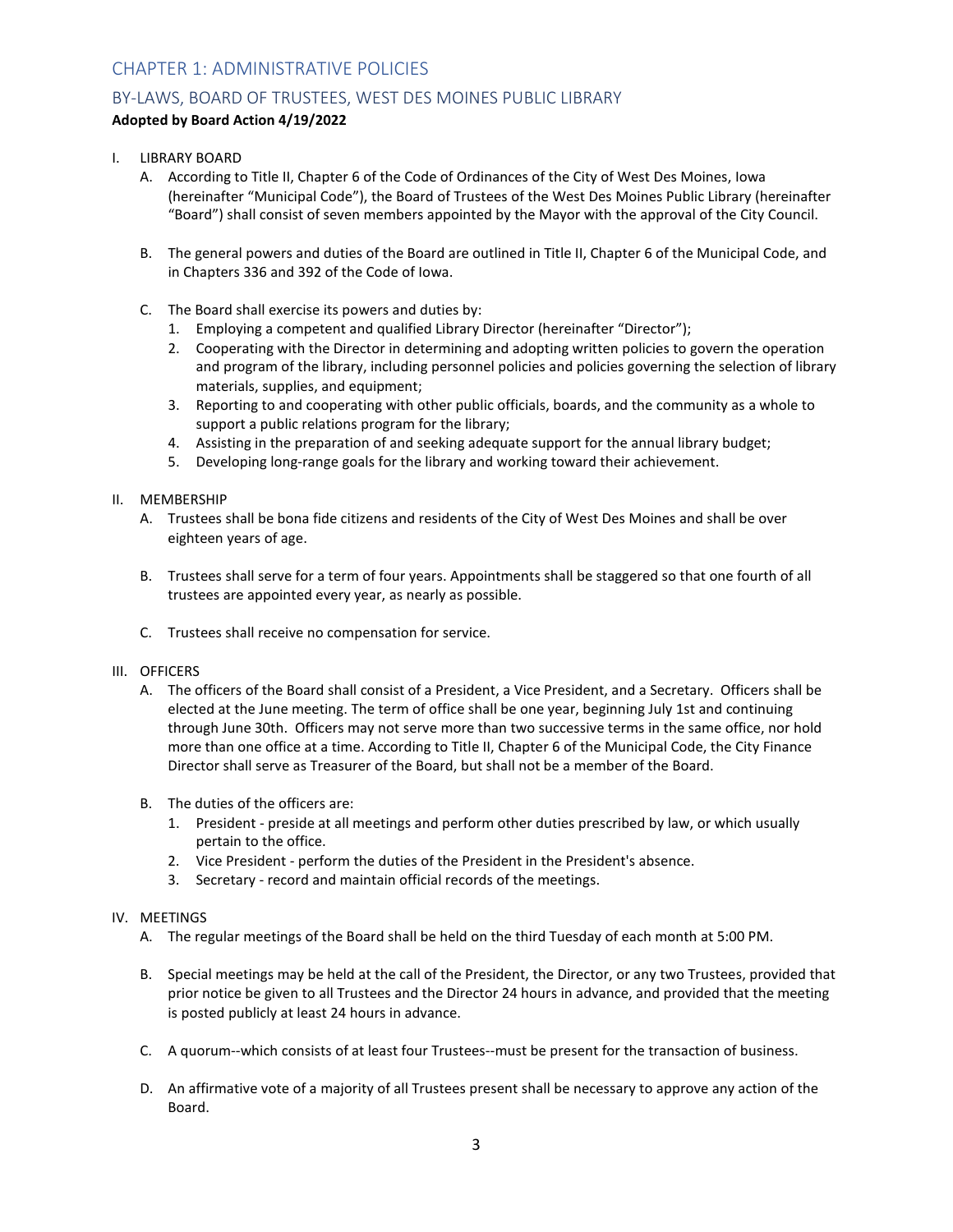# CHAPTER 1: ADMINISTRATIVE POLICIES

## BY-LAWS, BOARD OF TRUSTEES, WEST DES MOINES PUBLIC LIBRARY

**Adopted by Board Action 4/19/2022**

I. LIBRARY BOARD
   A. According to Title II, Chapter 6 of the Code of Ordinances of the City of West Des Moines, Iowa (hereinafter "Municipal Code"), the Board of Trustees of the West Des Moines Public Library (hereinafter "Board") shall consist of seven members appointed by the Mayor with the approval of the City Council.

   B. The general powers and duties of the Board are outlined in Title II, Chapter 6 of the Municipal Code, and in Chapters 336 and 392 of the Code of Iowa.

   C. The Board shall exercise its powers and duties by:
      1. Employing a competent and qualified Library Director (hereinafter "Director");
      2. Cooperating with the Director in determining and adopting written policies to govern the operation and program of the library, including personnel policies and policies governing the selection of library materials, supplies, and equipment;
      3. Reporting to and cooperating with other public officials, boards, and the community as a whole to support a public relations program for the library;
      4. Assisting in the preparation of and seeking adequate support for the annual library budget;
      5. Developing long-range goals for the library and working toward their achievement.

II. MEMBERSHIP
   A. Trustees shall be bona fide citizens and residents of the City of West Des Moines and shall be over eighteen years of age.

   B. Trustees shall serve for a term of four years. Appointments shall be staggered so that one fourth of all trustees are appointed every year, as nearly as possible.

   C. Trustees shall receive no compensation for service.

III. OFFICERS
   A. The officers of the Board shall consist of a President, a Vice President, and a Secretary. Officers shall be elected at the June meeting. The term of office shall be one year, beginning July 1st and continuing through June 30th. Officers may not serve more than two successive terms in the same office, nor hold more than one office at a time. According to Title II, Chapter 6 of the Municipal Code, the City Finance Director shall serve as Treasurer of the Board, but shall not be a member of the Board.

   B. The duties of the officers are:
      1. President - preside at all meetings and perform other duties prescribed by law, or which usually pertain to the office.
      2. Vice President - perform the duties of the President in the President's absence.
      3. Secretary - record and maintain official records of the meetings.

IV. MEETINGS
   A. The regular meetings of the Board shall be held on the third Tuesday of each month at 5:00 PM.

   B. Special meetings may be held at the call of the President, the Director, or any two Trustees, provided that prior notice be given to all Trustees and the Director 24 hours in advance, and provided that the meeting is posted publicly at least 24 hours in advance.

   C. A quorum--which consists of at least four Trustees--must be present for the transaction of business.

   D. An affirmative vote of a majority of all Trustees present shall be necessary to approve any action of the Board.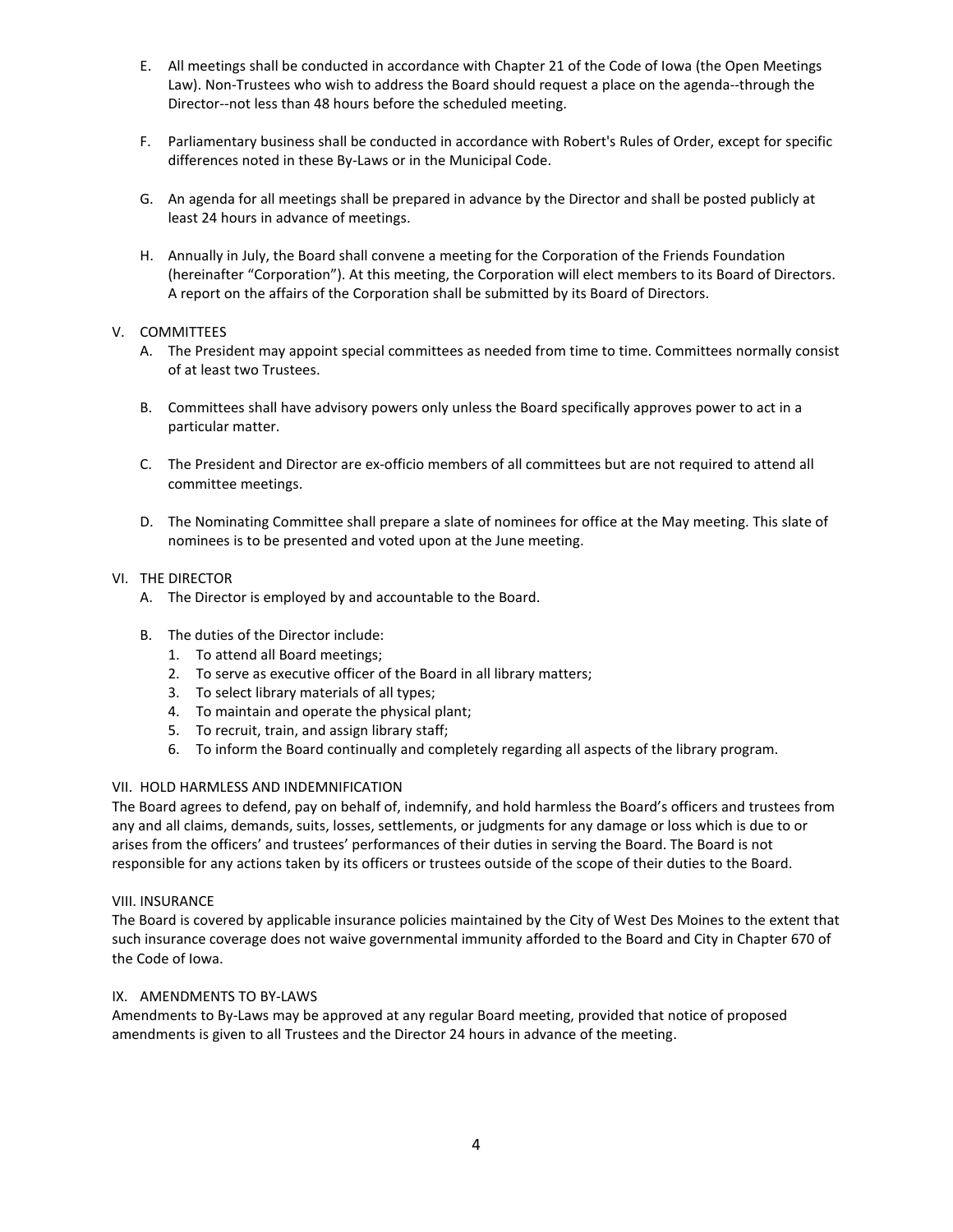E. All meetings shall be conducted in accordance with Chapter 21 of the Code of Iowa (the Open Meetings Law). Non-Trustees who wish to address the Board should request a place on the agenda--through the Director--not less than 48 hours before the scheduled meeting.

F. Parliamentary business shall be conducted in accordance with Robert's Rules of Order, except for specific differences noted in these By-Laws or in the Municipal Code.

G. An agenda for all meetings shall be prepared in advance by the Director and shall be posted publicly at least 24 hours in advance of meetings.

H. Annually in July, the Board shall convene a meeting for the Corporation of the Friends Foundation (hereinafter "Corporation"). At this meeting, the Corporation will elect members to its Board of Directors. A report on the affairs of the Corporation shall be submitted by its Board of Directors.

## V. COMMITTEES

A. The President may appoint special committees as needed from time to time. Committees normally consist of at least two Trustees.

B. Committees shall have advisory powers only unless the Board specifically approves power to act in a particular matter.

C. The President and Director are ex-officio members of all committees but are not required to attend all committee meetings.

D. The Nominating Committee shall prepare a slate of nominees for office at the May meeting. This slate of nominees is to be presented and voted upon at the June meeting.

## VI. THE DIRECTOR

A. The Director is employed by and accountable to the Board.

B. The duties of the Director include:
   1. To attend all Board meetings;
   2. To serve as executive officer of the Board in all library matters;
   3. To select library materials of all types;
   4. To maintain and operate the physical plant;
   5. To recruit, train, and assign library staff;
   6. To inform the Board continually and completely regarding all aspects of the library program.

## VII. HOLD HARMLESS AND INDEMNIFICATION

The Board agrees to defend, pay on behalf of, indemnify, and hold harmless the Board's officers and trustees from any and all claims, demands, suits, losses, settlements, or judgments for any damage or loss which is due to or arises from the officers' and trustees' performances of their duties in serving the Board. The Board is not responsible for any actions taken by its officers or trustees outside of the scope of their duties to the Board.

## VIII. INSURANCE

The Board is covered by applicable insurance policies maintained by the City of West Des Moines to the extent that such insurance coverage does not waive governmental immunity afforded to the Board and City in Chapter 670 of the Code of Iowa.

## IX. AMENDMENTS TO BY-LAWS

Amendments to By-Laws may be approved at any regular Board meeting, provided that notice of proposed amendments is given to all Trustees and the Director 24 hours in advance of the meeting.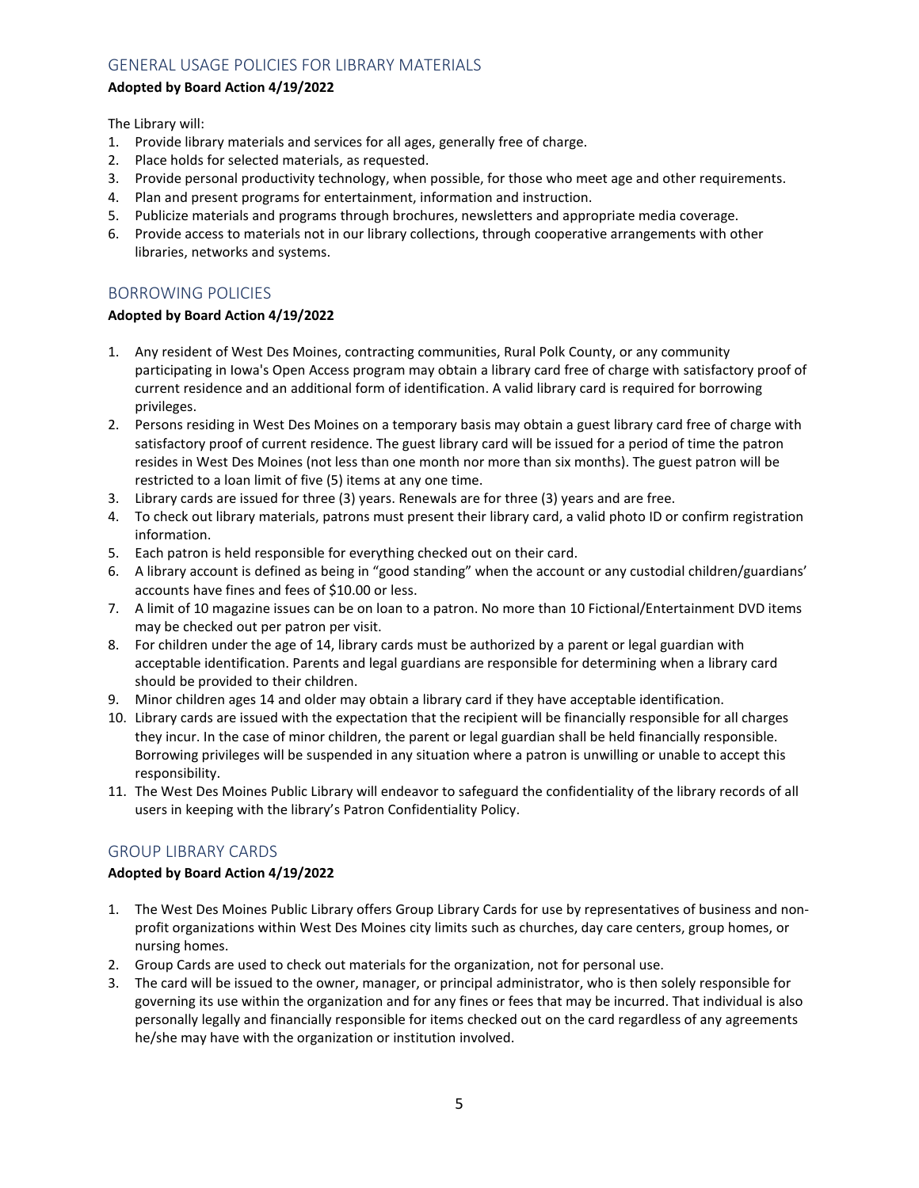## GENERAL USAGE POLICIES FOR LIBRARY MATERIALS

**Adopted by Board Action 4/19/2022**

The Library will:

1. Provide library materials and services for all ages, generally free of charge.
2. Place holds for selected materials, as requested.
3. Provide personal productivity technology, when possible, for those who meet age and other requirements.
4. Plan and present programs for entertainment, information and instruction.
5. Publicize materials and programs through brochures, newsletters and appropriate media coverage.
6. Provide access to materials not in our library collections, through cooperative arrangements with other libraries, networks and systems.

## BORROWING POLICIES

**Adopted by Board Action 4/19/2022**

1. Any resident of West Des Moines, contracting communities, Rural Polk County, or any community participating in Iowa's Open Access program may obtain a library card free of charge with satisfactory proof of current residence and an additional form of identification. A valid library card is required for borrowing privileges.
2. Persons residing in West Des Moines on a temporary basis may obtain a guest library card free of charge with satisfactory proof of current residence. The guest library card will be issued for a period of time the patron resides in West Des Moines (not less than one month nor more than six months). The guest patron will be restricted to a loan limit of five (5) items at any one time.
3. Library cards are issued for three (3) years. Renewals are for three (3) years and are free.
4. To check out library materials, patrons must present their library card, a valid photo ID or confirm registration information.
5. Each patron is held responsible for everything checked out on their card.
6. A library account is defined as being in "good standing" when the account or any custodial children/guardians' accounts have fines and fees of $10.00 or less.
7. A limit of 10 magazine issues can be on loan to a patron. No more than 10 Fictional/Entertainment DVD items may be checked out per patron per visit.
8. For children under the age of 14, library cards must be authorized by a parent or legal guardian with acceptable identification. Parents and legal guardians are responsible for determining when a library card should be provided to their children.
9. Minor children ages 14 and older may obtain a library card if they have acceptable identification.
10. Library cards are issued with the expectation that the recipient will be financially responsible for all charges they incur. In the case of minor children, the parent or legal guardian shall be held financially responsible. Borrowing privileges will be suspended in any situation where a patron is unwilling or unable to accept this responsibility.
11. The West Des Moines Public Library will endeavor to safeguard the confidentiality of the library records of all users in keeping with the library's Patron Confidentiality Policy.

## GROUP LIBRARY CARDS

**Adopted by Board Action 4/19/2022**

1. The West Des Moines Public Library offers Group Library Cards for use by representatives of business and non-profit organizations within West Des Moines city limits such as churches, day care centers, group homes, or nursing homes.
2. Group Cards are used to check out materials for the organization, not for personal use.
3. The card will be issued to the owner, manager, or principal administrator, who is then solely responsible for governing its use within the organization and for any fines or fees that may be incurred. That individual is also personally legally and financially responsible for items checked out on the card regardless of any agreements he/she may have with the organization or institution involved.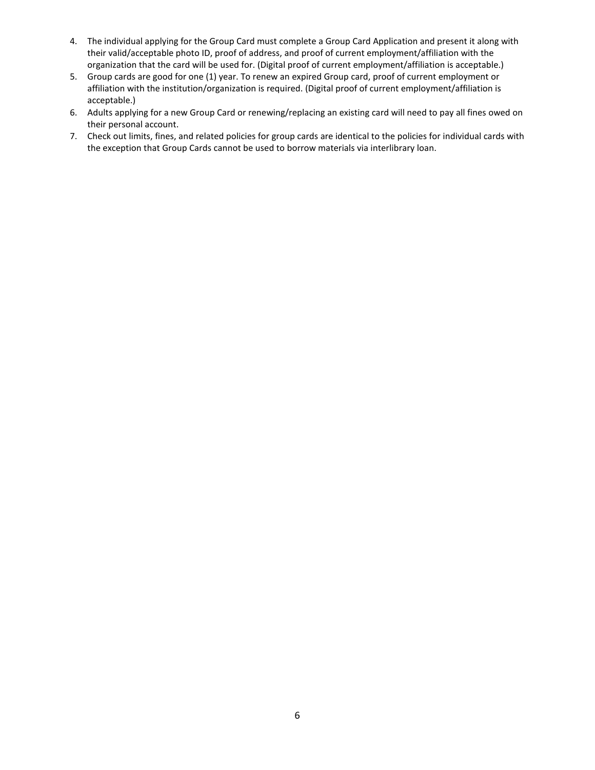4. The individual applying for the Group Card must complete a Group Card Application and present it along with their valid/acceptable photo ID, proof of address, and proof of current employment/affiliation with the organization that the card will be used for. (Digital proof of current employment/affiliation is acceptable.)
5. Group cards are good for one (1) year. To renew an expired Group card, proof of current employment or affiliation with the institution/organization is required. (Digital proof of current employment/affiliation is acceptable.)
6. Adults applying for a new Group Card or renewing/replacing an existing card will need to pay all fines owed on their personal account.
7. Check out limits, fines, and related policies for group cards are identical to the policies for individual cards with the exception that Group Cards cannot be used to borrow materials via interlibrary loan.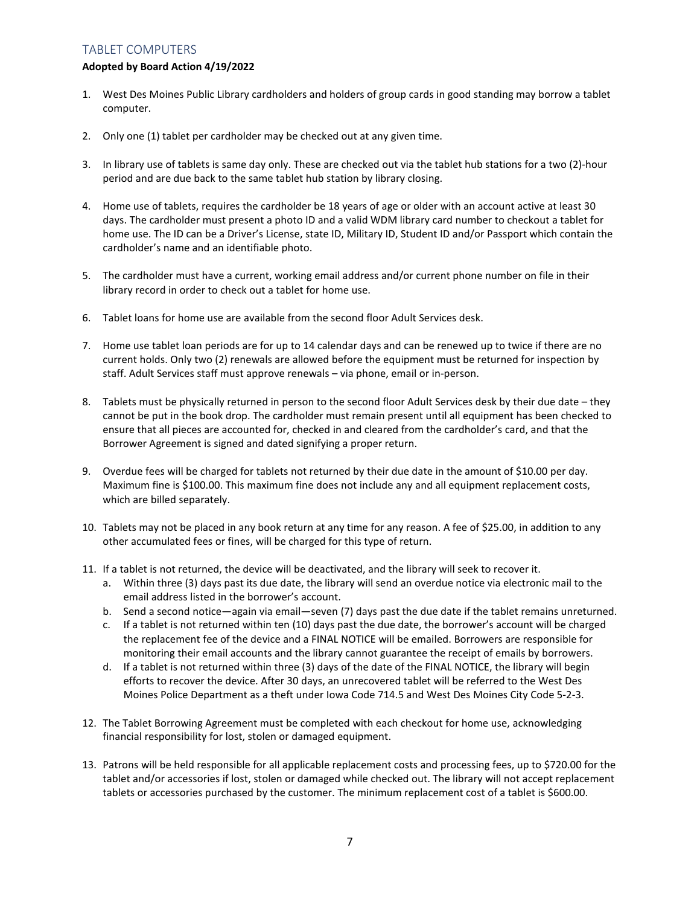## TABLET COMPUTERS

**Adopted by Board Action 4/19/2022**

1. West Des Moines Public Library cardholders and holders of group cards in good standing may borrow a tablet computer.

2. Only one (1) tablet per cardholder may be checked out at any given time.

3. In library use of tablets is same day only. These are checked out via the tablet hub stations for a two (2)-hour period and are due back to the same tablet hub station by library closing.

4. Home use of tablets, requires the cardholder be 18 years of age or older with an account active at least 30 days. The cardholder must present a photo ID and a valid WDM library card number to checkout a tablet for home use. The ID can be a Driver's License, state ID, Military ID, Student ID and/or Passport which contain the cardholder's name and an identifiable photo.

5. The cardholder must have a current, working email address and/or current phone number on file in their library record in order to check out a tablet for home use.

6. Tablet loans for home use are available from the second floor Adult Services desk.

7. Home use tablet loan periods are for up to 14 calendar days and can be renewed up to twice if there are no current holds. Only two (2) renewals are allowed before the equipment must be returned for inspection by staff. Adult Services staff must approve renewals – via phone, email or in-person.

8. Tablets must be physically returned in person to the second floor Adult Services desk by their due date – they cannot be put in the book drop. The cardholder must remain present until all equipment has been checked to ensure that all pieces are accounted for, checked in and cleared from the cardholder's card, and that the Borrower Agreement is signed and dated signifying a proper return.

9. Overdue fees will be charged for tablets not returned by their due date in the amount of $10.00 per day. Maximum fine is $100.00. This maximum fine does not include any and all equipment replacement costs, which are billed separately.

10. Tablets may not be placed in any book return at any time for any reason. A fee of $25.00, in addition to any other accumulated fees or fines, will be charged for this type of return.

11. If a tablet is not returned, the device will be deactivated, and the library will seek to recover it.
    a. Within three (3) days past its due date, the library will send an overdue notice via electronic mail to the email address listed in the borrower's account.
    b. Send a second notice—again via email—seven (7) days past the due date if the tablet remains unreturned.
    c. If a tablet is not returned within ten (10) days past the due date, the borrower's account will be charged the replacement fee of the device and a FINAL NOTICE will be emailed. Borrowers are responsible for monitoring their email accounts and the library cannot guarantee the receipt of emails by borrowers.
    d. If a tablet is not returned within three (3) days of the date of the FINAL NOTICE, the library will begin efforts to recover the device. After 30 days, an unrecovered tablet will be referred to the West Des Moines Police Department as a theft under Iowa Code 714.5 and West Des Moines City Code 5-2-3.

12. The Tablet Borrowing Agreement must be completed with each checkout for home use, acknowledging financial responsibility for lost, stolen or damaged equipment.

13. Patrons will be held responsible for all applicable replacement costs and processing fees, up to $720.00 for the tablet and/or accessories if lost, stolen or damaged while checked out. The library will not accept replacement tablets or accessories purchased by the customer. The minimum replacement cost of a tablet is $600.00.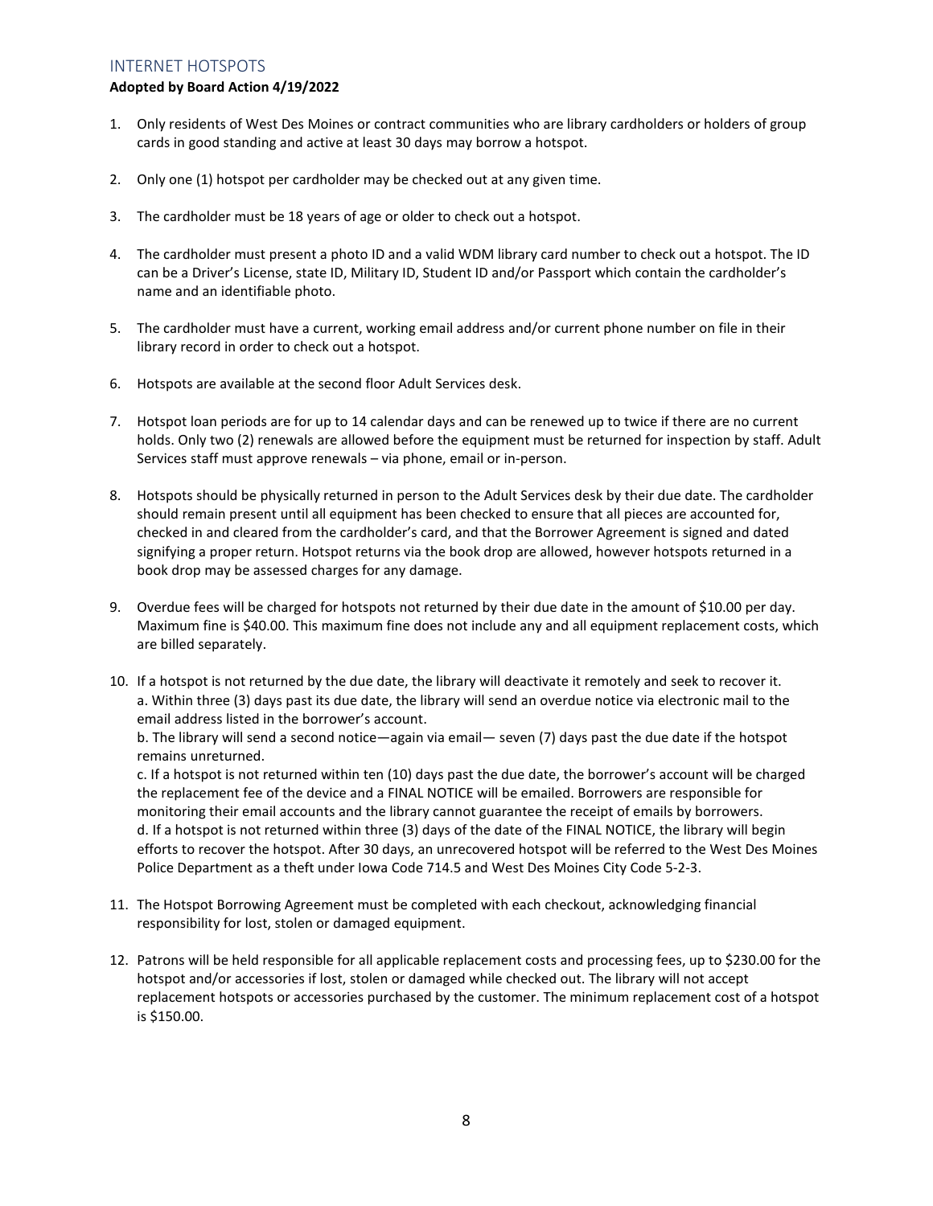## INTERNET HOTSPOTS

**Adopted by Board Action 4/19/2022**

1. Only residents of West Des Moines or contract communities who are library cardholders or holders of group cards in good standing and active at least 30 days may borrow a hotspot.

2. Only one (1) hotspot per cardholder may be checked out at any given time.

3. The cardholder must be 18 years of age or older to check out a hotspot.

4. The cardholder must present a photo ID and a valid WDM library card number to check out a hotspot. The ID can be a Driver's License, state ID, Military ID, Student ID and/or Passport which contain the cardholder's name and an identifiable photo.

5. The cardholder must have a current, working email address and/or current phone number on file in their library record in order to check out a hotspot.

6. Hotspots are available at the second floor Adult Services desk.

7. Hotspot loan periods are for up to 14 calendar days and can be renewed up to twice if there are no current holds. Only two (2) renewals are allowed before the equipment must be returned for inspection by staff. Adult Services staff must approve renewals – via phone, email or in-person.

8. Hotspots should be physically returned in person to the Adult Services desk by their due date. The cardholder should remain present until all equipment has been checked to ensure that all pieces are accounted for, checked in and cleared from the cardholder's card, and that the Borrower Agreement is signed and dated signifying a proper return. Hotspot returns via the book drop are allowed, however hotspots returned in a book drop may be assessed charges for any damage.

9. Overdue fees will be charged for hotspots not returned by their due date in the amount of $10.00 per day. Maximum fine is $40.00. This maximum fine does not include any and all equipment replacement costs, which are billed separately.

10. If a hotspot is not returned by the due date, the library will deactivate it remotely and seek to recover it.
    a. Within three (3) days past its due date, the library will send an overdue notice via electronic mail to the email address listed in the borrower's account.
    b. The library will send a second notice—again via email— seven (7) days past the due date if the hotspot remains unreturned.
    c. If a hotspot is not returned within ten (10) days past the due date, the borrower's account will be charged the replacement fee of the device and a FINAL NOTICE will be emailed. Borrowers are responsible for monitoring their email accounts and the library cannot guarantee the receipt of emails by borrowers.
    d. If a hotspot is not returned within three (3) days of the date of the FINAL NOTICE, the library will begin efforts to recover the hotspot. After 30 days, an unrecovered hotspot will be referred to the West Des Moines Police Department as a theft under Iowa Code 714.5 and West Des Moines City Code 5-2-3.

11. The Hotspot Borrowing Agreement must be completed with each checkout, acknowledging financial responsibility for lost, stolen or damaged equipment.

12. Patrons will be held responsible for all applicable replacement costs and processing fees, up to $230.00 for the hotspot and/or accessories if lost, stolen or damaged while checked out. The library will not accept replacement hotspots or accessories purchased by the customer. The minimum replacement cost of a hotspot is $150.00.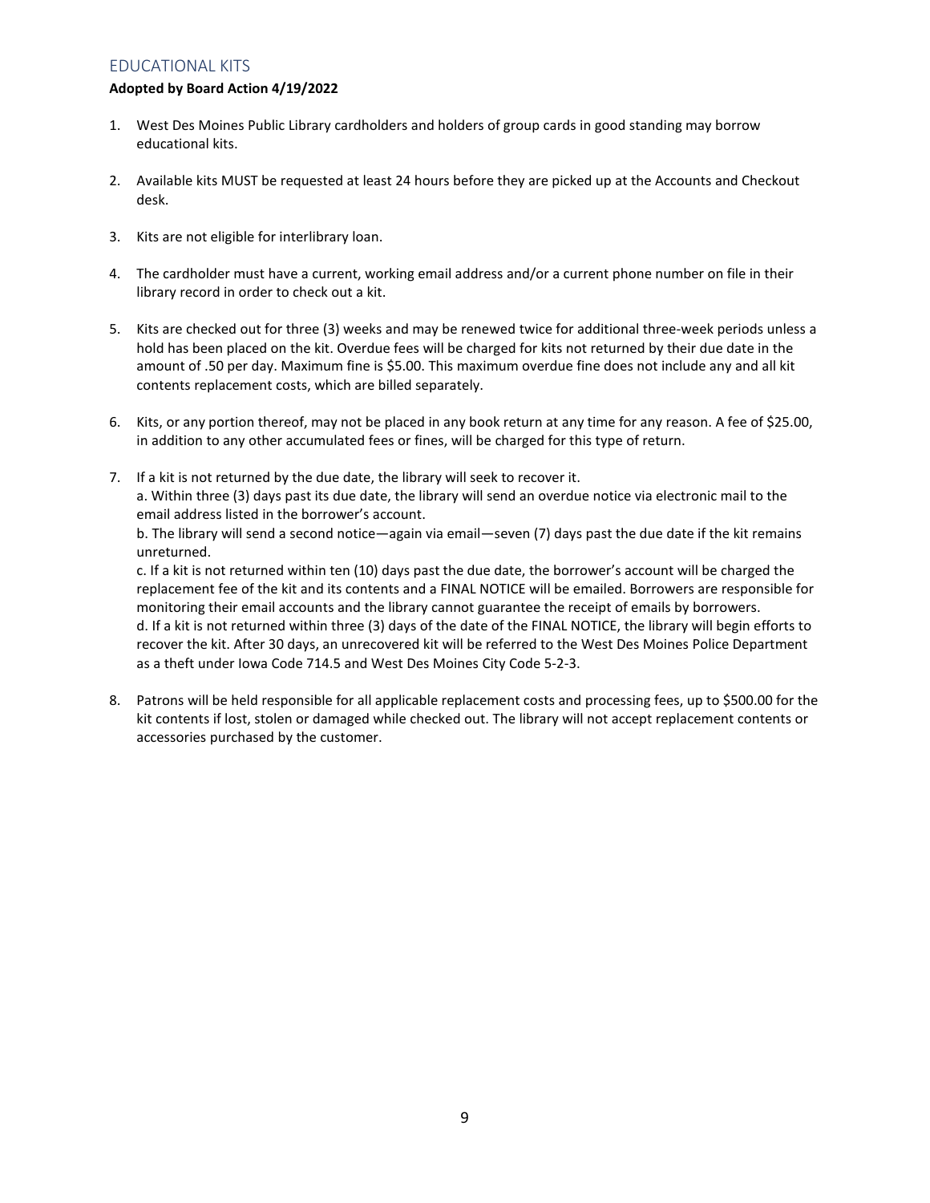## EDUCATIONAL KITS

**Adopted by Board Action 4/19/2022**

1. West Des Moines Public Library cardholders and holders of group cards in good standing may borrow educational kits.

2. Available kits MUST be requested at least 24 hours before they are picked up at the Accounts and Checkout desk.

3. Kits are not eligible for interlibrary loan.

4. The cardholder must have a current, working email address and/or a current phone number on file in their library record in order to check out a kit.

5. Kits are checked out for three (3) weeks and may be renewed twice for additional three-week periods unless a hold has been placed on the kit. Overdue fees will be charged for kits not returned by their due date in the amount of .50 per day. Maximum fine is $5.00. This maximum overdue fine does not include any and all kit contents replacement costs, which are billed separately.

6. Kits, or any portion thereof, may not be placed in any book return at any time for any reason. A fee of $25.00, in addition to any other accumulated fees or fines, will be charged for this type of return.

7. If a kit is not returned by the due date, the library will seek to recover it.
   a. Within three (3) days past its due date, the library will send an overdue notice via electronic mail to the email address listed in the borrower's account.
   b. The library will send a second notice—again via email—seven (7) days past the due date if the kit remains unreturned.
   c. If a kit is not returned within ten (10) days past the due date, the borrower's account will be charged the replacement fee of the kit and its contents and a FINAL NOTICE will be emailed. Borrowers are responsible for monitoring their email accounts and the library cannot guarantee the receipt of emails by borrowers.
   d. If a kit is not returned within three (3) days of the date of the FINAL NOTICE, the library will begin efforts to recover the kit. After 30 days, an unrecovered kit will be referred to the West Des Moines Police Department as a theft under Iowa Code 714.5 and West Des Moines City Code 5-2-3.

8. Patrons will be held responsible for all applicable replacement costs and processing fees, up to $500.00 for the kit contents if lost, stolen or damaged while checked out. The library will not accept replacement contents or accessories purchased by the customer.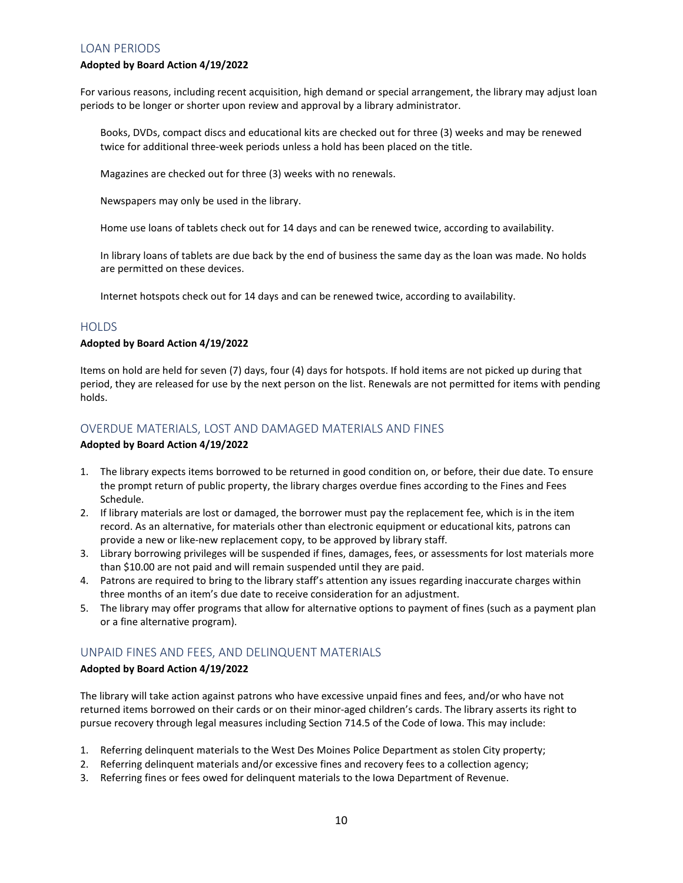## LOAN PERIODS

**Adopted by Board Action 4/19/2022**

For various reasons, including recent acquisition, high demand or special arrangement, the library may adjust loan periods to be longer or shorter upon review and approval by a library administrator.

Books, DVDs, compact discs and educational kits are checked out for three (3) weeks and may be renewed twice for additional three-week periods unless a hold has been placed on the title.

Magazines are checked out for three (3) weeks with no renewals.

Newspapers may only be used in the library.

Home use loans of tablets check out for 14 days and can be renewed twice, according to availability.

In library loans of tablets are due back by the end of business the same day as the loan was made. No holds are permitted on these devices.

Internet hotspots check out for 14 days and can be renewed twice, according to availability.

## HOLDS

**Adopted by Board Action 4/19/2022**

Items on hold are held for seven (7) days, four (4) days for hotspots. If hold items are not picked up during that period, they are released for use by the next person on the list. Renewals are not permitted for items with pending holds.

## OVERDUE MATERIALS, LOST AND DAMAGED MATERIALS AND FINES

**Adopted by Board Action 4/19/2022**

1. The library expects items borrowed to be returned in good condition on, or before, their due date. To ensure the prompt return of public property, the library charges overdue fines according to the Fines and Fees Schedule.
2. If library materials are lost or damaged, the borrower must pay the replacement fee, which is in the item record. As an alternative, for materials other than electronic equipment or educational kits, patrons can provide a new or like-new replacement copy, to be approved by library staff.
3. Library borrowing privileges will be suspended if fines, damages, fees, or assessments for lost materials more than $10.00 are not paid and will remain suspended until they are paid.
4. Patrons are required to bring to the library staff's attention any issues regarding inaccurate charges within three months of an item's due date to receive consideration for an adjustment.
5. The library may offer programs that allow for alternative options to payment of fines (such as a payment plan or a fine alternative program).

## UNPAID FINES AND FEES, AND DELINQUENT MATERIALS

**Adopted by Board Action 4/19/2022**

The library will take action against patrons who have excessive unpaid fines and fees, and/or who have not returned items borrowed on their cards or on their minor-aged children's cards. The library asserts its right to pursue recovery through legal measures including Section 714.5 of the Code of Iowa. This may include:

1. Referring delinquent materials to the West Des Moines Police Department as stolen City property;
2. Referring delinquent materials and/or excessive fines and recovery fees to a collection agency;
3. Referring fines or fees owed for delinquent materials to the Iowa Department of Revenue.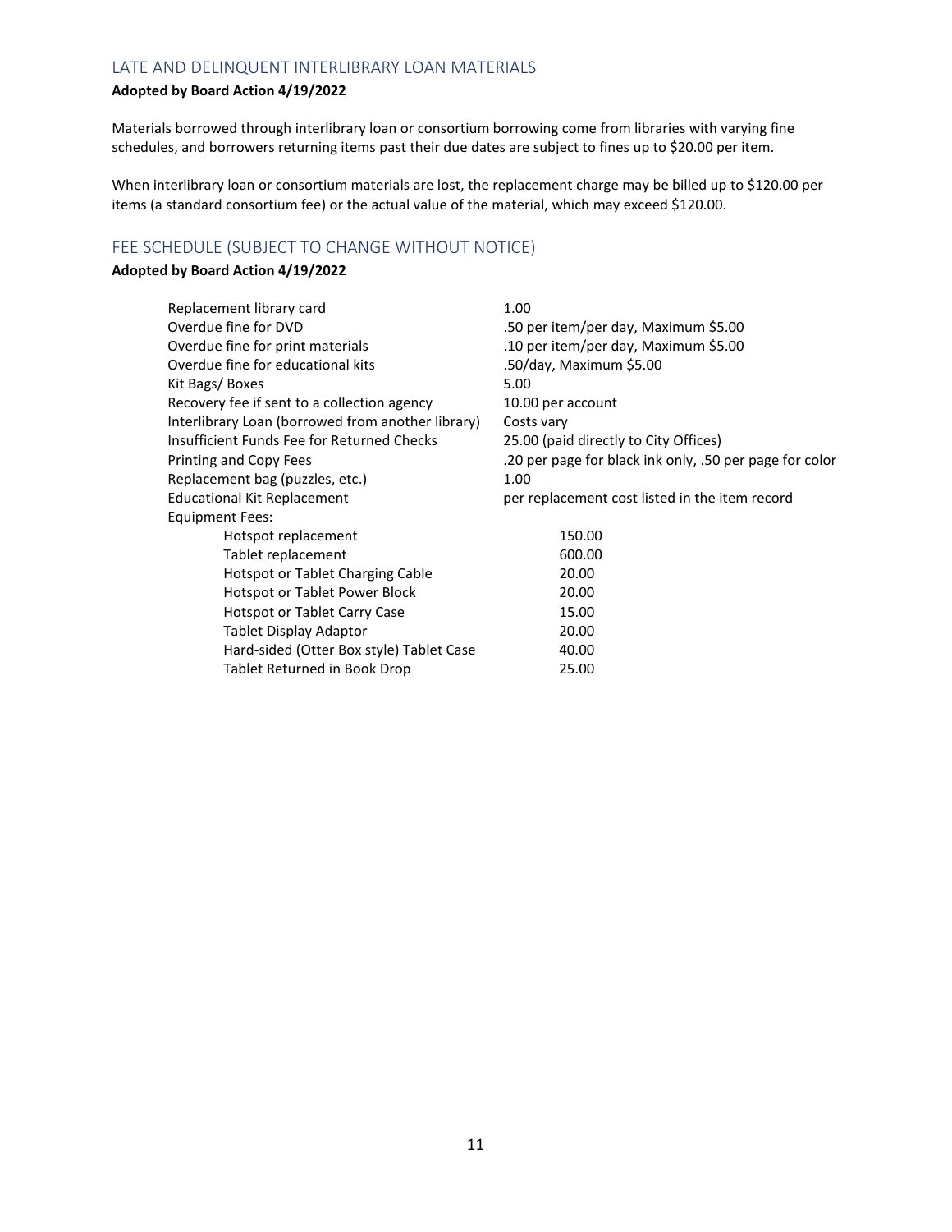## LATE AND DELINQUENT INTERLIBRARY LOAN MATERIALS

**Adopted by Board Action 4/19/2022**

Materials borrowed through interlibrary loan or consortium borrowing come from libraries with varying fine schedules, and borrowers returning items past their due dates are subject to fines up to $20.00 per item.

When interlibrary loan or consortium materials are lost, the replacement charge may be billed up to $120.00 per items (a standard consortium fee) or the actual value of the material, which may exceed $120.00.

## FEE SCHEDULE (SUBJECT TO CHANGE WITHOUT NOTICE)

**Adopted by Board Action 4/19/2022**

| | |
|---|---|
| Replacement library card | 1.00 |
| Overdue fine for DVD | .50 per item/per day, Maximum $5.00 |
| Overdue fine for print materials | .10 per item/per day, Maximum $5.00 |
| Overdue fine for educational kits | .50/day, Maximum $5.00 |
| Kit Bags/ Boxes | 5.00 |
| Recovery fee if sent to a collection agency | 10.00 per account |
| Interlibrary Loan (borrowed from another library) | Costs vary |
| Insufficient Funds Fee for Returned Checks | 25.00 (paid directly to City Offices) |
| Printing and Copy Fees | .20 per page for black ink only, .50 per page for color |
| Replacement bag (puzzles, etc.) | 1.00 |
| Educational Kit Replacement | per replacement cost listed in the item record |
| Equipment Fees: | |
| Hotspot replacement | 150.00 |
| Tablet replacement | 600.00 |
| Hotspot or Tablet Charging Cable | 20.00 |
| Hotspot or Tablet Power Block | 20.00 |
| Hotspot or Tablet Carry Case | 15.00 |
| Tablet Display Adaptor | 20.00 |
| Hard-sided (Otter Box style) Tablet Case | 40.00 |
| Tablet Returned in Book Drop | 25.00 |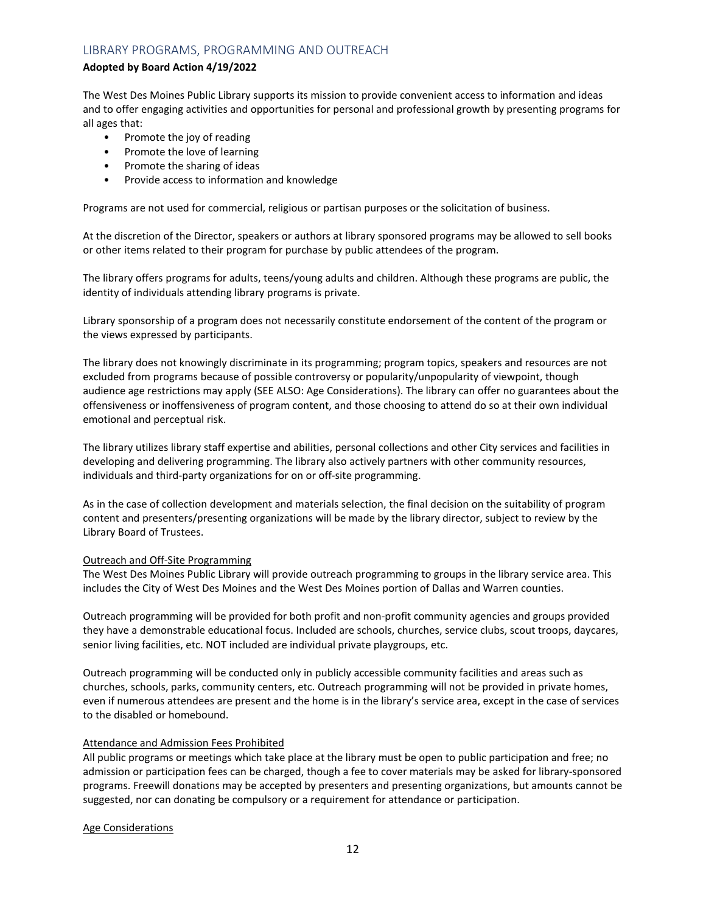## LIBRARY PROGRAMS, PROGRAMMING AND OUTREACH

**Adopted by Board Action 4/19/2022**

The West Des Moines Public Library supports its mission to provide convenient access to information and ideas and to offer engaging activities and opportunities for personal and professional growth by presenting programs for all ages that:

- Promote the joy of reading
- Promote the love of learning
- Promote the sharing of ideas
- Provide access to information and knowledge

Programs are not used for commercial, religious or partisan purposes or the solicitation of business.

At the discretion of the Director, speakers or authors at library sponsored programs may be allowed to sell books or other items related to their program for purchase by public attendees of the program.

The library offers programs for adults, teens/young adults and children. Although these programs are public, the identity of individuals attending library programs is private.

Library sponsorship of a program does not necessarily constitute endorsement of the content of the program or the views expressed by participants.

The library does not knowingly discriminate in its programming; program topics, speakers and resources are not excluded from programs because of possible controversy or popularity/unpopularity of viewpoint, though audience age restrictions may apply (SEE ALSO: Age Considerations). The library can offer no guarantees about the offensiveness or inoffensiveness of program content, and those choosing to attend do so at their own individual emotional and perceptual risk.

The library utilizes library staff expertise and abilities, personal collections and other City services and facilities in developing and delivering programming. The library also actively partners with other community resources, individuals and third-party organizations for on or off-site programming.

As in the case of collection development and materials selection, the final decision on the suitability of program content and presenters/presenting organizations will be made by the library director, subject to review by the Library Board of Trustees.

### Outreach and Off-Site Programming

The West Des Moines Public Library will provide outreach programming to groups in the library service area. This includes the City of West Des Moines and the West Des Moines portion of Dallas and Warren counties.

Outreach programming will be provided for both profit and non-profit community agencies and groups provided they have a demonstrable educational focus. Included are schools, churches, service clubs, scout troops, daycares, senior living facilities, etc. NOT included are individual private playgroups, etc.

Outreach programming will be conducted only in publicly accessible community facilities and areas such as churches, schools, parks, community centers, etc. Outreach programming will not be provided in private homes, even if numerous attendees are present and the home is in the library's service area, except in the case of services to the disabled or homebound.

### Attendance and Admission Fees Prohibited

All public programs or meetings which take place at the library must be open to public participation and free; no admission or participation fees can be charged, though a fee to cover materials may be asked for library-sponsored programs. Freewill donations may be accepted by presenters and presenting organizations, but amounts cannot be suggested, nor can donating be compulsory or a requirement for attendance or participation.

### Age Considerations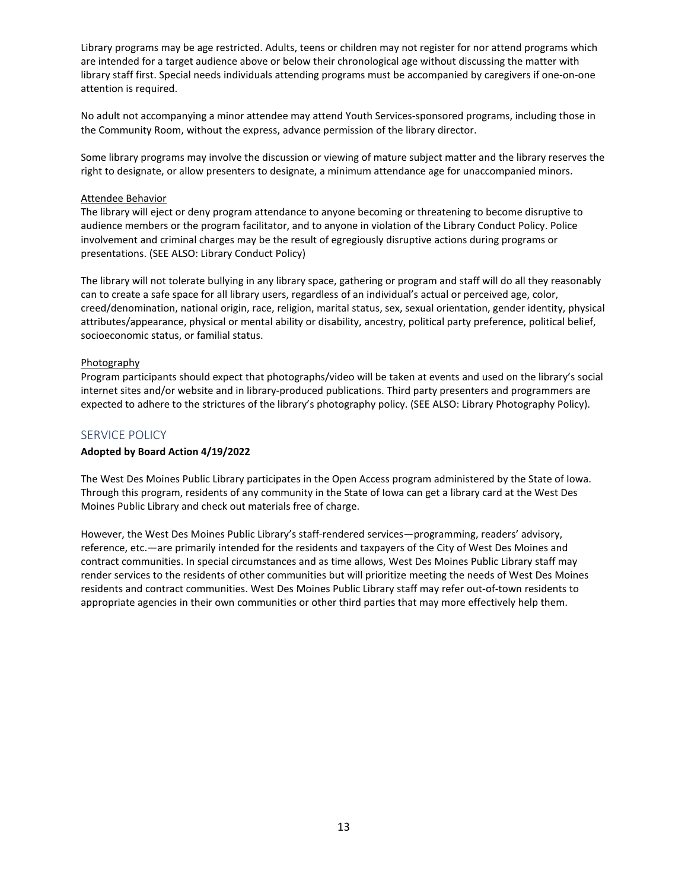Library programs may be age restricted. Adults, teens or children may not register for nor attend programs which are intended for a target audience above or below their chronological age without discussing the matter with library staff first. Special needs individuals attending programs must be accompanied by caregivers if one-on-one attention is required.

No adult not accompanying a minor attendee may attend Youth Services-sponsored programs, including those in the Community Room, without the express, advance permission of the library director.

Some library programs may involve the discussion or viewing of mature subject matter and the library reserves the right to designate, or allow presenters to designate, a minimum attendance age for unaccompanied minors.

<u>Attendee Behavior</u>

The library will eject or deny program attendance to anyone becoming or threatening to become disruptive to audience members or the program facilitator, and to anyone in violation of the Library Conduct Policy. Police involvement and criminal charges may be the result of egregiously disruptive actions during programs or presentations. (SEE ALSO: Library Conduct Policy)

The library will not tolerate bullying in any library space, gathering or program and staff will do all they reasonably can to create a safe space for all library users, regardless of an individual's actual or perceived age, color, creed/denomination, national origin, race, religion, marital status, sex, sexual orientation, gender identity, physical attributes/appearance, physical or mental ability or disability, ancestry, political party preference, political belief, socioeconomic status, or familial status.

<u>Photography</u>

Program participants should expect that photographs/video will be taken at events and used on the library's social internet sites and/or website and in library-produced publications. Third party presenters and programmers are expected to adhere to the strictures of the library's photography policy. (SEE ALSO: Library Photography Policy).

## SERVICE POLICY

**Adopted by Board Action 4/19/2022**

The West Des Moines Public Library participates in the Open Access program administered by the State of Iowa. Through this program, residents of any community in the State of Iowa can get a library card at the West Des Moines Public Library and check out materials free of charge.

However, the West Des Moines Public Library's staff-rendered services—programming, readers' advisory, reference, etc.—are primarily intended for the residents and taxpayers of the City of West Des Moines and contract communities. In special circumstances and as time allows, West Des Moines Public Library staff may render services to the residents of other communities but will prioritize meeting the needs of West Des Moines residents and contract communities. West Des Moines Public Library staff may refer out-of-town residents to appropriate agencies in their own communities or other third parties that may more effectively help them.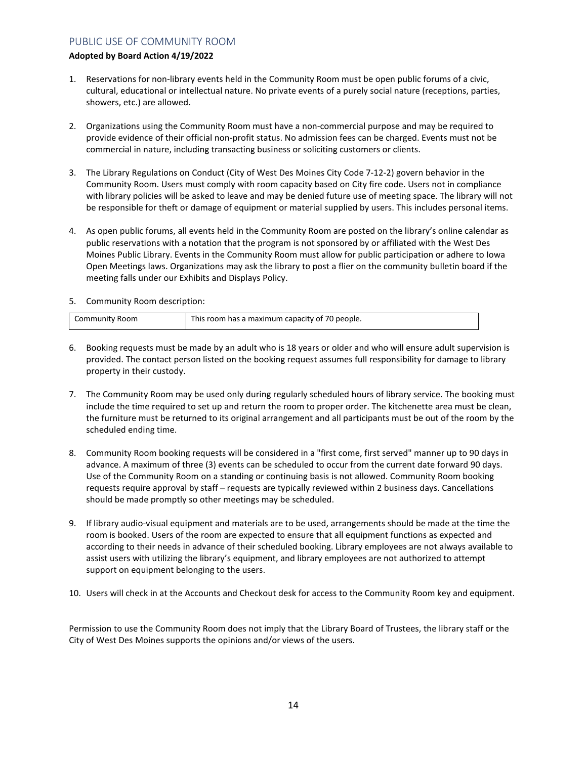## PUBLIC USE OF COMMUNITY ROOM

**Adopted by Board Action 4/19/2022**

1. Reservations for non-library events held in the Community Room must be open public forums of a civic, cultural, educational or intellectual nature. No private events of a purely social nature (receptions, parties, showers, etc.) are allowed.

2. Organizations using the Community Room must have a non-commercial purpose and may be required to provide evidence of their official non-profit status. No admission fees can be charged. Events must not be commercial in nature, including transacting business or soliciting customers or clients.

3. The Library Regulations on Conduct (City of West Des Moines City Code 7-12-2) govern behavior in the Community Room. Users must comply with room capacity based on City fire code. Users not in compliance with library policies will be asked to leave and may be denied future use of meeting space. The library will not be responsible for theft or damage of equipment or material supplied by users. This includes personal items.

4. As open public forums, all events held in the Community Room are posted on the library's online calendar as public reservations with a notation that the program is not sponsored by or affiliated with the West Des Moines Public Library. Events in the Community Room must allow for public participation or adhere to Iowa Open Meetings laws. Organizations may ask the library to post a flier on the community bulletin board if the meeting falls under our Exhibits and Displays Policy.

5. Community Room description:

| Community Room | This room has a maximum capacity of 70 people. |
|---|---|

6. Booking requests must be made by an adult who is 18 years or older and who will ensure adult supervision is provided. The contact person listed on the booking request assumes full responsibility for damage to library property in their custody.

7. The Community Room may be used only during regularly scheduled hours of library service. The booking must include the time required to set up and return the room to proper order. The kitchenette area must be clean, the furniture must be returned to its original arrangement and all participants must be out of the room by the scheduled ending time.

8. Community Room booking requests will be considered in a "first come, first served" manner up to 90 days in advance. A maximum of three (3) events can be scheduled to occur from the current date forward 90 days. Use of the Community Room on a standing or continuing basis is not allowed. Community Room booking requests require approval by staff – requests are typically reviewed within 2 business days. Cancellations should be made promptly so other meetings may be scheduled.

9. If library audio-visual equipment and materials are to be used, arrangements should be made at the time the room is booked. Users of the room are expected to ensure that all equipment functions as expected and according to their needs in advance of their scheduled booking. Library employees are not always available to assist users with utilizing the library's equipment, and library employees are not authorized to attempt support on equipment belonging to the users.

10. Users will check in at the Accounts and Checkout desk for access to the Community Room key and equipment.

Permission to use the Community Room does not imply that the Library Board of Trustees, the library staff or the City of West Des Moines supports the opinions and/or views of the users.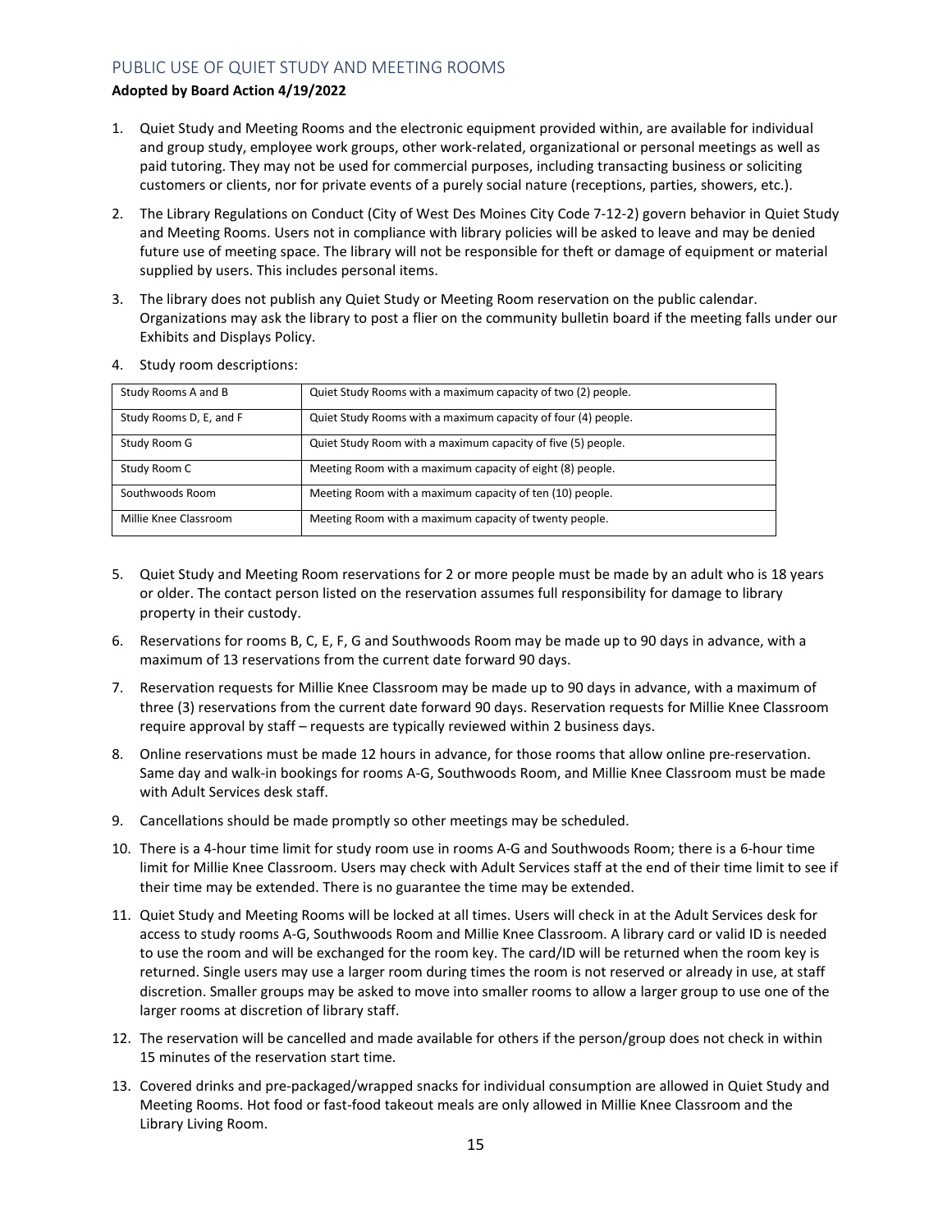## PUBLIC USE OF QUIET STUDY AND MEETING ROOMS

**Adopted by Board Action 4/19/2022**

1. Quiet Study and Meeting Rooms and the electronic equipment provided within, are available for individual and group study, employee work groups, other work-related, organizational or personal meetings as well as paid tutoring. They may not be used for commercial purposes, including transacting business or soliciting customers or clients, nor for private events of a purely social nature (receptions, parties, showers, etc.).
2. The Library Regulations on Conduct (City of West Des Moines City Code 7-12-2) govern behavior in Quiet Study and Meeting Rooms. Users not in compliance with library policies will be asked to leave and may be denied future use of meeting space. The library will not be responsible for theft or damage of equipment or material supplied by users. This includes personal items.
3. The library does not publish any Quiet Study or Meeting Room reservation on the public calendar. Organizations may ask the library to post a flier on the community bulletin board if the meeting falls under our Exhibits and Displays Policy.
4. Study room descriptions:

| Study Rooms A and B | Quiet Study Rooms with a maximum capacity of two (2) people. |
|---|---|
| Study Rooms D, E, and F | Quiet Study Rooms with a maximum capacity of four (4) people. |
| Study Room G | Quiet Study Room with a maximum capacity of five (5) people. |
| Study Room C | Meeting Room with a maximum capacity of eight (8) people. |
| Southwoods Room | Meeting Room with a maximum capacity of ten (10) people. |
| Millie Knee Classroom | Meeting Room with a maximum capacity of twenty people. |

5. Quiet Study and Meeting Room reservations for 2 or more people must be made by an adult who is 18 years or older. The contact person listed on the reservation assumes full responsibility for damage to library property in their custody.
6. Reservations for rooms B, C, E, F, G and Southwoods Room may be made up to 90 days in advance, with a maximum of 13 reservations from the current date forward 90 days.
7. Reservation requests for Millie Knee Classroom may be made up to 90 days in advance, with a maximum of three (3) reservations from the current date forward 90 days. Reservation requests for Millie Knee Classroom require approval by staff – requests are typically reviewed within 2 business days.
8. Online reservations must be made 12 hours in advance, for those rooms that allow online pre-reservation. Same day and walk-in bookings for rooms A-G, Southwoods Room, and Millie Knee Classroom must be made with Adult Services desk staff.
9. Cancellations should be made promptly so other meetings may be scheduled.
10. There is a 4-hour time limit for study room use in rooms A-G and Southwoods Room; there is a 6-hour time limit for Millie Knee Classroom. Users may check with Adult Services staff at the end of their time limit to see if their time may be extended. There is no guarantee the time may be extended.
11. Quiet Study and Meeting Rooms will be locked at all times. Users will check in at the Adult Services desk for access to study rooms A-G, Southwoods Room and Millie Knee Classroom. A library card or valid ID is needed to use the room and will be exchanged for the room key. The card/ID will be returned when the room key is returned. Single users may use a larger room during times the room is not reserved or already in use, at staff discretion. Smaller groups may be asked to move into smaller rooms to allow a larger group to use one of the larger rooms at discretion of library staff.
12. The reservation will be cancelled and made available for others if the person/group does not check in within 15 minutes of the reservation start time.
13. Covered drinks and pre-packaged/wrapped snacks for individual consumption are allowed in Quiet Study and Meeting Rooms. Hot food or fast-food takeout meals are only allowed in Millie Knee Classroom and the Library Living Room.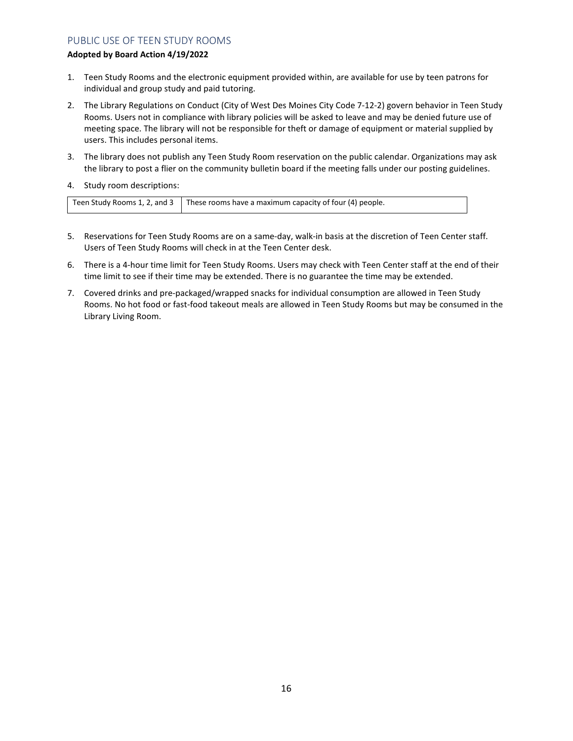## PUBLIC USE OF TEEN STUDY ROOMS

**Adopted by Board Action 4/19/2022**

1. Teen Study Rooms and the electronic equipment provided within, are available for use by teen patrons for individual and group study and paid tutoring.
2. The Library Regulations on Conduct (City of West Des Moines City Code 7-12-2) govern behavior in Teen Study Rooms. Users not in compliance with library policies will be asked to leave and may be denied future use of meeting space. The library will not be responsible for theft or damage of equipment or material supplied by users. This includes personal items.
3. The library does not publish any Teen Study Room reservation on the public calendar. Organizations may ask the library to post a flier on the community bulletin board if the meeting falls under our posting guidelines.
4. Study room descriptions:

| | |
|---|---|
| Teen Study Rooms 1, 2, and 3 | These rooms have a maximum capacity of four (4) people. |

5. Reservations for Teen Study Rooms are on a same-day, walk-in basis at the discretion of Teen Center staff. Users of Teen Study Rooms will check in at the Teen Center desk.
6. There is a 4-hour time limit for Teen Study Rooms. Users may check with Teen Center staff at the end of their time limit to see if their time may be extended. There is no guarantee the time may be extended.
7. Covered drinks and pre-packaged/wrapped snacks for individual consumption are allowed in Teen Study Rooms. No hot food or fast-food takeout meals are allowed in Teen Study Rooms but may be consumed in the Library Living Room.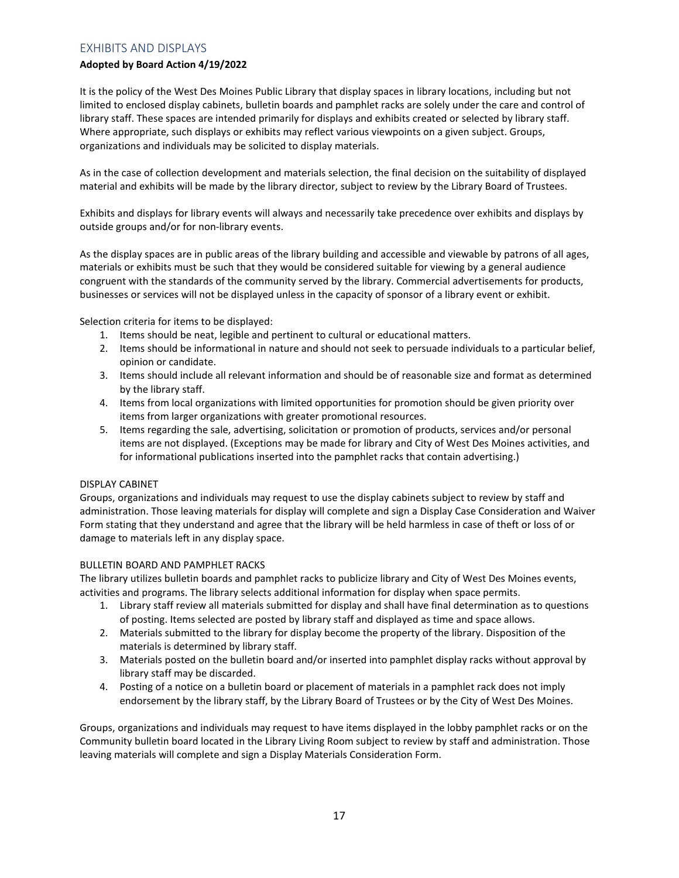## EXHIBITS AND DISPLAYS

**Adopted by Board Action 4/19/2022**

It is the policy of the West Des Moines Public Library that display spaces in library locations, including but not limited to enclosed display cabinets, bulletin boards and pamphlet racks are solely under the care and control of library staff. These spaces are intended primarily for displays and exhibits created or selected by library staff. Where appropriate, such displays or exhibits may reflect various viewpoints on a given subject. Groups, organizations and individuals may be solicited to display materials.

As in the case of collection development and materials selection, the final decision on the suitability of displayed material and exhibits will be made by the library director, subject to review by the Library Board of Trustees.

Exhibits and displays for library events will always and necessarily take precedence over exhibits and displays by outside groups and/or for non-library events.

As the display spaces are in public areas of the library building and accessible and viewable by patrons of all ages, materials or exhibits must be such that they would be considered suitable for viewing by a general audience congruent with the standards of the community served by the library. Commercial advertisements for products, businesses or services will not be displayed unless in the capacity of sponsor of a library event or exhibit.

Selection criteria for items to be displayed:

1. Items should be neat, legible and pertinent to cultural or educational matters.
2. Items should be informational in nature and should not seek to persuade individuals to a particular belief, opinion or candidate.
3. Items should include all relevant information and should be of reasonable size and format as determined by the library staff.
4. Items from local organizations with limited opportunities for promotion should be given priority over items from larger organizations with greater promotional resources.
5. Items regarding the sale, advertising, solicitation or promotion of products, services and/or personal items are not displayed. (Exceptions may be made for library and City of West Des Moines activities, and for informational publications inserted into the pamphlet racks that contain advertising.)

### DISPLAY CABINET

Groups, organizations and individuals may request to use the display cabinets subject to review by staff and administration. Those leaving materials for display will complete and sign a Display Case Consideration and Waiver Form stating that they understand and agree that the library will be held harmless in case of theft or loss of or damage to materials left in any display space.

### BULLETIN BOARD AND PAMPHLET RACKS

The library utilizes bulletin boards and pamphlet racks to publicize library and City of West Des Moines events, activities and programs. The library selects additional information for display when space permits.

1. Library staff review all materials submitted for display and shall have final determination as to questions of posting. Items selected are posted by library staff and displayed as time and space allows.
2. Materials submitted to the library for display become the property of the library. Disposition of the materials is determined by library staff.
3. Materials posted on the bulletin board and/or inserted into pamphlet display racks without approval by library staff may be discarded.
4. Posting of a notice on a bulletin board or placement of materials in a pamphlet rack does not imply endorsement by the library staff, by the Library Board of Trustees or by the City of West Des Moines.

Groups, organizations and individuals may request to have items displayed in the lobby pamphlet racks or on the Community bulletin board located in the Library Living Room subject to review by staff and administration. Those leaving materials will complete and sign a Display Materials Consideration Form.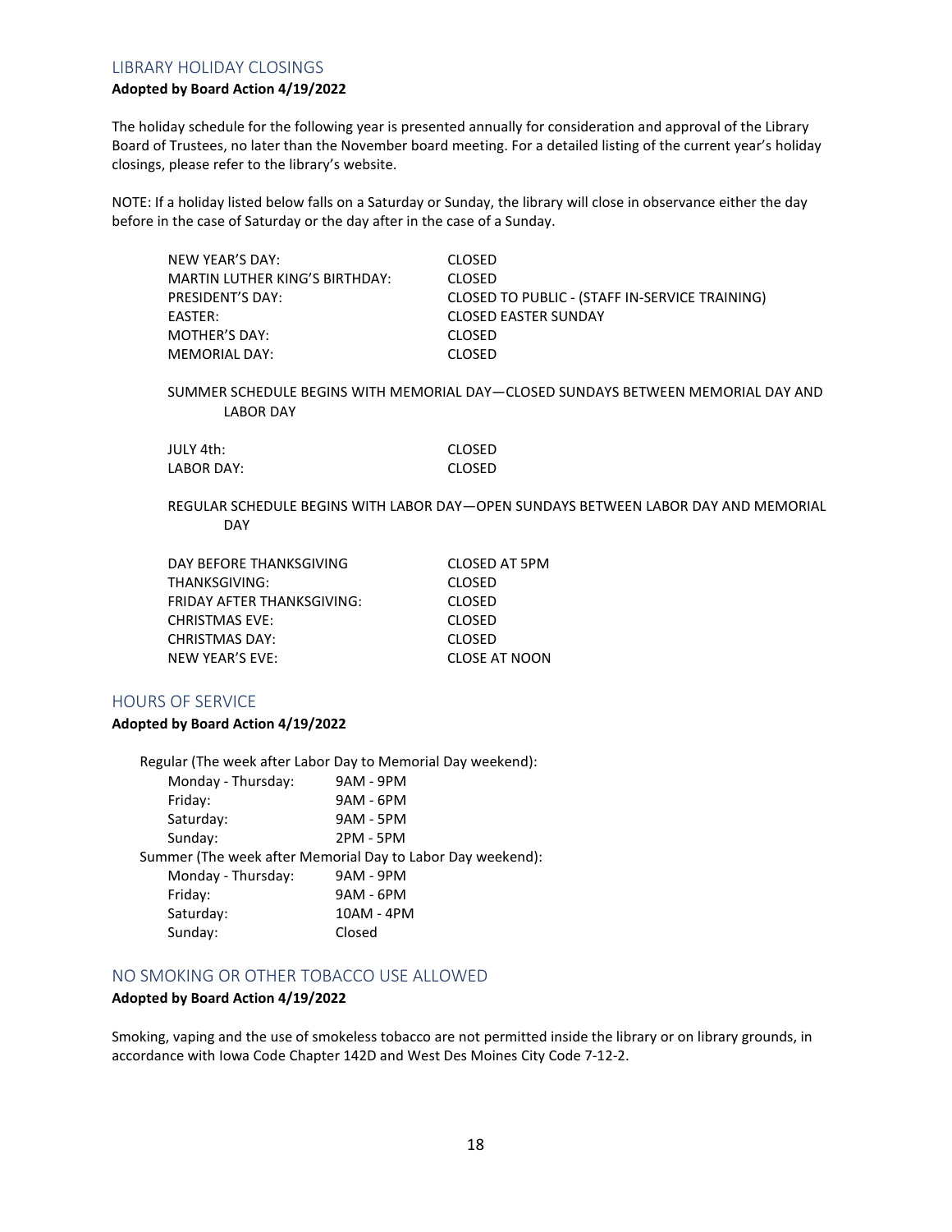## LIBRARY HOLIDAY CLOSINGS

**Adopted by Board Action 4/19/2022**

The holiday schedule for the following year is presented annually for consideration and approval of the Library Board of Trustees, no later than the November board meeting. For a detailed listing of the current year's holiday closings, please refer to the library's website.

NOTE: If a holiday listed below falls on a Saturday or Sunday, the library will close in observance either the day before in the case of Saturday or the day after in the case of a Sunday.

| | |
|---|---|
| NEW YEAR'S DAY: | CLOSED |
| MARTIN LUTHER KING'S BIRTHDAY: | CLOSED |
| PRESIDENT'S DAY: | CLOSED TO PUBLIC - (STAFF IN-SERVICE TRAINING) |
| EASTER: | CLOSED EASTER SUNDAY |
| MOTHER'S DAY: | CLOSED |
| MEMORIAL DAY: | CLOSED |

SUMMER SCHEDULE BEGINS WITH MEMORIAL DAY—CLOSED SUNDAYS BETWEEN MEMORIAL DAY AND LABOR DAY

| | |
|---|---|
| JULY 4th: | CLOSED |
| LABOR DAY: | CLOSED |

REGULAR SCHEDULE BEGINS WITH LABOR DAY—OPEN SUNDAYS BETWEEN LABOR DAY AND MEMORIAL DAY

| | |
|---|---|
| DAY BEFORE THANKSGIVING | CLOSED AT 5PM |
| THANKSGIVING: | CLOSED |
| FRIDAY AFTER THANKSGIVING: | CLOSED |
| CHRISTMAS EVE: | CLOSED |
| CHRISTMAS DAY: | CLOSED |
| NEW YEAR'S EVE: | CLOSE AT NOON |

## HOURS OF SERVICE

**Adopted by Board Action 4/19/2022**

Regular (The week after Labor Day to Memorial Day weekend):

| | |
|---|---|
| Monday - Thursday: | 9AM - 9PM |
| Friday: | 9AM - 6PM |
| Saturday: | 9AM - 5PM |
| Sunday: | 2PM - 5PM |

Summer (The week after Memorial Day to Labor Day weekend):

| | |
|---|---|
| Monday - Thursday: | 9AM - 9PM |
| Friday: | 9AM - 6PM |
| Saturday: | 10AM - 4PM |
| Sunday: | Closed |

## NO SMOKING OR OTHER TOBACCO USE ALLOWED

**Adopted by Board Action 4/19/2022**

Smoking, vaping and the use of smokeless tobacco are not permitted inside the library or on library grounds, in accordance with Iowa Code Chapter 142D and West Des Moines City Code 7-12-2.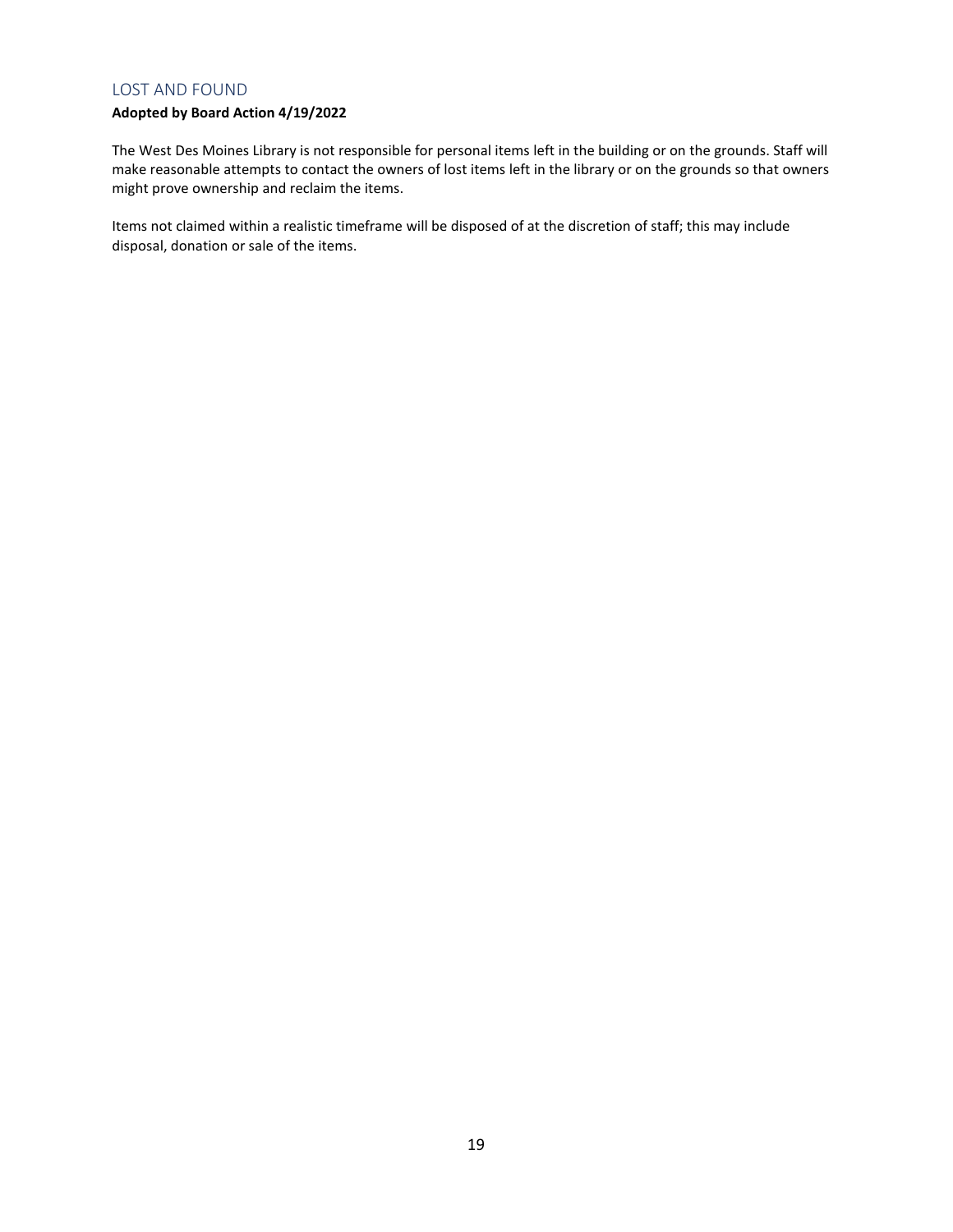## LOST AND FOUND

**Adopted by Board Action 4/19/2022**

The West Des Moines Library is not responsible for personal items left in the building or on the grounds. Staff will make reasonable attempts to contact the owners of lost items left in the library or on the grounds so that owners might prove ownership and reclaim the items.

Items not claimed within a realistic timeframe will be disposed of at the discretion of staff; this may include disposal, donation or sale of the items.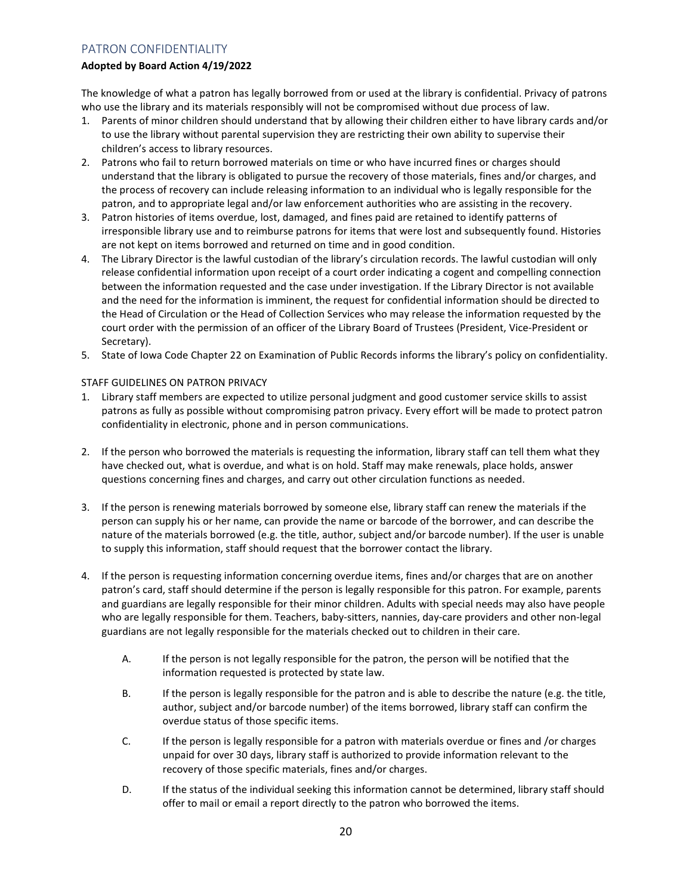## PATRON CONFIDENTIALITY

**Adopted by Board Action 4/19/2022**

The knowledge of what a patron has legally borrowed from or used at the library is confidential. Privacy of patrons who use the library and its materials responsibly will not be compromised without due process of law.

1. Parents of minor children should understand that by allowing their children either to have library cards and/or to use the library without parental supervision they are restricting their own ability to supervise their children's access to library resources.
2. Patrons who fail to return borrowed materials on time or who have incurred fines or charges should understand that the library is obligated to pursue the recovery of those materials, fines and/or charges, and the process of recovery can include releasing information to an individual who is legally responsible for the patron, and to appropriate legal and/or law enforcement authorities who are assisting in the recovery.
3. Patron histories of items overdue, lost, damaged, and fines paid are retained to identify patterns of irresponsible library use and to reimburse patrons for items that were lost and subsequently found. Histories are not kept on items borrowed and returned on time and in good condition.
4. The Library Director is the lawful custodian of the library's circulation records. The lawful custodian will only release confidential information upon receipt of a court order indicating a cogent and compelling connection between the information requested and the case under investigation. If the Library Director is not available and the need for the information is imminent, the request for confidential information should be directed to the Head of Circulation or the Head of Collection Services who may release the information requested by the court order with the permission of an officer of the Library Board of Trustees (President, Vice-President or Secretary).
5. State of Iowa Code Chapter 22 on Examination of Public Records informs the library's policy on confidentiality.

### STAFF GUIDELINES ON PATRON PRIVACY

1. Library staff members are expected to utilize personal judgment and good customer service skills to assist patrons as fully as possible without compromising patron privacy. Every effort will be made to protect patron confidentiality in electronic, phone and in person communications.

2. If the person who borrowed the materials is requesting the information, library staff can tell them what they have checked out, what is overdue, and what is on hold. Staff may make renewals, place holds, answer questions concerning fines and charges, and carry out other circulation functions as needed.

3. If the person is renewing materials borrowed by someone else, library staff can renew the materials if the person can supply his or her name, can provide the name or barcode of the borrower, and can describe the nature of the materials borrowed (e.g. the title, author, subject and/or barcode number). If the user is unable to supply this information, staff should request that the borrower contact the library.

4. If the person is requesting information concerning overdue items, fines and/or charges that are on another patron's card, staff should determine if the person is legally responsible for this patron. For example, parents and guardians are legally responsible for their minor children. Adults with special needs may also have people who are legally responsible for them. Teachers, baby-sitters, nannies, day-care providers and other non-legal guardians are not legally responsible for the materials checked out to children in their care.

   A. If the person is not legally responsible for the patron, the person will be notified that the information requested is protected by state law.

   B. If the person is legally responsible for the patron and is able to describe the nature (e.g. the title, author, subject and/or barcode number) of the items borrowed, library staff can confirm the overdue status of those specific items.

   C. If the person is legally responsible for a patron with materials overdue or fines and /or charges unpaid for over 30 days, library staff is authorized to provide information relevant to the recovery of those specific materials, fines and/or charges.

   D. If the status of the individual seeking this information cannot be determined, library staff should offer to mail or email a report directly to the patron who borrowed the items.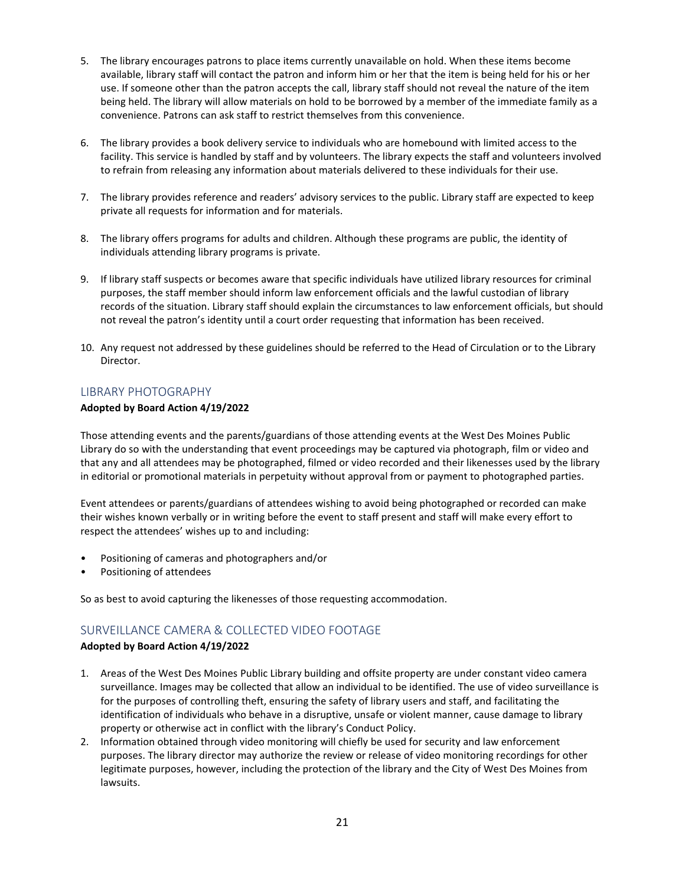5. The library encourages patrons to place items currently unavailable on hold. When these items become available, library staff will contact the patron and inform him or her that the item is being held for his or her use. If someone other than the patron accepts the call, library staff should not reveal the nature of the item being held. The library will allow materials on hold to be borrowed by a member of the immediate family as a convenience. Patrons can ask staff to restrict themselves from this convenience.

6. The library provides a book delivery service to individuals who are homebound with limited access to the facility. This service is handled by staff and by volunteers. The library expects the staff and volunteers involved to refrain from releasing any information about materials delivered to these individuals for their use.

7. The library provides reference and readers' advisory services to the public. Library staff are expected to keep private all requests for information and for materials.

8. The library offers programs for adults and children. Although these programs are public, the identity of individuals attending library programs is private.

9. If library staff suspects or becomes aware that specific individuals have utilized library resources for criminal purposes, the staff member should inform law enforcement officials and the lawful custodian of library records of the situation. Library staff should explain the circumstances to law enforcement officials, but should not reveal the patron's identity until a court order requesting that information has been received.

10. Any request not addressed by these guidelines should be referred to the Head of Circulation or to the Library Director.

## LIBRARY PHOTOGRAPHY

**Adopted by Board Action 4/19/2022**

Those attending events and the parents/guardians of those attending events at the West Des Moines Public Library do so with the understanding that event proceedings may be captured via photograph, film or video and that any and all attendees may be photographed, filmed or video recorded and their likenesses used by the library in editorial or promotional materials in perpetuity without approval from or payment to photographed parties.

Event attendees or parents/guardians of attendees wishing to avoid being photographed or recorded can make their wishes known verbally or in writing before the event to staff present and staff will make every effort to respect the attendees' wishes up to and including:

- Positioning of cameras and photographers and/or
- Positioning of attendees

So as best to avoid capturing the likenesses of those requesting accommodation.

## SURVEILLANCE CAMERA & COLLECTED VIDEO FOOTAGE

**Adopted by Board Action 4/19/2022**

1. Areas of the West Des Moines Public Library building and offsite property are under constant video camera surveillance. Images may be collected that allow an individual to be identified. The use of video surveillance is for the purposes of controlling theft, ensuring the safety of library users and staff, and facilitating the identification of individuals who behave in a disruptive, unsafe or violent manner, cause damage to library property or otherwise act in conflict with the library's Conduct Policy.
2. Information obtained through video monitoring will chiefly be used for security and law enforcement purposes. The library director may authorize the review or release of video monitoring recordings for other legitimate purposes, however, including the protection of the library and the City of West Des Moines from lawsuits.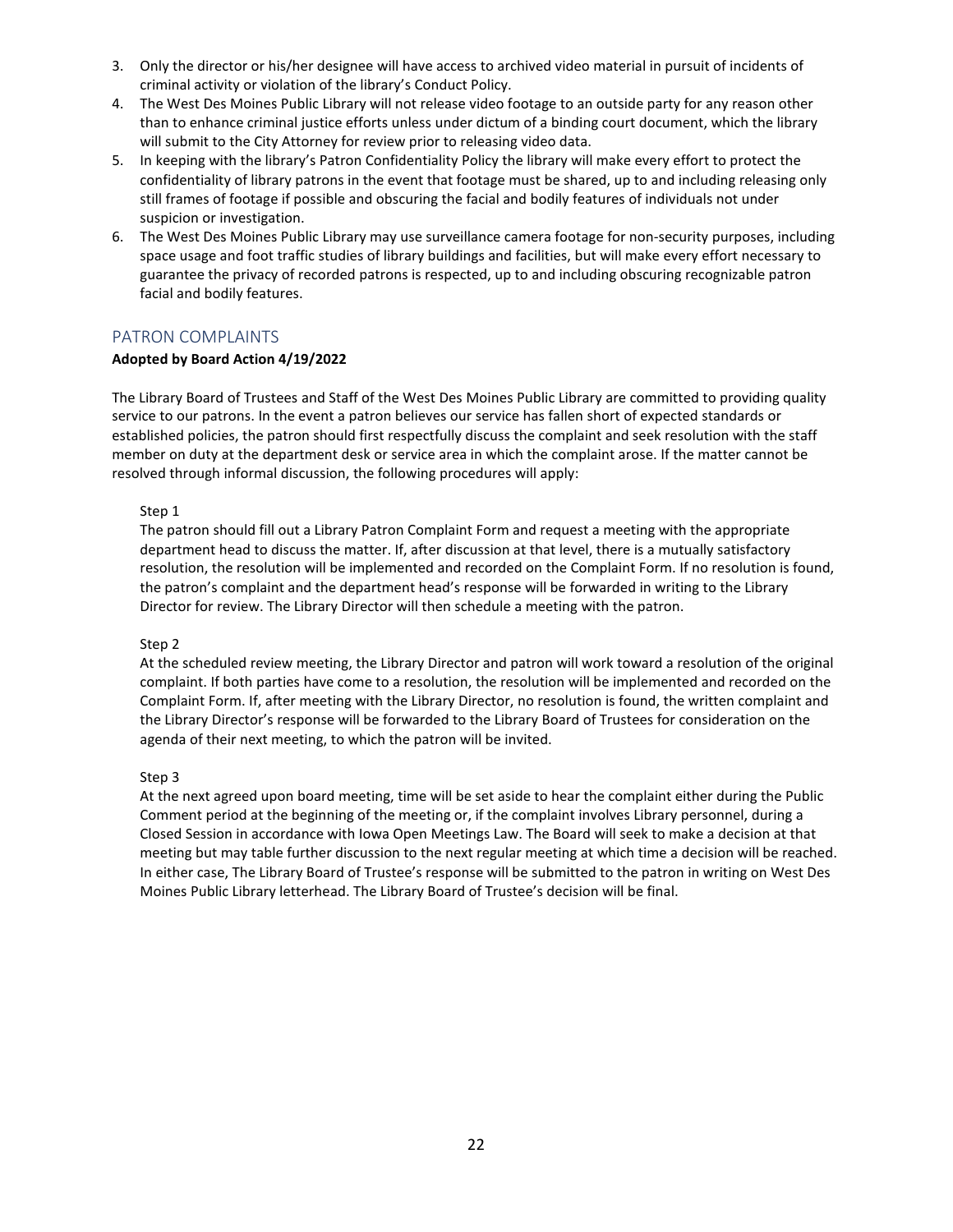3. Only the director or his/her designee will have access to archived video material in pursuit of incidents of criminal activity or violation of the library's Conduct Policy.
4. The West Des Moines Public Library will not release video footage to an outside party for any reason other than to enhance criminal justice efforts unless under dictum of a binding court document, which the library will submit to the City Attorney for review prior to releasing video data.
5. In keeping with the library's Patron Confidentiality Policy the library will make every effort to protect the confidentiality of library patrons in the event that footage must be shared, up to and including releasing only still frames of footage if possible and obscuring the facial and bodily features of individuals not under suspicion or investigation.
6. The West Des Moines Public Library may use surveillance camera footage for non-security purposes, including space usage and foot traffic studies of library buildings and facilities, but will make every effort necessary to guarantee the privacy of recorded patrons is respected, up to and including obscuring recognizable patron facial and bodily features.

## PATRON COMPLAINTS

**Adopted by Board Action 4/19/2022**

The Library Board of Trustees and Staff of the West Des Moines Public Library are committed to providing quality service to our patrons. In the event a patron believes our service has fallen short of expected standards or established policies, the patron should first respectfully discuss the complaint and seek resolution with the staff member on duty at the department desk or service area in which the complaint arose. If the matter cannot be resolved through informal discussion, the following procedures will apply:

Step 1

The patron should fill out a Library Patron Complaint Form and request a meeting with the appropriate department head to discuss the matter. If, after discussion at that level, there is a mutually satisfactory resolution, the resolution will be implemented and recorded on the Complaint Form. If no resolution is found, the patron's complaint and the department head's response will be forwarded in writing to the Library Director for review. The Library Director will then schedule a meeting with the patron.

Step 2

At the scheduled review meeting, the Library Director and patron will work toward a resolution of the original complaint. If both parties have come to a resolution, the resolution will be implemented and recorded on the Complaint Form. If, after meeting with the Library Director, no resolution is found, the written complaint and the Library Director's response will be forwarded to the Library Board of Trustees for consideration on the agenda of their next meeting, to which the patron will be invited.

Step 3

At the next agreed upon board meeting, time will be set aside to hear the complaint either during the Public Comment period at the beginning of the meeting or, if the complaint involves Library personnel, during a Closed Session in accordance with Iowa Open Meetings Law. The Board will seek to make a decision at that meeting but may table further discussion to the next regular meeting at which time a decision will be reached. In either case, The Library Board of Trustee's response will be submitted to the patron in writing on West Des Moines Public Library letterhead. The Library Board of Trustee's decision will be final.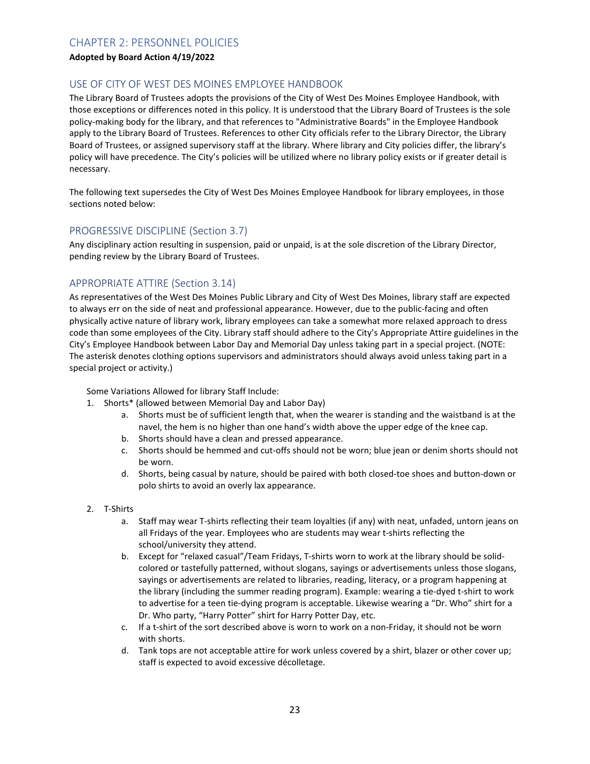## CHAPTER 2: PERSONNEL POLICIES

**Adopted by Board Action 4/19/2022**

### USE OF CITY OF WEST DES MOINES EMPLOYEE HANDBOOK

The Library Board of Trustees adopts the provisions of the City of West Des Moines Employee Handbook, with those exceptions or differences noted in this policy. It is understood that the Library Board of Trustees is the sole policy-making body for the library, and that references to "Administrative Boards" in the Employee Handbook apply to the Library Board of Trustees. References to other City officials refer to the Library Director, the Library Board of Trustees, or assigned supervisory staff at the library. Where library and City policies differ, the library's policy will have precedence. The City's policies will be utilized where no library policy exists or if greater detail is necessary.

The following text supersedes the City of West Des Moines Employee Handbook for library employees, in those sections noted below:

### PROGRESSIVE DISCIPLINE (Section 3.7)

Any disciplinary action resulting in suspension, paid or unpaid, is at the sole discretion of the Library Director, pending review by the Library Board of Trustees.

### APPROPRIATE ATTIRE (Section 3.14)

As representatives of the West Des Moines Public Library and City of West Des Moines, library staff are expected to always err on the side of neat and professional appearance. However, due to the public-facing and often physically active nature of library work, library employees can take a somewhat more relaxed approach to dress code than some employees of the City. Library staff should adhere to the City's Appropriate Attire guidelines in the City's Employee Handbook between Labor Day and Memorial Day unless taking part in a special project. (NOTE: The asterisk denotes clothing options supervisors and administrators should always avoid unless taking part in a special project or activity.)

Some Variations Allowed for library Staff Include:

1. Shorts* (allowed between Memorial Day and Labor Day)
    a. Shorts must be of sufficient length that, when the wearer is standing and the waistband is at the navel, the hem is no higher than one hand's width above the upper edge of the knee cap.
    b. Shorts should have a clean and pressed appearance.
    c. Shorts should be hemmed and cut-offs should not be worn; blue jean or denim shorts should not be worn.
    d. Shorts, being casual by nature, should be paired with both closed-toe shoes and button-down or polo shirts to avoid an overly lax appearance.

2. T-Shirts
    a. Staff may wear T-shirts reflecting their team loyalties (if any) with neat, unfaded, untorn jeans on all Fridays of the year. Employees who are students may wear t-shirts reflecting the school/university they attend.
    b. Except for "relaxed casual"/Team Fridays, T-shirts worn to work at the library should be solid-colored or tastefully patterned, without slogans, sayings or advertisements unless those slogans, sayings or advertisements are related to libraries, reading, literacy, or a program happening at the library (including the summer reading program). Example: wearing a tie-dyed t-shirt to work to advertise for a teen tie-dying program is acceptable. Likewise wearing a "Dr. Who" shirt for a Dr. Who party, "Harry Potter" shirt for Harry Potter Day, etc.
    c. If a t-shirt of the sort described above is worn to work on a non-Friday, it should not be worn with shorts.
    d. Tank tops are not acceptable attire for work unless covered by a shirt, blazer or other cover up; staff is expected to avoid excessive décolletage.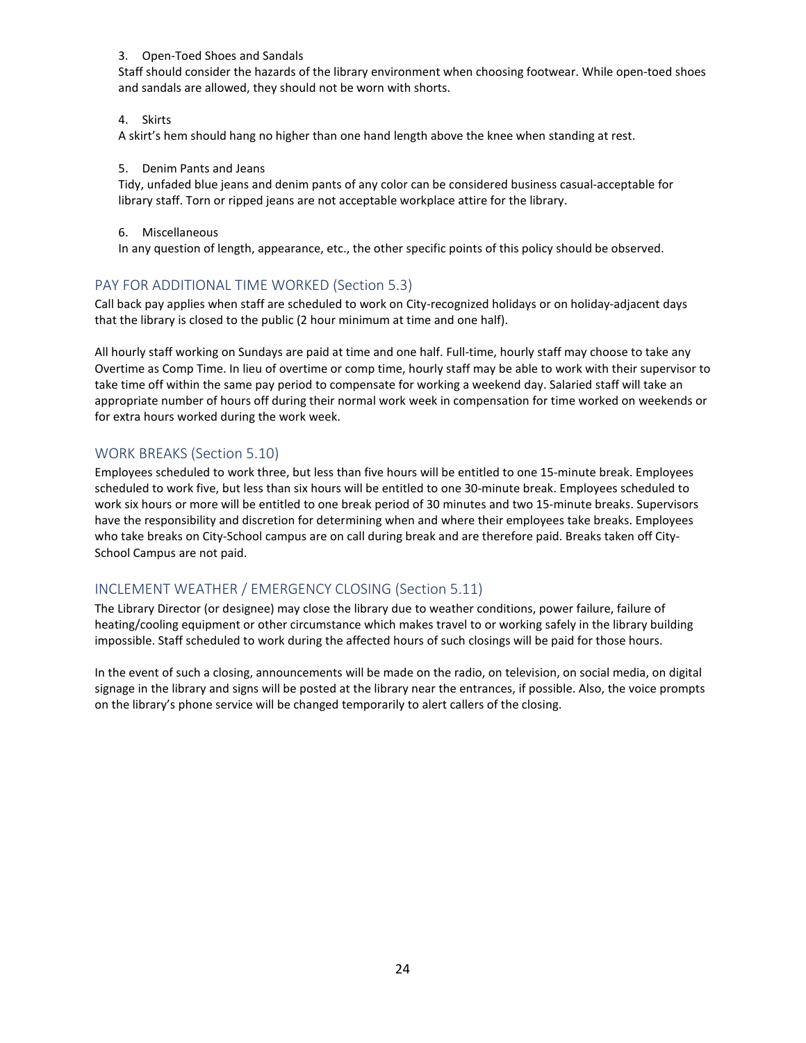3. Open-Toed Shoes and Sandals

Staff should consider the hazards of the library environment when choosing footwear. While open-toed shoes and sandals are allowed, they should not be worn with shorts.

4. Skirts

A skirt's hem should hang no higher than one hand length above the knee when standing at rest.

5. Denim Pants and Jeans

Tidy, unfaded blue jeans and denim pants of any color can be considered business casual-acceptable for library staff. Torn or ripped jeans are not acceptable workplace attire for the library.

6. Miscellaneous

In any question of length, appearance, etc., the other specific points of this policy should be observed.

## PAY FOR ADDITIONAL TIME WORKED (Section 5.3)

Call back pay applies when staff are scheduled to work on City-recognized holidays or on holiday-adjacent days that the library is closed to the public (2 hour minimum at time and one half).

All hourly staff working on Sundays are paid at time and one half. Full-time, hourly staff may choose to take any Overtime as Comp Time. In lieu of overtime or comp time, hourly staff may be able to work with their supervisor to take time off within the same pay period to compensate for working a weekend day. Salaried staff will take an appropriate number of hours off during their normal work week in compensation for time worked on weekends or for extra hours worked during the work week.

## WORK BREAKS (Section 5.10)

Employees scheduled to work three, but less than five hours will be entitled to one 15-minute break. Employees scheduled to work five, but less than six hours will be entitled to one 30-minute break. Employees scheduled to work six hours or more will be entitled to one break period of 30 minutes and two 15-minute breaks. Supervisors have the responsibility and discretion for determining when and where their employees take breaks. Employees who take breaks on City-School campus are on call during break and are therefore paid. Breaks taken off City-School Campus are not paid.

## INCLEMENT WEATHER / EMERGENCY CLOSING (Section 5.11)

The Library Director (or designee) may close the library due to weather conditions, power failure, failure of heating/cooling equipment or other circumstance which makes travel to or working safely in the library building impossible. Staff scheduled to work during the affected hours of such closings will be paid for those hours.

In the event of such a closing, announcements will be made on the radio, on television, on social media, on digital signage in the library and signs will be posted at the library near the entrances, if possible. Also, the voice prompts on the library's phone service will be changed temporarily to alert callers of the closing.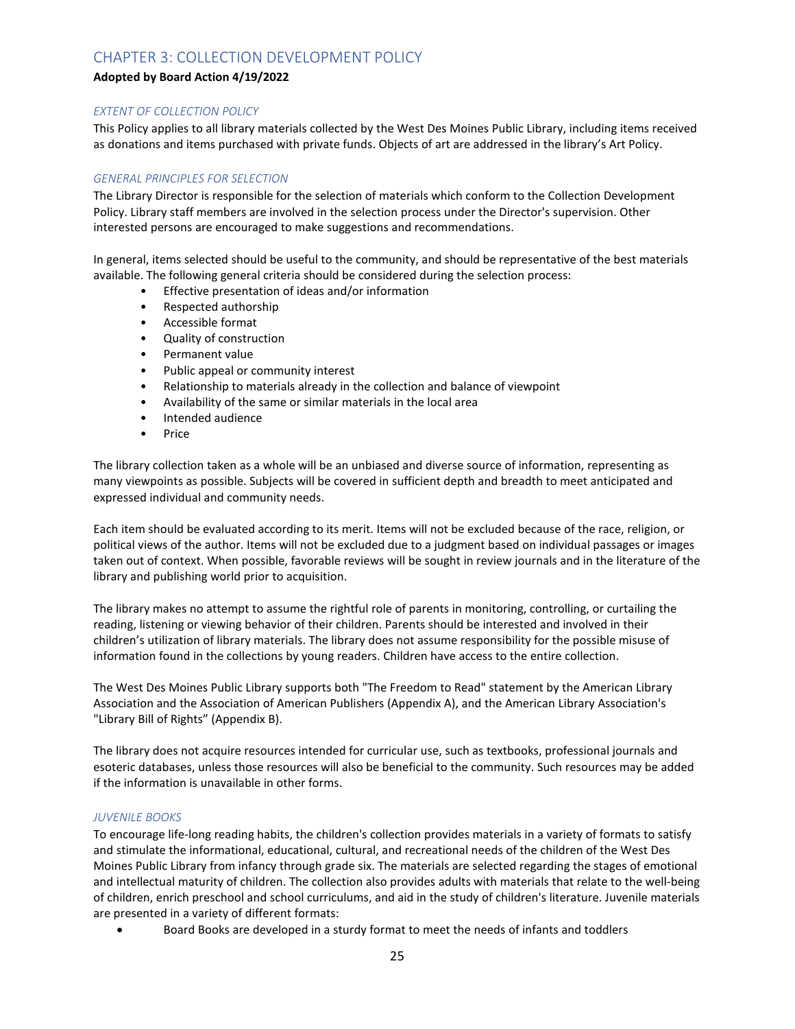# CHAPTER 3: COLLECTION DEVELOPMENT POLICY

**Adopted by Board Action 4/19/2022**

### *EXTENT OF COLLECTION POLICY*

This Policy applies to all library materials collected by the West Des Moines Public Library, including items received as donations and items purchased with private funds. Objects of art are addressed in the library's Art Policy.

### *GENERAL PRINCIPLES FOR SELECTION*

The Library Director is responsible for the selection of materials which conform to the Collection Development Policy. Library staff members are involved in the selection process under the Director's supervision. Other interested persons are encouraged to make suggestions and recommendations.

In general, items selected should be useful to the community, and should be representative of the best materials available. The following general criteria should be considered during the selection process:

- Effective presentation of ideas and/or information
- Respected authorship
- Accessible format
- Quality of construction
- Permanent value
- Public appeal or community interest
- Relationship to materials already in the collection and balance of viewpoint
- Availability of the same or similar materials in the local area
- Intended audience
- Price

The library collection taken as a whole will be an unbiased and diverse source of information, representing as many viewpoints as possible. Subjects will be covered in sufficient depth and breadth to meet anticipated and expressed individual and community needs.

Each item should be evaluated according to its merit. Items will not be excluded because of the race, religion, or political views of the author. Items will not be excluded due to a judgment based on individual passages or images taken out of context. When possible, favorable reviews will be sought in review journals and in the literature of the library and publishing world prior to acquisition.

The library makes no attempt to assume the rightful role of parents in monitoring, controlling, or curtailing the reading, listening or viewing behavior of their children. Parents should be interested and involved in their children's utilization of library materials. The library does not assume responsibility for the possible misuse of information found in the collections by young readers. Children have access to the entire collection.

The West Des Moines Public Library supports both "The Freedom to Read" statement by the American Library Association and the Association of American Publishers (Appendix A), and the American Library Association's "Library Bill of Rights" (Appendix B).

The library does not acquire resources intended for curricular use, such as textbooks, professional journals and esoteric databases, unless those resources will also be beneficial to the community. Such resources may be added if the information is unavailable in other forms.

### *JUVENILE BOOKS*

To encourage life-long reading habits, the children's collection provides materials in a variety of formats to satisfy and stimulate the informational, educational, cultural, and recreational needs of the children of the West Des Moines Public Library from infancy through grade six. The materials are selected regarding the stages of emotional and intellectual maturity of children. The collection also provides adults with materials that relate to the well-being of children, enrich preschool and school curriculums, and aid in the study of children's literature. Juvenile materials are presented in a variety of different formats:

- Board Books are developed in a sturdy format to meet the needs of infants and toddlers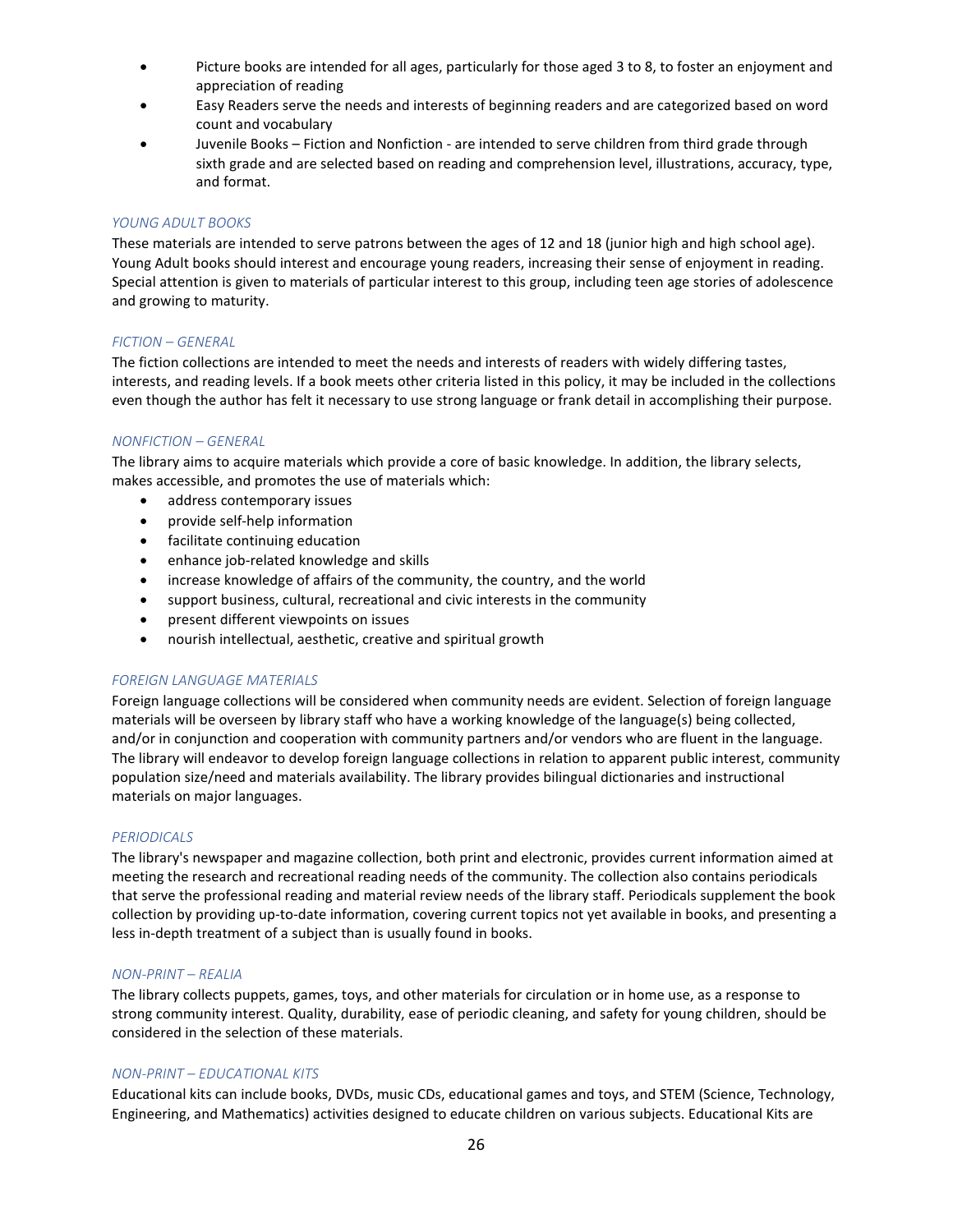- Picture books are intended for all ages, particularly for those aged 3 to 8, to foster an enjoyment and appreciation of reading
- Easy Readers serve the needs and interests of beginning readers and are categorized based on word count and vocabulary
- Juvenile Books – Fiction and Nonfiction - are intended to serve children from third grade through sixth grade and are selected based on reading and comprehension level, illustrations, accuracy, type, and format.

### *YOUNG ADULT BOOKS*

These materials are intended to serve patrons between the ages of 12 and 18 (junior high and high school age). Young Adult books should interest and encourage young readers, increasing their sense of enjoyment in reading. Special attention is given to materials of particular interest to this group, including teen age stories of adolescence and growing to maturity.

### *FICTION – GENERAL*

The fiction collections are intended to meet the needs and interests of readers with widely differing tastes, interests, and reading levels. If a book meets other criteria listed in this policy, it may be included in the collections even though the author has felt it necessary to use strong language or frank detail in accomplishing their purpose.

### *NONFICTION – GENERAL*

The library aims to acquire materials which provide a core of basic knowledge. In addition, the library selects, makes accessible, and promotes the use of materials which:

- address contemporary issues
- provide self-help information
- facilitate continuing education
- enhance job-related knowledge and skills
- increase knowledge of affairs of the community, the country, and the world
- support business, cultural, recreational and civic interests in the community
- present different viewpoints on issues
- nourish intellectual, aesthetic, creative and spiritual growth

### *FOREIGN LANGUAGE MATERIALS*

Foreign language collections will be considered when community needs are evident. Selection of foreign language materials will be overseen by library staff who have a working knowledge of the language(s) being collected, and/or in conjunction and cooperation with community partners and/or vendors who are fluent in the language. The library will endeavor to develop foreign language collections in relation to apparent public interest, community population size/need and materials availability. The library provides bilingual dictionaries and instructional materials on major languages.

### *PERIODICALS*

The library's newspaper and magazine collection, both print and electronic, provides current information aimed at meeting the research and recreational reading needs of the community. The collection also contains periodicals that serve the professional reading and material review needs of the library staff. Periodicals supplement the book collection by providing up-to-date information, covering current topics not yet available in books, and presenting a less in-depth treatment of a subject than is usually found in books.

### *NON-PRINT – REALIA*

The library collects puppets, games, toys, and other materials for circulation or in home use, as a response to strong community interest. Quality, durability, ease of periodic cleaning, and safety for young children, should be considered in the selection of these materials.

### *NON-PRINT – EDUCATIONAL KITS*

Educational kits can include books, DVDs, music CDs, educational games and toys, and STEM (Science, Technology, Engineering, and Mathematics) activities designed to educate children on various subjects. Educational Kits are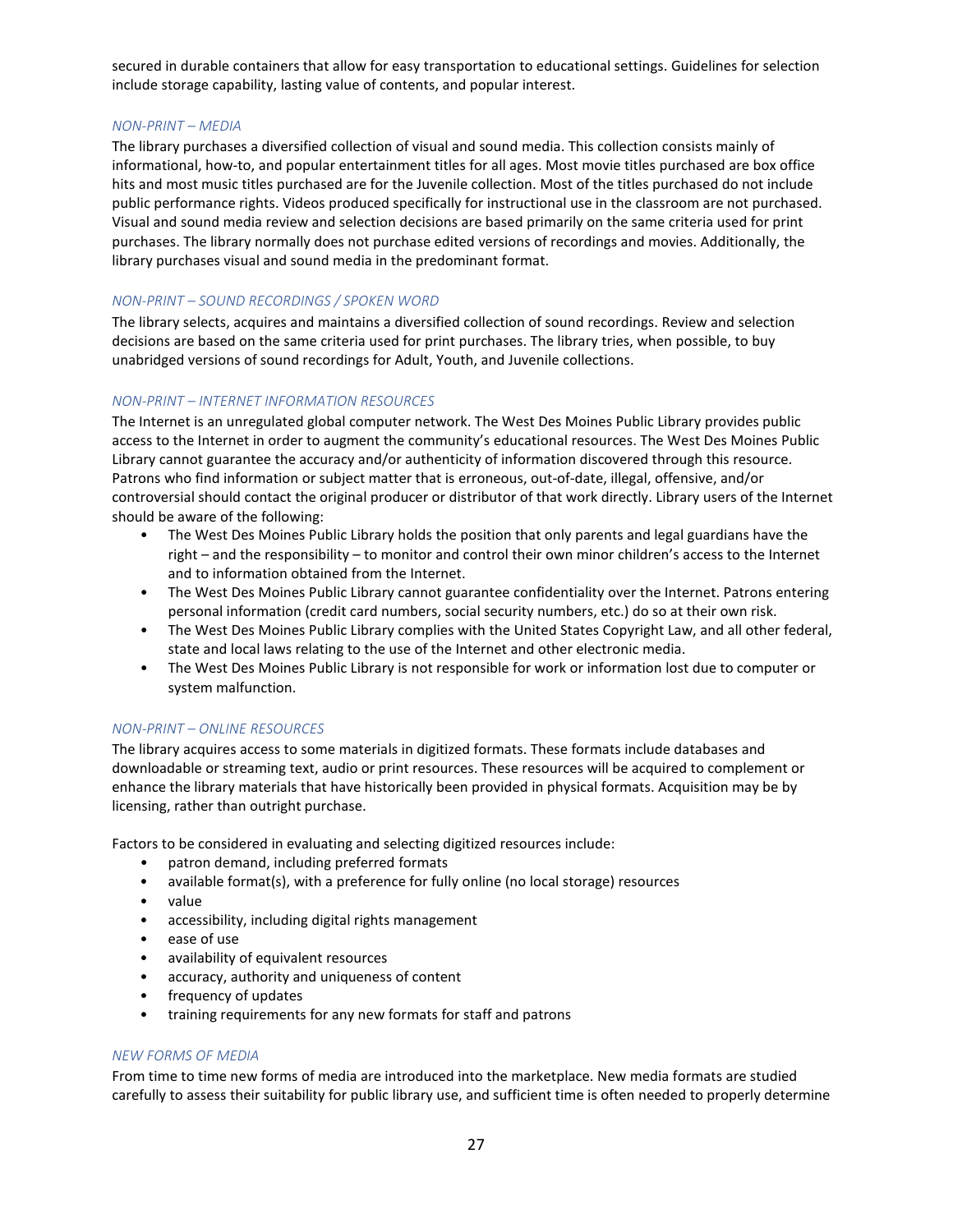secured in durable containers that allow for easy transportation to educational settings. Guidelines for selection include storage capability, lasting value of contents, and popular interest.

### *NON-PRINT – MEDIA*

The library purchases a diversified collection of visual and sound media. This collection consists mainly of informational, how-to, and popular entertainment titles for all ages. Most movie titles purchased are box office hits and most music titles purchased are for the Juvenile collection. Most of the titles purchased do not include public performance rights. Videos produced specifically for instructional use in the classroom are not purchased. Visual and sound media review and selection decisions are based primarily on the same criteria used for print purchases. The library normally does not purchase edited versions of recordings and movies. Additionally, the library purchases visual and sound media in the predominant format.

### *NON-PRINT – SOUND RECORDINGS / SPOKEN WORD*

The library selects, acquires and maintains a diversified collection of sound recordings. Review and selection decisions are based on the same criteria used for print purchases. The library tries, when possible, to buy unabridged versions of sound recordings for Adult, Youth, and Juvenile collections.

### *NON-PRINT – INTERNET INFORMATION RESOURCES*

The Internet is an unregulated global computer network. The West Des Moines Public Library provides public access to the Internet in order to augment the community's educational resources. The West Des Moines Public Library cannot guarantee the accuracy and/or authenticity of information discovered through this resource. Patrons who find information or subject matter that is erroneous, out-of-date, illegal, offensive, and/or controversial should contact the original producer or distributor of that work directly. Library users of the Internet should be aware of the following:

- The West Des Moines Public Library holds the position that only parents and legal guardians have the right – and the responsibility – to monitor and control their own minor children's access to the Internet and to information obtained from the Internet.
- The West Des Moines Public Library cannot guarantee confidentiality over the Internet. Patrons entering personal information (credit card numbers, social security numbers, etc.) do so at their own risk.
- The West Des Moines Public Library complies with the United States Copyright Law, and all other federal, state and local laws relating to the use of the Internet and other electronic media.
- The West Des Moines Public Library is not responsible for work or information lost due to computer or system malfunction.

### *NON-PRINT – ONLINE RESOURCES*

The library acquires access to some materials in digitized formats. These formats include databases and downloadable or streaming text, audio or print resources. These resources will be acquired to complement or enhance the library materials that have historically been provided in physical formats. Acquisition may be by licensing, rather than outright purchase.

Factors to be considered in evaluating and selecting digitized resources include:

- patron demand, including preferred formats
- available format(s), with a preference for fully online (no local storage) resources
- value
- accessibility, including digital rights management
- ease of use
- availability of equivalent resources
- accuracy, authority and uniqueness of content
- frequency of updates
- training requirements for any new formats for staff and patrons

### *NEW FORMS OF MEDIA*

From time to time new forms of media are introduced into the marketplace. New media formats are studied carefully to assess their suitability for public library use, and sufficient time is often needed to properly determine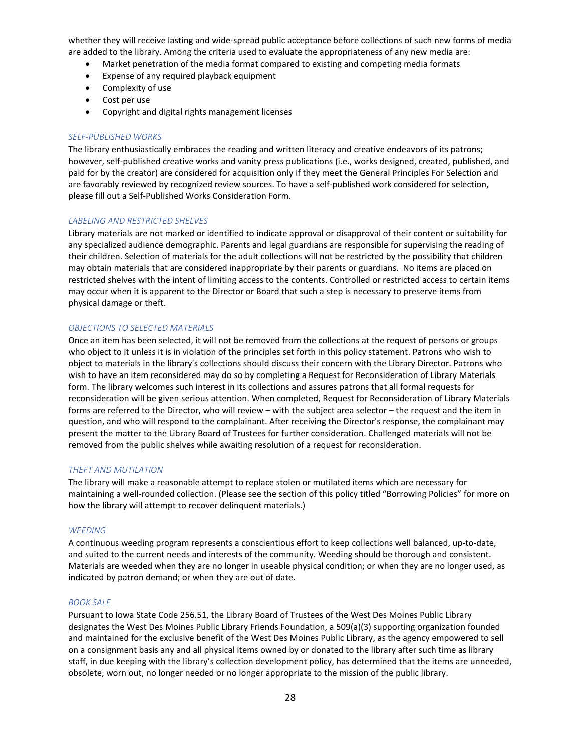whether they will receive lasting and wide-spread public acceptance before collections of such new forms of media are added to the library. Among the criteria used to evaluate the appropriateness of any new media are:

- Market penetration of the media format compared to existing and competing media formats
- Expense of any required playback equipment
- Complexity of use
- Cost per use
- Copyright and digital rights management licenses

### *SELF-PUBLISHED WORKS*

The library enthusiastically embraces the reading and written literacy and creative endeavors of its patrons; however, self-published creative works and vanity press publications (i.e., works designed, created, published, and paid for by the creator) are considered for acquisition only if they meet the General Principles For Selection and are favorably reviewed by recognized review sources. To have a self-published work considered for selection, please fill out a Self-Published Works Consideration Form.

### *LABELING AND RESTRICTED SHELVES*

Library materials are not marked or identified to indicate approval or disapproval of their content or suitability for any specialized audience demographic. Parents and legal guardians are responsible for supervising the reading of their children. Selection of materials for the adult collections will not be restricted by the possibility that children may obtain materials that are considered inappropriate by their parents or guardians. No items are placed on restricted shelves with the intent of limiting access to the contents. Controlled or restricted access to certain items may occur when it is apparent to the Director or Board that such a step is necessary to preserve items from physical damage or theft.

### *OBJECTIONS TO SELECTED MATERIALS*

Once an item has been selected, it will not be removed from the collections at the request of persons or groups who object to it unless it is in violation of the principles set forth in this policy statement. Patrons who wish to object to materials in the library's collections should discuss their concern with the Library Director. Patrons who wish to have an item reconsidered may do so by completing a Request for Reconsideration of Library Materials form. The library welcomes such interest in its collections and assures patrons that all formal requests for reconsideration will be given serious attention. When completed, Request for Reconsideration of Library Materials forms are referred to the Director, who will review – with the subject area selector – the request and the item in question, and who will respond to the complainant. After receiving the Director's response, the complainant may present the matter to the Library Board of Trustees for further consideration. Challenged materials will not be removed from the public shelves while awaiting resolution of a request for reconsideration.

### *THEFT AND MUTILATION*

The library will make a reasonable attempt to replace stolen or mutilated items which are necessary for maintaining a well-rounded collection. (Please see the section of this policy titled "Borrowing Policies" for more on how the library will attempt to recover delinquent materials.)

### *WEEDING*

A continuous weeding program represents a conscientious effort to keep collections well balanced, up-to-date, and suited to the current needs and interests of the community. Weeding should be thorough and consistent. Materials are weeded when they are no longer in useable physical condition; or when they are no longer used, as indicated by patron demand; or when they are out of date.

### *BOOK SALE*

Pursuant to Iowa State Code 256.51, the Library Board of Trustees of the West Des Moines Public Library designates the West Des Moines Public Library Friends Foundation, a 509(a)(3) supporting organization founded and maintained for the exclusive benefit of the West Des Moines Public Library, as the agency empowered to sell on a consignment basis any and all physical items owned by or donated to the library after such time as library staff, in due keeping with the library's collection development policy, has determined that the items are unneeded, obsolete, worn out, no longer needed or no longer appropriate to the mission of the public library.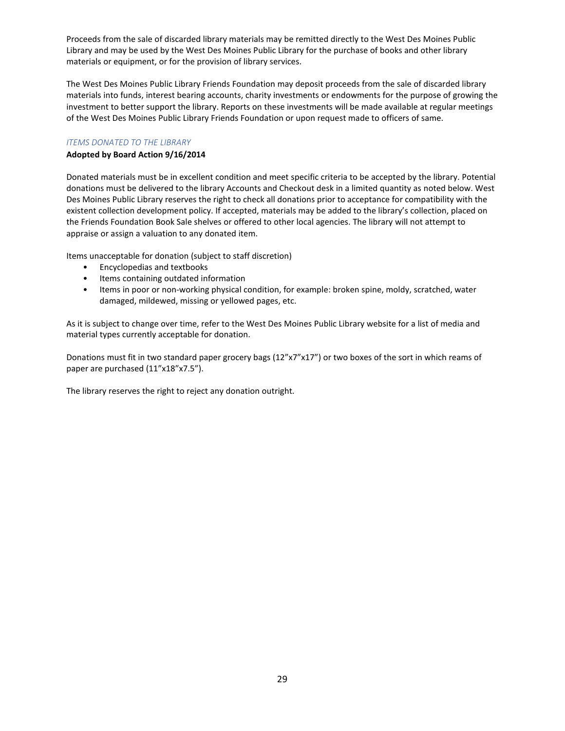Proceeds from the sale of discarded library materials may be remitted directly to the West Des Moines Public Library and may be used by the West Des Moines Public Library for the purchase of books and other library materials or equipment, or for the provision of library services.

The West Des Moines Public Library Friends Foundation may deposit proceeds from the sale of discarded library materials into funds, interest bearing accounts, charity investments or endowments for the purpose of growing the investment to better support the library. Reports on these investments will be made available at regular meetings of the West Des Moines Public Library Friends Foundation or upon request made to officers of same.

### *ITEMS DONATED TO THE LIBRARY*

**Adopted by Board Action 9/16/2014**

Donated materials must be in excellent condition and meet specific criteria to be accepted by the library. Potential donations must be delivered to the library Accounts and Checkout desk in a limited quantity as noted below. West Des Moines Public Library reserves the right to check all donations prior to acceptance for compatibility with the existent collection development policy. If accepted, materials may be added to the library's collection, placed on the Friends Foundation Book Sale shelves or offered to other local agencies. The library will not attempt to appraise or assign a valuation to any donated item.

Items unacceptable for donation (subject to staff discretion)

- Encyclopedias and textbooks
- Items containing outdated information
- Items in poor or non-working physical condition, for example: broken spine, moldy, scratched, water damaged, mildewed, missing or yellowed pages, etc.

As it is subject to change over time, refer to the West Des Moines Public Library website for a list of media and material types currently acceptable for donation.

Donations must fit in two standard paper grocery bags (12"x7"x17") or two boxes of the sort in which reams of paper are purchased (11"x18"x7.5").

The library reserves the right to reject any donation outright.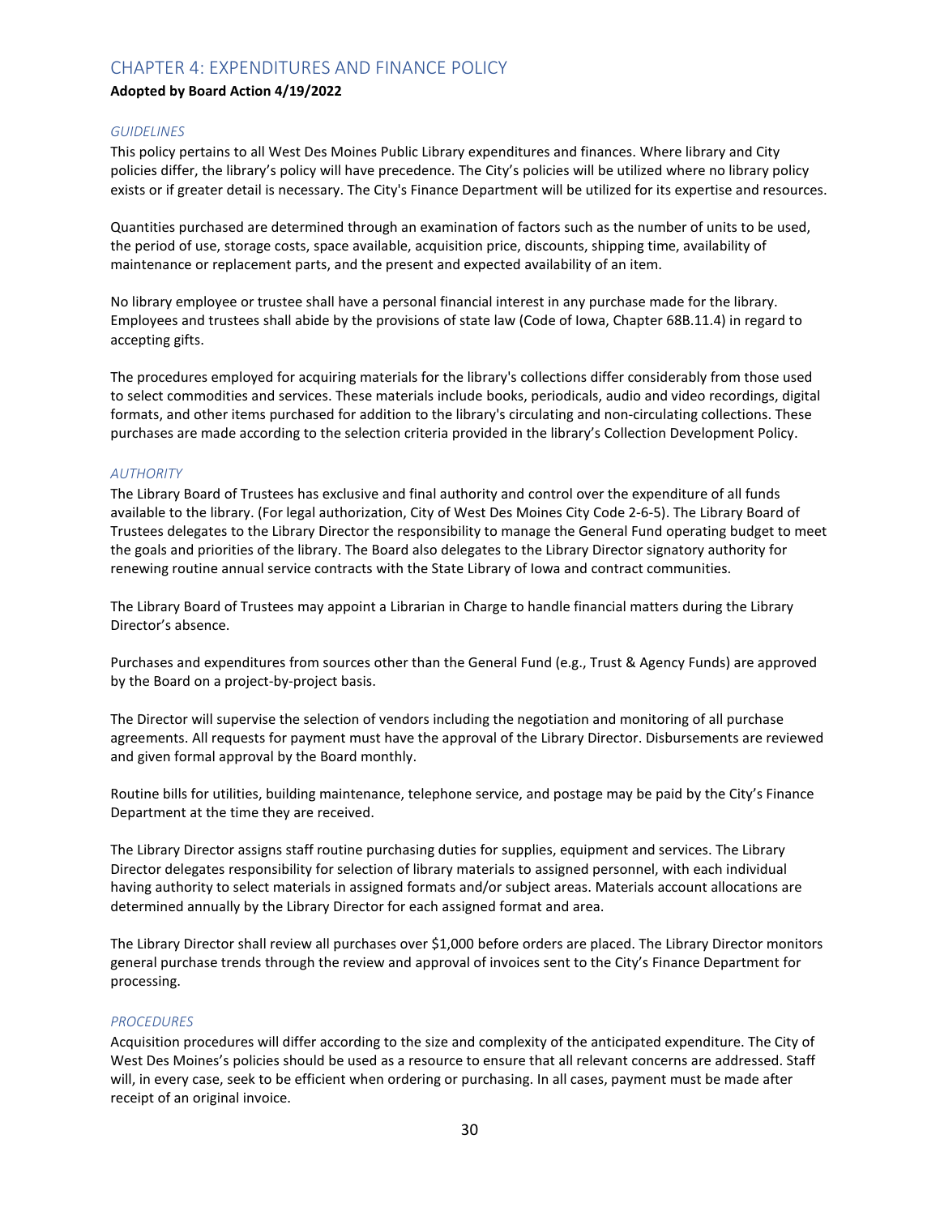## CHAPTER 4: EXPENDITURES AND FINANCE POLICY

**Adopted by Board Action 4/19/2022**

### *GUIDELINES*

This policy pertains to all West Des Moines Public Library expenditures and finances. Where library and City policies differ, the library's policy will have precedence. The City's policies will be utilized where no library policy exists or if greater detail is necessary. The City's Finance Department will be utilized for its expertise and resources.

Quantities purchased are determined through an examination of factors such as the number of units to be used, the period of use, storage costs, space available, acquisition price, discounts, shipping time, availability of maintenance or replacement parts, and the present and expected availability of an item.

No library employee or trustee shall have a personal financial interest in any purchase made for the library. Employees and trustees shall abide by the provisions of state law (Code of Iowa, Chapter 68B.11.4) in regard to accepting gifts.

The procedures employed for acquiring materials for the library's collections differ considerably from those used to select commodities and services. These materials include books, periodicals, audio and video recordings, digital formats, and other items purchased for addition to the library's circulating and non-circulating collections. These purchases are made according to the selection criteria provided in the library's Collection Development Policy.

### *AUTHORITY*

The Library Board of Trustees has exclusive and final authority and control over the expenditure of all funds available to the library. (For legal authorization, City of West Des Moines City Code 2-6-5). The Library Board of Trustees delegates to the Library Director the responsibility to manage the General Fund operating budget to meet the goals and priorities of the library. The Board also delegates to the Library Director signatory authority for renewing routine annual service contracts with the State Library of Iowa and contract communities.

The Library Board of Trustees may appoint a Librarian in Charge to handle financial matters during the Library Director's absence.

Purchases and expenditures from sources other than the General Fund (e.g., Trust & Agency Funds) are approved by the Board on a project-by-project basis.

The Director will supervise the selection of vendors including the negotiation and monitoring of all purchase agreements. All requests for payment must have the approval of the Library Director. Disbursements are reviewed and given formal approval by the Board monthly.

Routine bills for utilities, building maintenance, telephone service, and postage may be paid by the City's Finance Department at the time they are received.

The Library Director assigns staff routine purchasing duties for supplies, equipment and services. The Library Director delegates responsibility for selection of library materials to assigned personnel, with each individual having authority to select materials in assigned formats and/or subject areas. Materials account allocations are determined annually by the Library Director for each assigned format and area.

The Library Director shall review all purchases over $1,000 before orders are placed. The Library Director monitors general purchase trends through the review and approval of invoices sent to the City's Finance Department for processing.

### *PROCEDURES*

Acquisition procedures will differ according to the size and complexity of the anticipated expenditure. The City of West Des Moines's policies should be used as a resource to ensure that all relevant concerns are addressed. Staff will, in every case, seek to be efficient when ordering or purchasing. In all cases, payment must be made after receipt of an original invoice.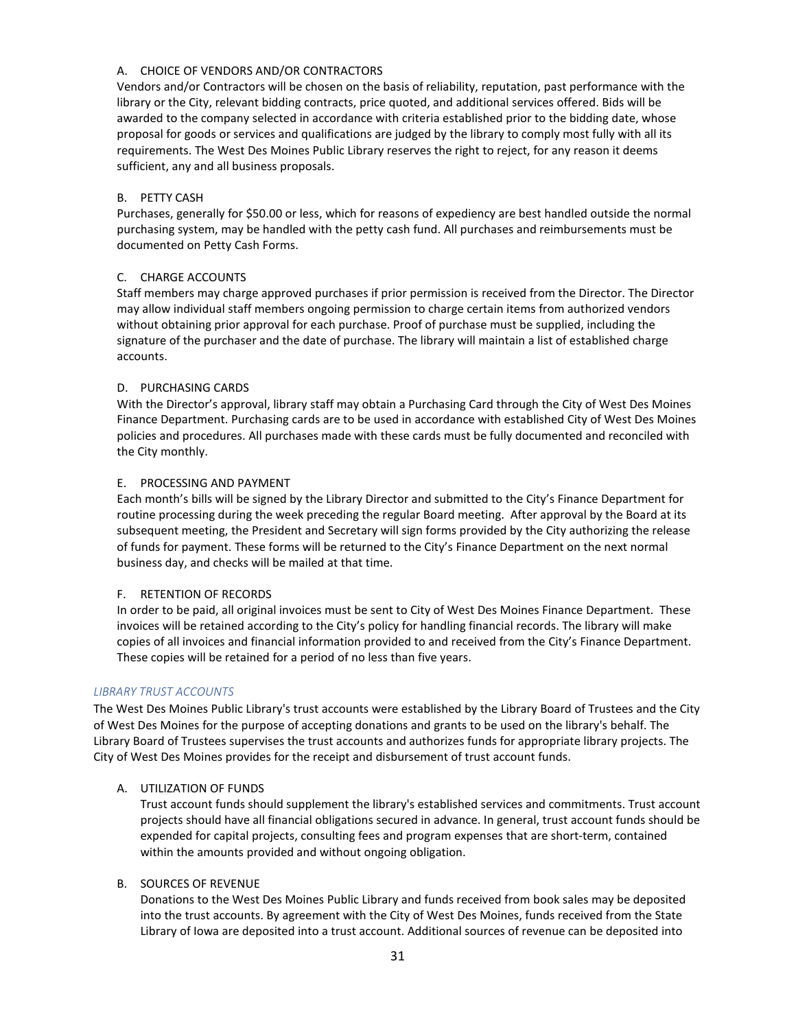A. CHOICE OF VENDORS AND/OR CONTRACTORS

Vendors and/or Contractors will be chosen on the basis of reliability, reputation, past performance with the library or the City, relevant bidding contracts, price quoted, and additional services offered. Bids will be awarded to the company selected in accordance with criteria established prior to the bidding date, whose proposal for goods or services and qualifications are judged by the library to comply most fully with all its requirements. The West Des Moines Public Library reserves the right to reject, for any reason it deems sufficient, any and all business proposals.

B. PETTY CASH

Purchases, generally for $50.00 or less, which for reasons of expediency are best handled outside the normal purchasing system, may be handled with the petty cash fund. All purchases and reimbursements must be documented on Petty Cash Forms.

C. CHARGE ACCOUNTS

Staff members may charge approved purchases if prior permission is received from the Director. The Director may allow individual staff members ongoing permission to charge certain items from authorized vendors without obtaining prior approval for each purchase. Proof of purchase must be supplied, including the signature of the purchaser and the date of purchase. The library will maintain a list of established charge accounts.

D. PURCHASING CARDS

With the Director's approval, library staff may obtain a Purchasing Card through the City of West Des Moines Finance Department. Purchasing cards are to be used in accordance with established City of West Des Moines policies and procedures. All purchases made with these cards must be fully documented and reconciled with the City monthly.

E. PROCESSING AND PAYMENT

Each month's bills will be signed by the Library Director and submitted to the City's Finance Department for routine processing during the week preceding the regular Board meeting. After approval by the Board at its subsequent meeting, the President and Secretary will sign forms provided by the City authorizing the release of funds for payment. These forms will be returned to the City's Finance Department on the next normal business day, and checks will be mailed at that time.

F. RETENTION OF RECORDS

In order to be paid, all original invoices must be sent to City of West Des Moines Finance Department. These invoices will be retained according to the City's policy for handling financial records. The library will make copies of all invoices and financial information provided to and received from the City's Finance Department. These copies will be retained for a period of no less than five years.

### *LIBRARY TRUST ACCOUNTS*

The West Des Moines Public Library's trust accounts were established by the Library Board of Trustees and the City of West Des Moines for the purpose of accepting donations and grants to be used on the library's behalf. The Library Board of Trustees supervises the trust accounts and authorizes funds for appropriate library projects. The City of West Des Moines provides for the receipt and disbursement of trust account funds.

A. UTILIZATION OF FUNDS

Trust account funds should supplement the library's established services and commitments. Trust account projects should have all financial obligations secured in advance. In general, trust account funds should be expended for capital projects, consulting fees and program expenses that are short-term, contained within the amounts provided and without ongoing obligation.

B. SOURCES OF REVENUE

Donations to the West Des Moines Public Library and funds received from book sales may be deposited into the trust accounts. By agreement with the City of West Des Moines, funds received from the State Library of Iowa are deposited into a trust account. Additional sources of revenue can be deposited into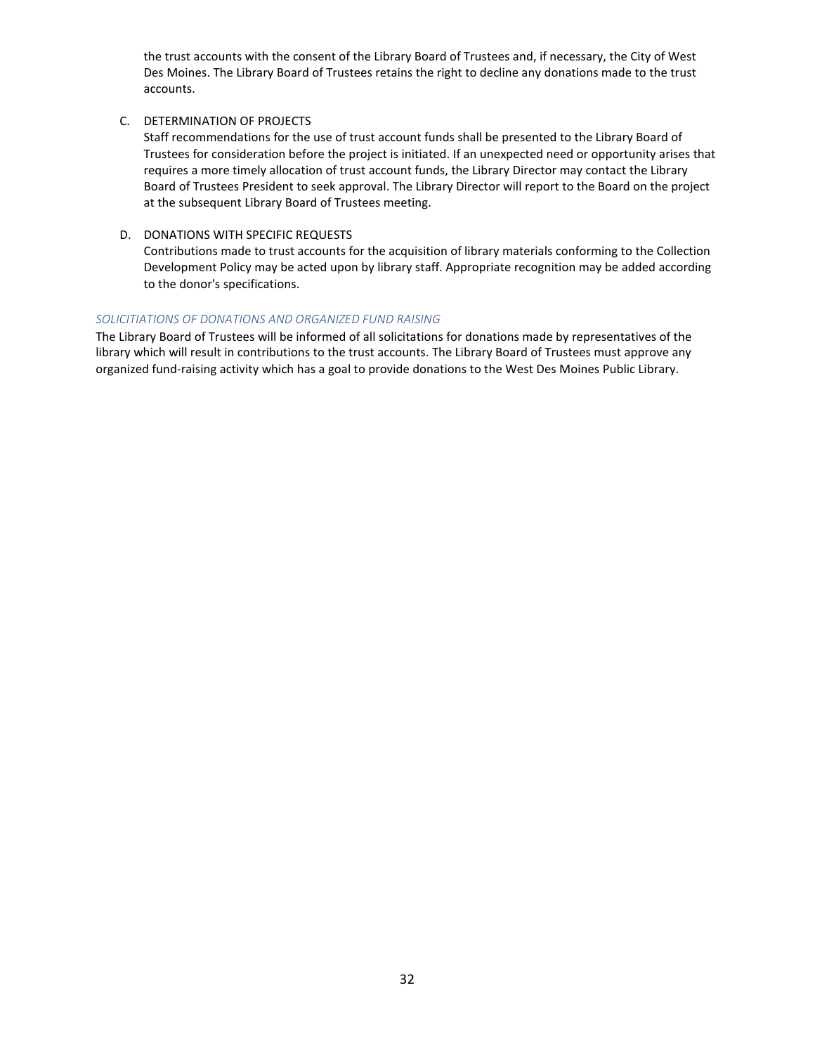the trust accounts with the consent of the Library Board of Trustees and, if necessary, the City of West Des Moines. The Library Board of Trustees retains the right to decline any donations made to the trust accounts.

C. DETERMINATION OF PROJECTS
   Staff recommendations for the use of trust account funds shall be presented to the Library Board of Trustees for consideration before the project is initiated. If an unexpected need or opportunity arises that requires a more timely allocation of trust account funds, the Library Director may contact the Library Board of Trustees President to seek approval. The Library Director will report to the Board on the project at the subsequent Library Board of Trustees meeting.

D. DONATIONS WITH SPECIFIC REQUESTS
   Contributions made to trust accounts for the acquisition of library materials conforming to the Collection Development Policy may be acted upon by library staff. Appropriate recognition may be added according to the donor's specifications.

### *SOLICITIATIONS OF DONATIONS AND ORGANIZED FUND RAISING*

The Library Board of Trustees will be informed of all solicitations for donations made by representatives of the library which will result in contributions to the trust accounts. The Library Board of Trustees must approve any organized fund-raising activity which has a goal to provide donations to the West Des Moines Public Library.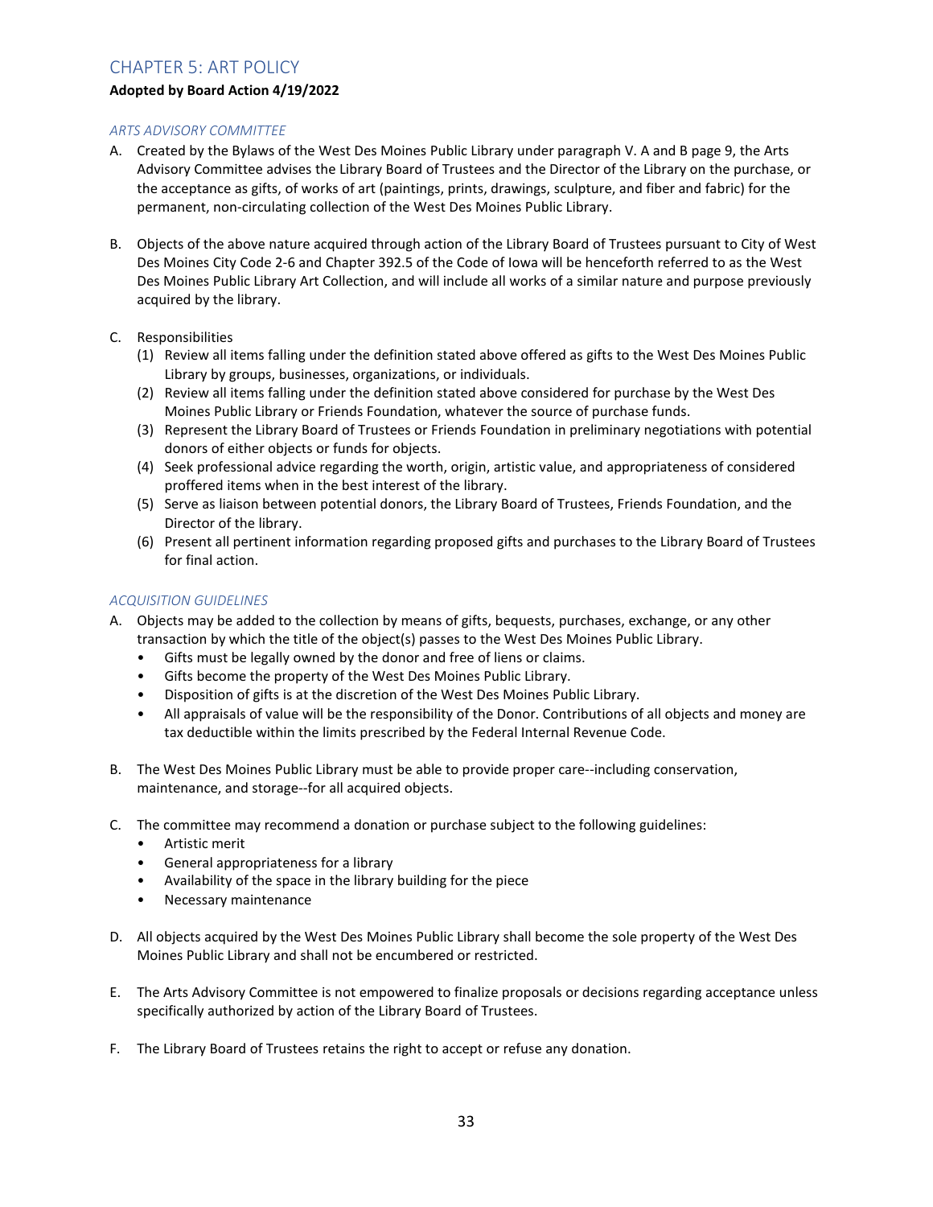# CHAPTER 5: ART POLICY

**Adopted by Board Action 4/19/2022**

*ARTS ADVISORY COMMITTEE*

A. Created by the Bylaws of the West Des Moines Public Library under paragraph V. A and B page 9, the Arts Advisory Committee advises the Library Board of Trustees and the Director of the Library on the purchase, or the acceptance as gifts, of works of art (paintings, prints, drawings, sculpture, and fiber and fabric) for the permanent, non-circulating collection of the West Des Moines Public Library.

B. Objects of the above nature acquired through action of the Library Board of Trustees pursuant to City of West Des Moines City Code 2-6 and Chapter 392.5 of the Code of Iowa will be henceforth referred to as the West Des Moines Public Library Art Collection, and will include all works of a similar nature and purpose previously acquired by the library.

C. Responsibilities
   (1) Review all items falling under the definition stated above offered as gifts to the West Des Moines Public Library by groups, businesses, organizations, or individuals.
   (2) Review all items falling under the definition stated above considered for purchase by the West Des Moines Public Library or Friends Foundation, whatever the source of purchase funds.
   (3) Represent the Library Board of Trustees or Friends Foundation in preliminary negotiations with potential donors of either objects or funds for objects.
   (4) Seek professional advice regarding the worth, origin, artistic value, and appropriateness of considered proffered items when in the best interest of the library.
   (5) Serve as liaison between potential donors, the Library Board of Trustees, Friends Foundation, and the Director of the library.
   (6) Present all pertinent information regarding proposed gifts and purchases to the Library Board of Trustees for final action.

*ACQUISITION GUIDELINES*

A. Objects may be added to the collection by means of gifts, bequests, purchases, exchange, or any other transaction by which the title of the object(s) passes to the West Des Moines Public Library.
   - Gifts must be legally owned by the donor and free of liens or claims.
   - Gifts become the property of the West Des Moines Public Library.
   - Disposition of gifts is at the discretion of the West Des Moines Public Library.
   - All appraisals of value will be the responsibility of the Donor. Contributions of all objects and money are tax deductible within the limits prescribed by the Federal Internal Revenue Code.

B. The West Des Moines Public Library must be able to provide proper care--including conservation, maintenance, and storage--for all acquired objects.

C. The committee may recommend a donation or purchase subject to the following guidelines:
   - Artistic merit
   - General appropriateness for a library
   - Availability of the space in the library building for the piece
   - Necessary maintenance

D. All objects acquired by the West Des Moines Public Library shall become the sole property of the West Des Moines Public Library and shall not be encumbered or restricted.

E. The Arts Advisory Committee is not empowered to finalize proposals or decisions regarding acceptance unless specifically authorized by action of the Library Board of Trustees.

F. The Library Board of Trustees retains the right to accept or refuse any donation.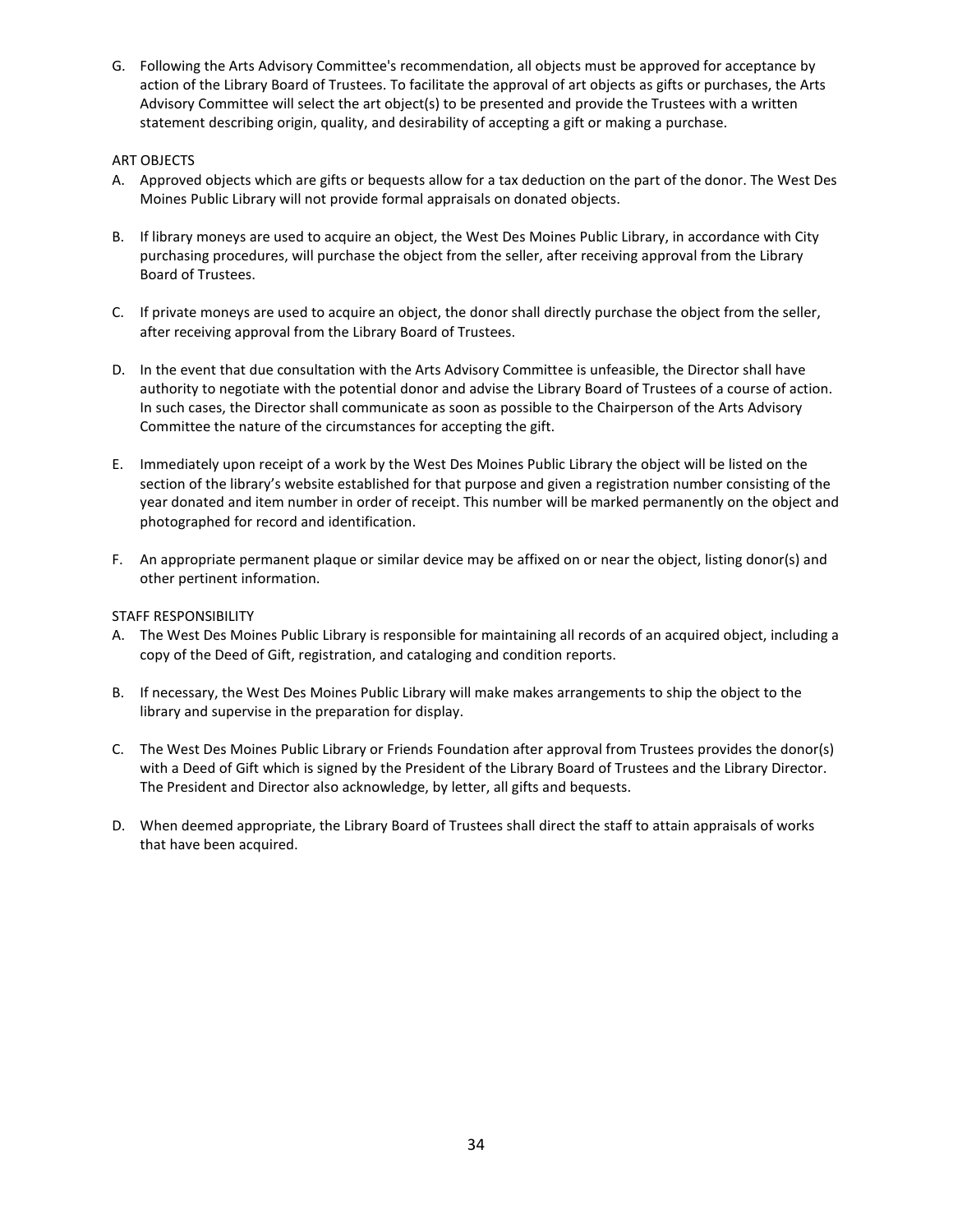G. Following the Arts Advisory Committee's recommendation, all objects must be approved for acceptance by action of the Library Board of Trustees. To facilitate the approval of art objects as gifts or purchases, the Arts Advisory Committee will select the art object(s) to be presented and provide the Trustees with a written statement describing origin, quality, and desirability of accepting a gift or making a purchase.

ART OBJECTS

A. Approved objects which are gifts or bequests allow for a tax deduction on the part of the donor. The West Des Moines Public Library will not provide formal appraisals on donated objects.

B. If library moneys are used to acquire an object, the West Des Moines Public Library, in accordance with City purchasing procedures, will purchase the object from the seller, after receiving approval from the Library Board of Trustees.

C. If private moneys are used to acquire an object, the donor shall directly purchase the object from the seller, after receiving approval from the Library Board of Trustees.

D. In the event that due consultation with the Arts Advisory Committee is unfeasible, the Director shall have authority to negotiate with the potential donor and advise the Library Board of Trustees of a course of action. In such cases, the Director shall communicate as soon as possible to the Chairperson of the Arts Advisory Committee the nature of the circumstances for accepting the gift.

E. Immediately upon receipt of a work by the West Des Moines Public Library the object will be listed on the section of the library's website established for that purpose and given a registration number consisting of the year donated and item number in order of receipt. This number will be marked permanently on the object and photographed for record and identification.

F. An appropriate permanent plaque or similar device may be affixed on or near the object, listing donor(s) and other pertinent information.

STAFF RESPONSIBILITY

A. The West Des Moines Public Library is responsible for maintaining all records of an acquired object, including a copy of the Deed of Gift, registration, and cataloging and condition reports.

B. If necessary, the West Des Moines Public Library will make makes arrangements to ship the object to the library and supervise in the preparation for display.

C. The West Des Moines Public Library or Friends Foundation after approval from Trustees provides the donor(s) with a Deed of Gift which is signed by the President of the Library Board of Trustees and the Library Director. The President and Director also acknowledge, by letter, all gifts and bequests.

D. When deemed appropriate, the Library Board of Trustees shall direct the staff to attain appraisals of works that have been acquired.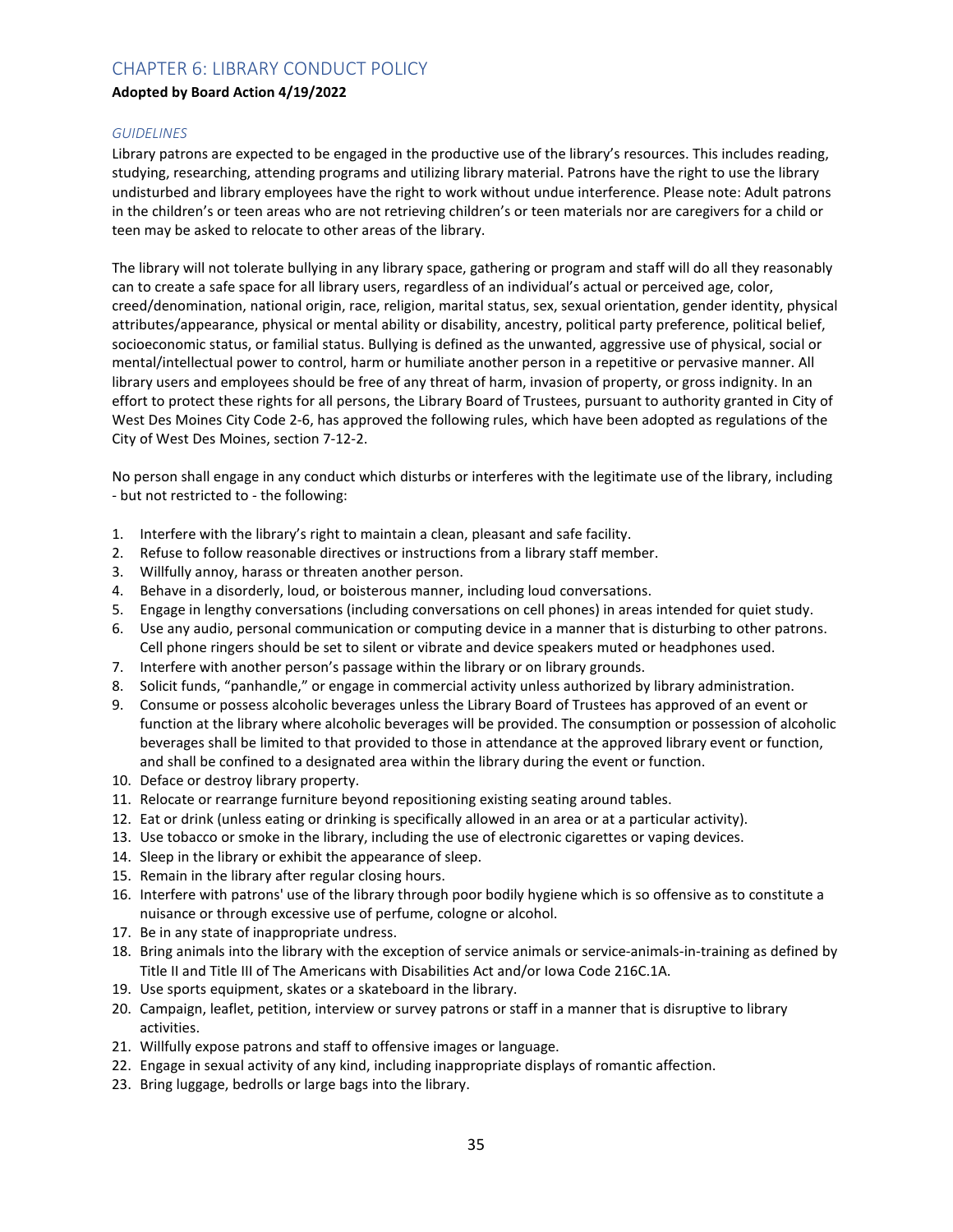## CHAPTER 6: LIBRARY CONDUCT POLICY

**Adopted by Board Action 4/19/2022**

### *GUIDELINES*

Library patrons are expected to be engaged in the productive use of the library's resources. This includes reading, studying, researching, attending programs and utilizing library material. Patrons have the right to use the library undisturbed and library employees have the right to work without undue interference. Please note: Adult patrons in the children's or teen areas who are not retrieving children's or teen materials nor are caregivers for a child or teen may be asked to relocate to other areas of the library.

The library will not tolerate bullying in any library space, gathering or program and staff will do all they reasonably can to create a safe space for all library users, regardless of an individual's actual or perceived age, color, creed/denomination, national origin, race, religion, marital status, sex, sexual orientation, gender identity, physical attributes/appearance, physical or mental ability or disability, ancestry, political party preference, political belief, socioeconomic status, or familial status. Bullying is defined as the unwanted, aggressive use of physical, social or mental/intellectual power to control, harm or humiliate another person in a repetitive or pervasive manner. All library users and employees should be free of any threat of harm, invasion of property, or gross indignity. In an effort to protect these rights for all persons, the Library Board of Trustees, pursuant to authority granted in City of West Des Moines City Code 2-6, has approved the following rules, which have been adopted as regulations of the City of West Des Moines, section 7-12-2.

No person shall engage in any conduct which disturbs or interferes with the legitimate use of the library, including - but not restricted to - the following:

1. Interfere with the library's right to maintain a clean, pleasant and safe facility.
2. Refuse to follow reasonable directives or instructions from a library staff member.
3. Willfully annoy, harass or threaten another person.
4. Behave in a disorderly, loud, or boisterous manner, including loud conversations.
5. Engage in lengthy conversations (including conversations on cell phones) in areas intended for quiet study.
6. Use any audio, personal communication or computing device in a manner that is disturbing to other patrons. Cell phone ringers should be set to silent or vibrate and device speakers muted or headphones used.
7. Interfere with another person's passage within the library or on library grounds.
8. Solicit funds, "panhandle," or engage in commercial activity unless authorized by library administration.
9. Consume or possess alcoholic beverages unless the Library Board of Trustees has approved of an event or function at the library where alcoholic beverages will be provided. The consumption or possession of alcoholic beverages shall be limited to that provided to those in attendance at the approved library event or function, and shall be confined to a designated area within the library during the event or function.
10. Deface or destroy library property.
11. Relocate or rearrange furniture beyond repositioning existing seating around tables.
12. Eat or drink (unless eating or drinking is specifically allowed in an area or at a particular activity).
13. Use tobacco or smoke in the library, including the use of electronic cigarettes or vaping devices.
14. Sleep in the library or exhibit the appearance of sleep.
15. Remain in the library after regular closing hours.
16. Interfere with patrons' use of the library through poor bodily hygiene which is so offensive as to constitute a nuisance or through excessive use of perfume, cologne or alcohol.
17. Be in any state of inappropriate undress.
18. Bring animals into the library with the exception of service animals or service-animals-in-training as defined by Title II and Title III of The Americans with Disabilities Act and/or Iowa Code 216C.1A.
19. Use sports equipment, skates or a skateboard in the library.
20. Campaign, leaflet, petition, interview or survey patrons or staff in a manner that is disruptive to library activities.
21. Willfully expose patrons and staff to offensive images or language.
22. Engage in sexual activity of any kind, including inappropriate displays of romantic affection.
23. Bring luggage, bedrolls or large bags into the library.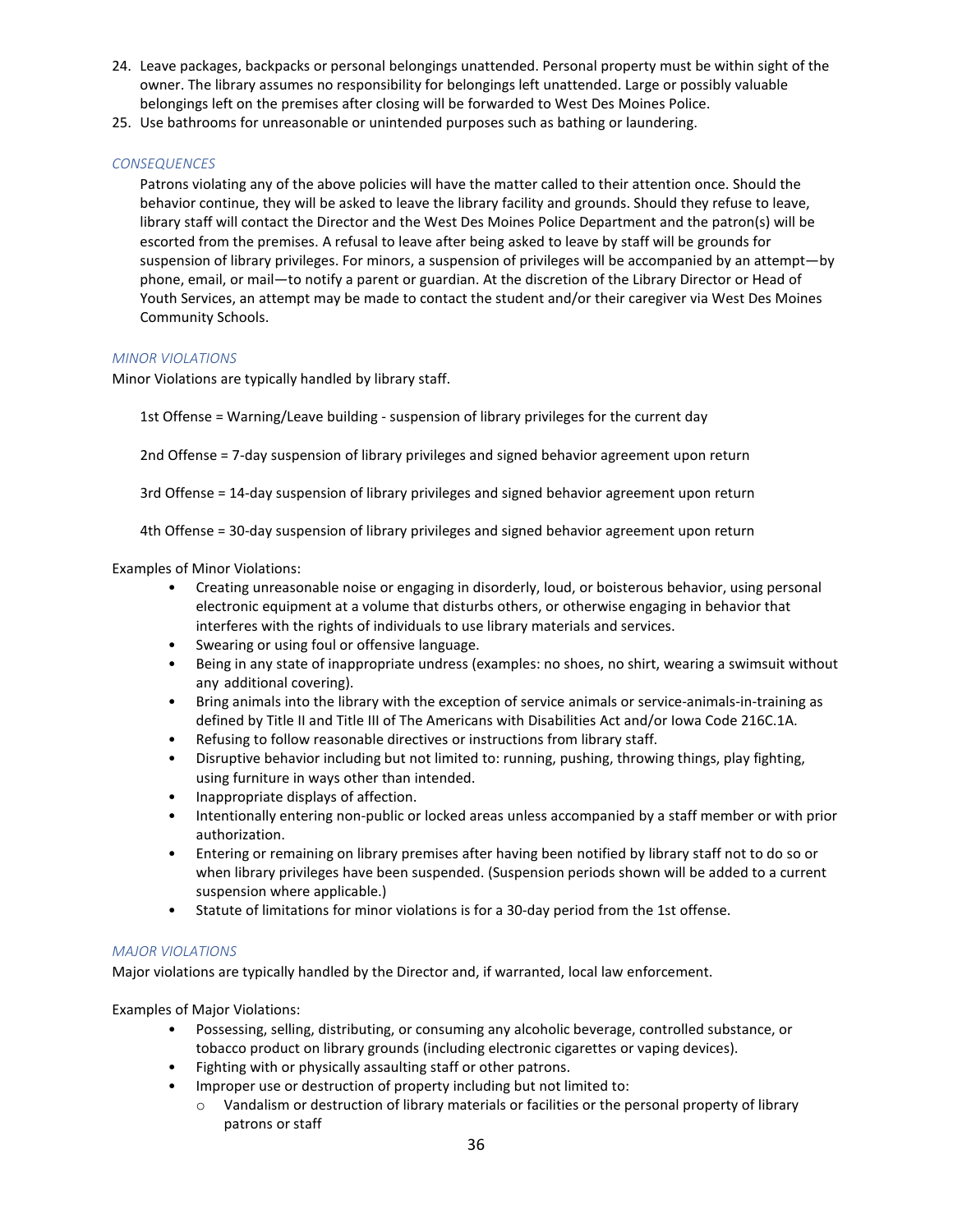24. Leave packages, backpacks or personal belongings unattended. Personal property must be within sight of the owner. The library assumes no responsibility for belongings left unattended. Large or possibly valuable belongings left on the premises after closing will be forwarded to West Des Moines Police.
25. Use bathrooms for unreasonable or unintended purposes such as bathing or laundering.

### *CONSEQUENCES*

Patrons violating any of the above policies will have the matter called to their attention once. Should the behavior continue, they will be asked to leave the library facility and grounds. Should they refuse to leave, library staff will contact the Director and the West Des Moines Police Department and the patron(s) will be escorted from the premises. A refusal to leave after being asked to leave by staff will be grounds for suspension of library privileges. For minors, a suspension of privileges will be accompanied by an attempt—by phone, email, or mail—to notify a parent or guardian. At the discretion of the Library Director or Head of Youth Services, an attempt may be made to contact the student and/or their caregiver via West Des Moines Community Schools.

### *MINOR VIOLATIONS*

Minor Violations are typically handled by library staff.

1st Offense = Warning/Leave building - suspension of library privileges for the current day

2nd Offense = 7-day suspension of library privileges and signed behavior agreement upon return

3rd Offense = 14-day suspension of library privileges and signed behavior agreement upon return

4th Offense = 30-day suspension of library privileges and signed behavior agreement upon return

Examples of Minor Violations:

- Creating unreasonable noise or engaging in disorderly, loud, or boisterous behavior, using personal electronic equipment at a volume that disturbs others, or otherwise engaging in behavior that interferes with the rights of individuals to use library materials and services.
- Swearing or using foul or offensive language.
- Being in any state of inappropriate undress (examples: no shoes, no shirt, wearing a swimsuit without any additional covering).
- Bring animals into the library with the exception of service animals or service-animals-in-training as defined by Title II and Title III of The Americans with Disabilities Act and/or Iowa Code 216C.1A.
- Refusing to follow reasonable directives or instructions from library staff.
- Disruptive behavior including but not limited to: running, pushing, throwing things, play fighting, using furniture in ways other than intended.
- Inappropriate displays of affection.
- Intentionally entering non-public or locked areas unless accompanied by a staff member or with prior authorization.
- Entering or remaining on library premises after having been notified by library staff not to do so or when library privileges have been suspended. (Suspension periods shown will be added to a current suspension where applicable.)
- Statute of limitations for minor violations is for a 30-day period from the 1st offense.

### *MAJOR VIOLATIONS*

Major violations are typically handled by the Director and, if warranted, local law enforcement.

Examples of Major Violations:

- Possessing, selling, distributing, or consuming any alcoholic beverage, controlled substance, or tobacco product on library grounds (including electronic cigarettes or vaping devices).
- Fighting with or physically assaulting staff or other patrons.
- Improper use or destruction of property including but not limited to:
  - Vandalism or destruction of library materials or facilities or the personal property of library patrons or staff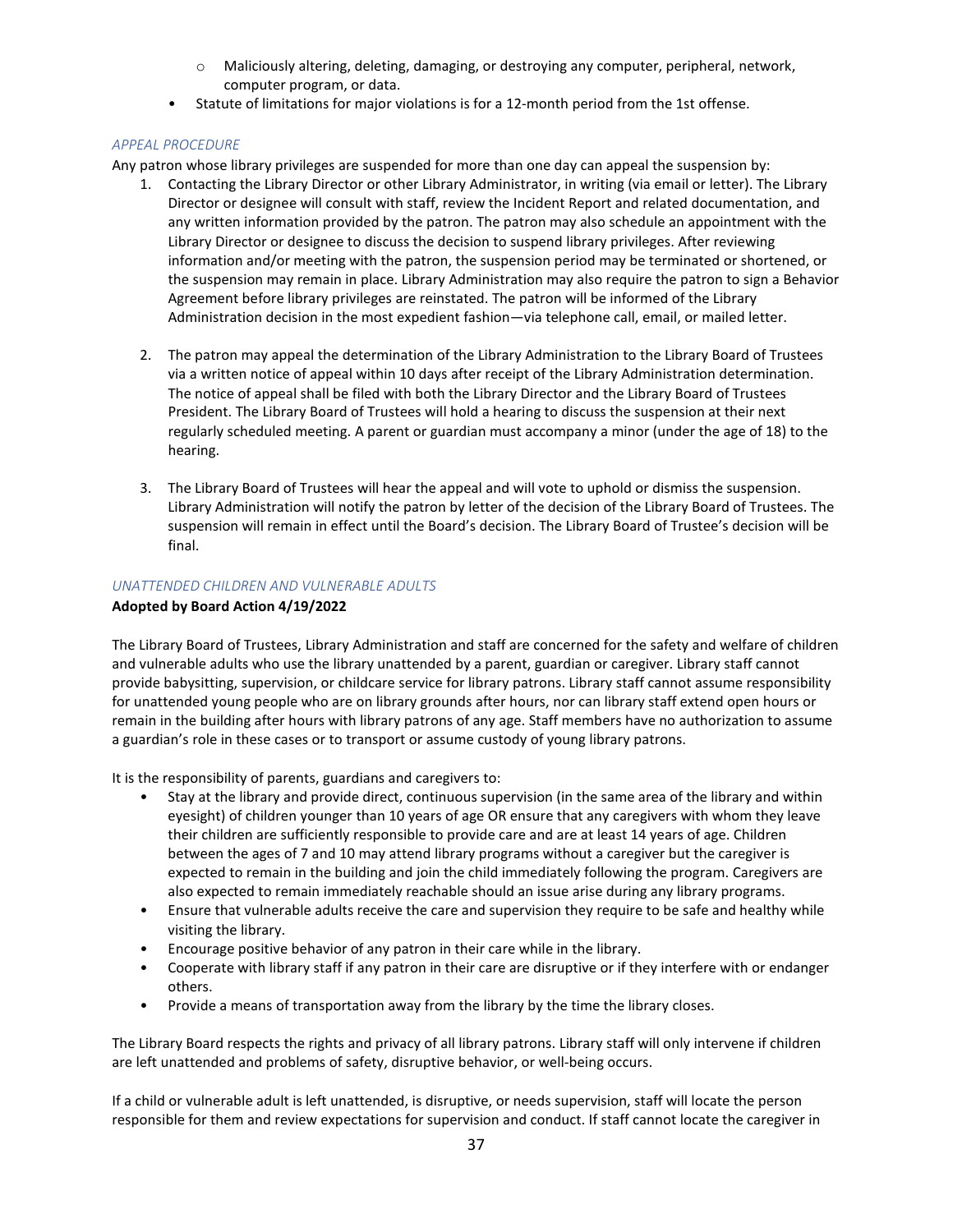- Maliciously altering, deleting, damaging, or destroying any computer, peripheral, network, computer program, or data.
- Statute of limitations for major violations is for a 12-month period from the 1st offense.

### *APPEAL PROCEDURE*

Any patron whose library privileges are suspended for more than one day can appeal the suspension by:

1. Contacting the Library Director or other Library Administrator, in writing (via email or letter). The Library Director or designee will consult with staff, review the Incident Report and related documentation, and any written information provided by the patron. The patron may also schedule an appointment with the Library Director or designee to discuss the decision to suspend library privileges. After reviewing information and/or meeting with the patron, the suspension period may be terminated or shortened, or the suspension may remain in place. Library Administration may also require the patron to sign a Behavior Agreement before library privileges are reinstated. The patron will be informed of the Library Administration decision in the most expedient fashion—via telephone call, email, or mailed letter.

2. The patron may appeal the determination of the Library Administration to the Library Board of Trustees via a written notice of appeal within 10 days after receipt of the Library Administration determination. The notice of appeal shall be filed with both the Library Director and the Library Board of Trustees President. The Library Board of Trustees will hold a hearing to discuss the suspension at their next regularly scheduled meeting. A parent or guardian must accompany a minor (under the age of 18) to the hearing.

3. The Library Board of Trustees will hear the appeal and will vote to uphold or dismiss the suspension. Library Administration will notify the patron by letter of the decision of the Library Board of Trustees. The suspension will remain in effect until the Board's decision. The Library Board of Trustee's decision will be final.

### *UNATTENDED CHILDREN AND VULNERABLE ADULTS*

**Adopted by Board Action 4/19/2022**

The Library Board of Trustees, Library Administration and staff are concerned for the safety and welfare of children and vulnerable adults who use the library unattended by a parent, guardian or caregiver. Library staff cannot provide babysitting, supervision, or childcare service for library patrons. Library staff cannot assume responsibility for unattended young people who are on library grounds after hours, nor can library staff extend open hours or remain in the building after hours with library patrons of any age. Staff members have no authorization to assume a guardian's role in these cases or to transport or assume custody of young library patrons.

It is the responsibility of parents, guardians and caregivers to:

- Stay at the library and provide direct, continuous supervision (in the same area of the library and within eyesight) of children younger than 10 years of age OR ensure that any caregivers with whom they leave their children are sufficiently responsible to provide care and are at least 14 years of age. Children between the ages of 7 and 10 may attend library programs without a caregiver but the caregiver is expected to remain in the building and join the child immediately following the program. Caregivers are also expected to remain immediately reachable should an issue arise during any library programs.
- Ensure that vulnerable adults receive the care and supervision they require to be safe and healthy while visiting the library.
- Encourage positive behavior of any patron in their care while in the library.
- Cooperate with library staff if any patron in their care is disruptive or if they interfere with or endanger others.
- Provide a means of transportation away from the library by the time the library closes.

The Library Board respects the rights and privacy of all library patrons. Library staff will only intervene if children are left unattended and problems of safety, disruptive behavior, or well-being occurs.

If a child or vulnerable adult is left unattended, is disruptive, or needs supervision, staff will locate the person responsible for them and review expectations for supervision and conduct. If staff cannot locate the caregiver in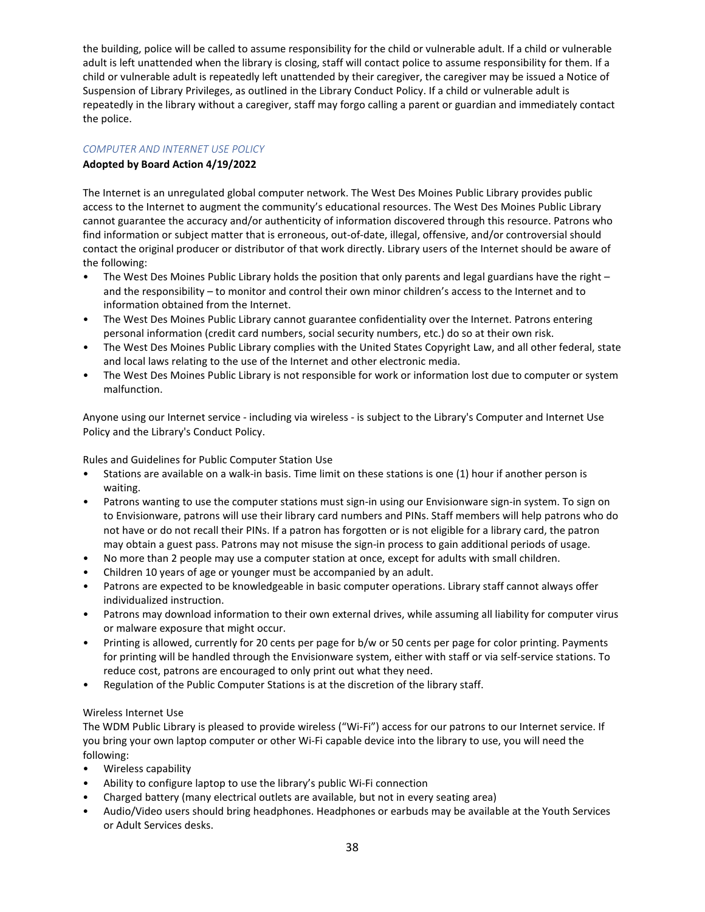the building, police will be called to assume responsibility for the child or vulnerable adult. If a child or vulnerable adult is left unattended when the library is closing, staff will contact police to assume responsibility for them. If a child or vulnerable adult is repeatedly left unattended by their caregiver, the caregiver may be issued a Notice of Suspension of Library Privileges, as outlined in the Library Conduct Policy. If a child or vulnerable adult is repeatedly in the library without a caregiver, staff may forgo calling a parent or guardian and immediately contact the police.

### *COMPUTER AND INTERNET USE POLICY*

**Adopted by Board Action 4/19/2022**

The Internet is an unregulated global computer network. The West Des Moines Public Library provides public access to the Internet to augment the community's educational resources. The West Des Moines Public Library cannot guarantee the accuracy and/or authenticity of information discovered through this resource. Patrons who find information or subject matter that is erroneous, out-of-date, illegal, offensive, and/or controversial should contact the original producer or distributor of that work directly. Library users of the Internet should be aware of the following:

- The West Des Moines Public Library holds the position that only parents and legal guardians have the right – and the responsibility – to monitor and control their own minor children's access to the Internet and to information obtained from the Internet.
- The West Des Moines Public Library cannot guarantee confidentiality over the Internet. Patrons entering personal information (credit card numbers, social security numbers, etc.) do so at their own risk.
- The West Des Moines Public Library complies with the United States Copyright Law, and all other federal, state and local laws relating to the use of the Internet and other electronic media.
- The West Des Moines Public Library is not responsible for work or information lost due to computer or system malfunction.

Anyone using our Internet service - including via wireless - is subject to the Library's Computer and Internet Use Policy and the Library's Conduct Policy.

Rules and Guidelines for Public Computer Station Use

- Stations are available on a walk-in basis. Time limit on these stations is one (1) hour if another person is waiting.
- Patrons wanting to use the computer stations must sign-in using our Envisionware sign-in system. To sign on to Envisionware, patrons will use their library card numbers and PINs. Staff members will help patrons who do not have or do not recall their PINs. If a patron has forgotten or is not eligible for a library card, the patron may obtain a guest pass. Patrons may not misuse the sign-in process to gain additional periods of usage.
- No more than 2 people may use a computer station at once, except for adults with small children.
- Children 10 years of age or younger must be accompanied by an adult.
- Patrons are expected to be knowledgeable in basic computer operations. Library staff cannot always offer individualized instruction.
- Patrons may download information to their own external drives, while assuming all liability for computer virus or malware exposure that might occur.
- Printing is allowed, currently for 20 cents per page for b/w or 50 cents per page for color printing. Payments for printing will be handled through the Envisionware system, either with staff or via self-service stations. To reduce cost, patrons are encouraged to only print out what they need.
- Regulation of the Public Computer Stations is at the discretion of the library staff.

Wireless Internet Use

The WDM Public Library is pleased to provide wireless ("Wi-Fi") access for our patrons to our Internet service. If you bring your own laptop computer or other Wi-Fi capable device into the library to use, you will need the following:

- Wireless capability
- Ability to configure laptop to use the library's public Wi-Fi connection
- Charged battery (many electrical outlets are available, but not in every seating area)
- Audio/Video users should bring headphones. Headphones or earbuds may be available at the Youth Services or Adult Services desks.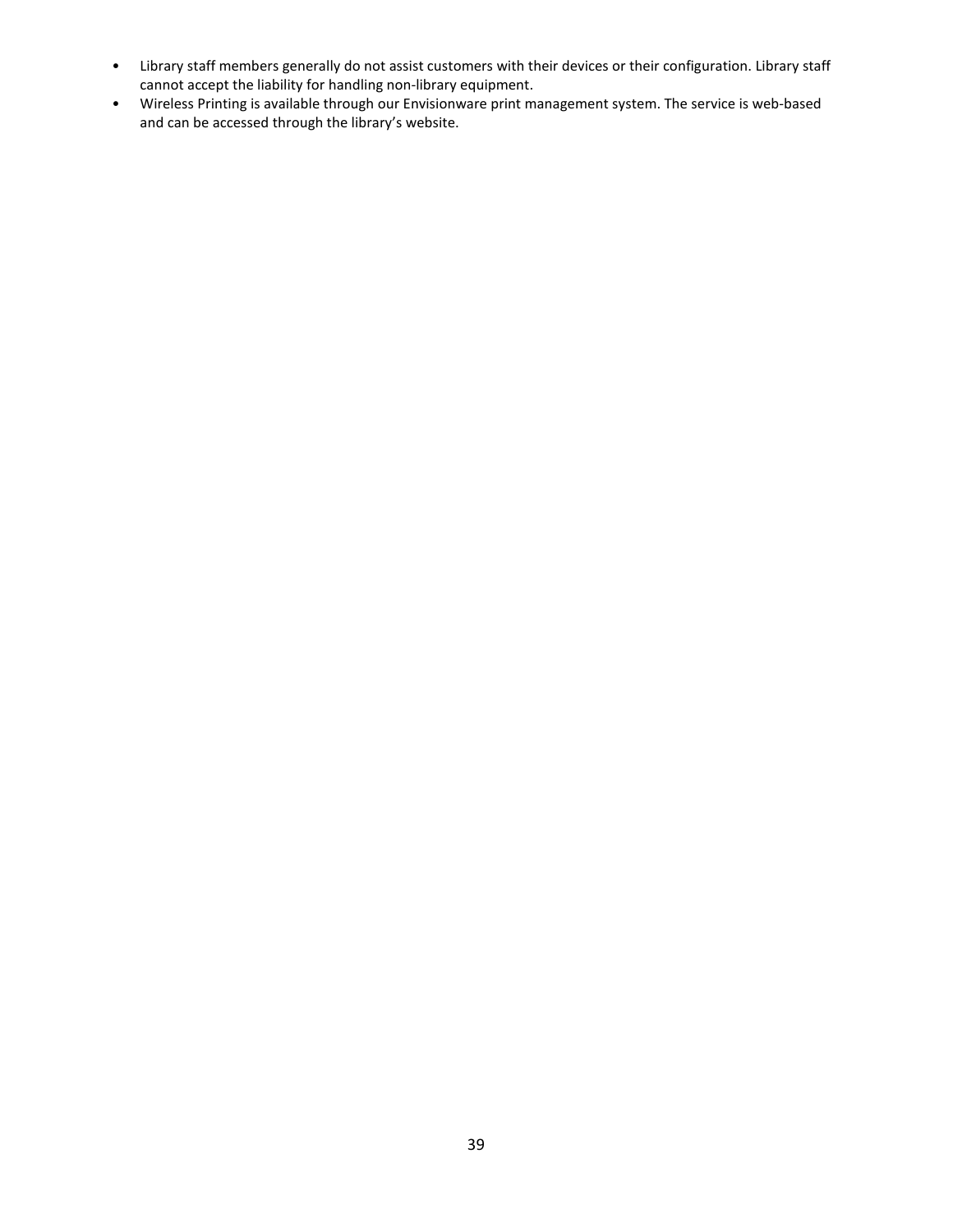- Library staff members generally do not assist customers with their devices or their configuration. Library staff cannot accept the liability for handling non-library equipment.
- Wireless Printing is available through our Envisionware print management system. The service is web-based and can be accessed through the library's website.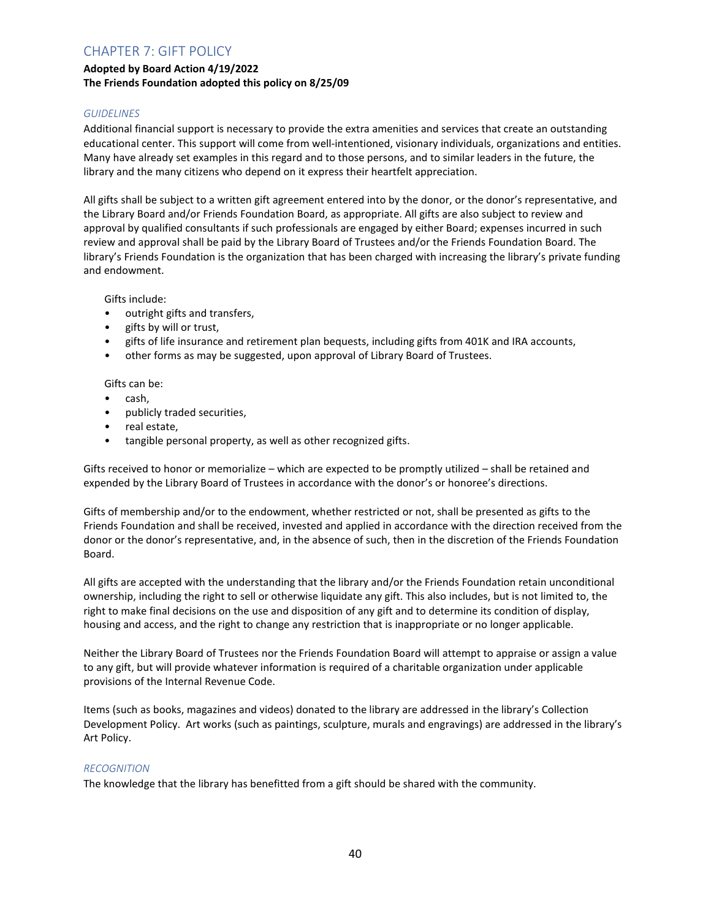## CHAPTER 7: GIFT POLICY

**Adopted by Board Action 4/19/2022**
**The Friends Foundation adopted this policy on 8/25/09**

### *GUIDELINES*

Additional financial support is necessary to provide the extra amenities and services that create an outstanding educational center. This support will come from well-intentioned, visionary individuals, organizations and entities. Many have already set examples in this regard and to those persons, and to similar leaders in the future, the library and the many citizens who depend on it express their heartfelt appreciation.

All gifts shall be subject to a written gift agreement entered into by the donor, or the donor's representative, and the Library Board and/or Friends Foundation Board, as appropriate. All gifts are also subject to review and approval by qualified consultants if such professionals are engaged by either Board; expenses incurred in such review and approval shall be paid by the Library Board of Trustees and/or the Friends Foundation Board. The library's Friends Foundation is the organization that has been charged with increasing the library's private funding and endowment.

Gifts include:

- outright gifts and transfers,
- gifts by will or trust,
- gifts of life insurance and retirement plan bequests, including gifts from 401K and IRA accounts,
- other forms as may be suggested, upon approval of Library Board of Trustees.

Gifts can be:

- cash,
- publicly traded securities,
- real estate,
- tangible personal property, as well as other recognized gifts.

Gifts received to honor or memorialize – which are expected to be promptly utilized – shall be retained and expended by the Library Board of Trustees in accordance with the donor's or honoree's directions.

Gifts of membership and/or to the endowment, whether restricted or not, shall be presented as gifts to the Friends Foundation and shall be received, invested and applied in accordance with the direction received from the donor or the donor's representative, and, in the absence of such, then in the discretion of the Friends Foundation Board.

All gifts are accepted with the understanding that the library and/or the Friends Foundation retain unconditional ownership, including the right to sell or otherwise liquidate any gift. This also includes, but is not limited to, the right to make final decisions on the use and disposition of any gift and to determine its condition of display, housing and access, and the right to change any restriction that is inappropriate or no longer applicable.

Neither the Library Board of Trustees nor the Friends Foundation Board will attempt to appraise or assign a value to any gift, but will provide whatever information is required of a charitable organization under applicable provisions of the Internal Revenue Code.

Items (such as books, magazines and videos) donated to the library are addressed in the library's Collection Development Policy. Art works (such as paintings, sculpture, murals and engravings) are addressed in the library's Art Policy.

### *RECOGNITION*

The knowledge that the library has benefitted from a gift should be shared with the community.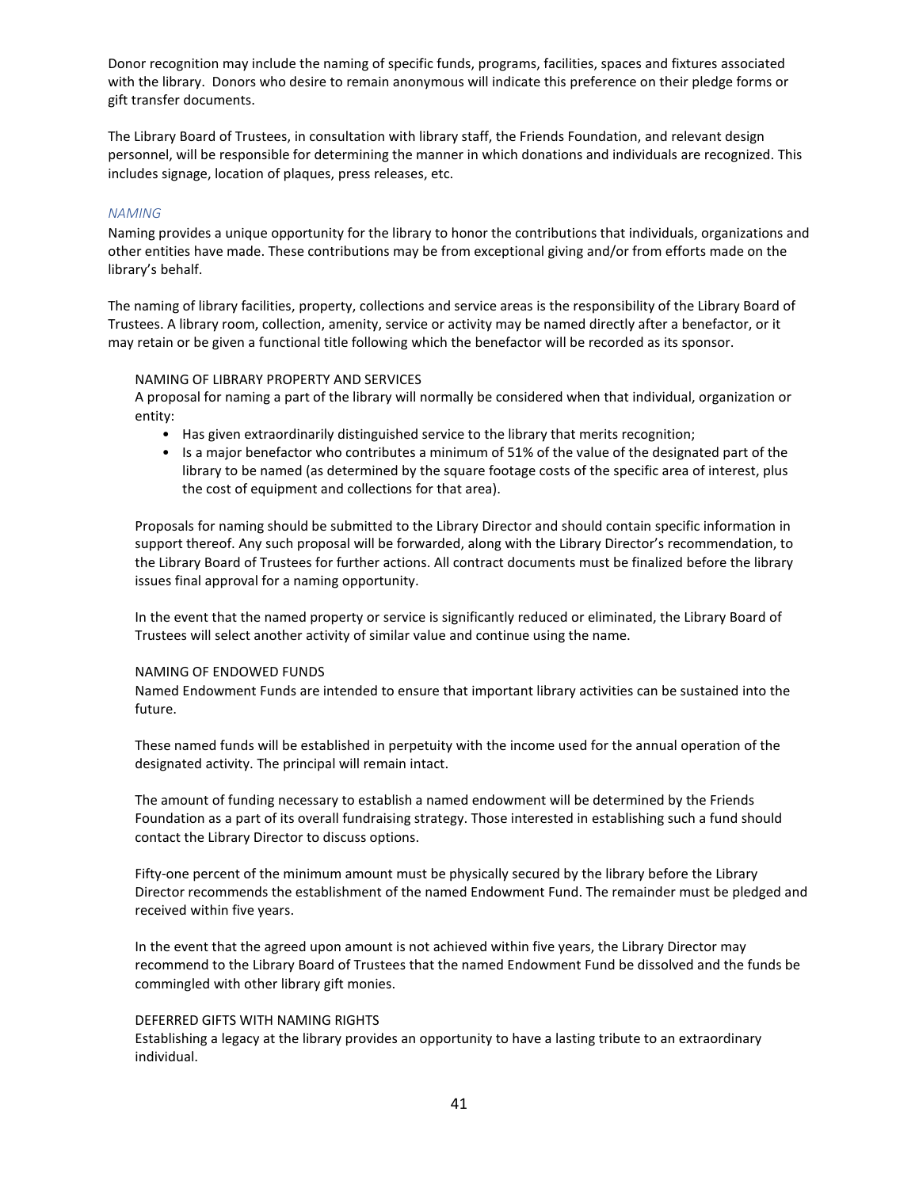Donor recognition may include the naming of specific funds, programs, facilities, spaces and fixtures associated with the library. Donors who desire to remain anonymous will indicate this preference on their pledge forms or gift transfer documents.

The Library Board of Trustees, in consultation with library staff, the Friends Foundation, and relevant design personnel, will be responsible for determining the manner in which donations and individuals are recognized. This includes signage, location of plaques, press releases, etc.

### *NAMING*

Naming provides a unique opportunity for the library to honor the contributions that individuals, organizations and other entities have made. These contributions may be from exceptional giving and/or from efforts made on the library's behalf.

The naming of library facilities, property, collections and service areas is the responsibility of the Library Board of Trustees. A library room, collection, amenity, service or activity may be named directly after a benefactor, or it may retain or be given a functional title following which the benefactor will be recorded as its sponsor.

#### NAMING OF LIBRARY PROPERTY AND SERVICES

A proposal for naming a part of the library will normally be considered when that individual, organization or entity:

- Has given extraordinarily distinguished service to the library that merits recognition;
- Is a major benefactor who contributes a minimum of 51% of the value of the designated part of the library to be named (as determined by the square footage costs of the specific area of interest, plus the cost of equipment and collections for that area).

Proposals for naming should be submitted to the Library Director and should contain specific information in support thereof. Any such proposal will be forwarded, along with the Library Director's recommendation, to the Library Board of Trustees for further actions. All contract documents must be finalized before the library issues final approval for a naming opportunity.

In the event that the named property or service is significantly reduced or eliminated, the Library Board of Trustees will select another activity of similar value and continue using the name.

#### NAMING OF ENDOWED FUNDS

Named Endowment Funds are intended to ensure that important library activities can be sustained into the future.

These named funds will be established in perpetuity with the income used for the annual operation of the designated activity. The principal will remain intact.

The amount of funding necessary to establish a named endowment will be determined by the Friends Foundation as a part of its overall fundraising strategy. Those interested in establishing such a fund should contact the Library Director to discuss options.

Fifty-one percent of the minimum amount must be physically secured by the library before the Library Director recommends the establishment of the named Endowment Fund. The remainder must be pledged and received within five years.

In the event that the agreed upon amount is not achieved within five years, the Library Director may recommend to the Library Board of Trustees that the named Endowment Fund be dissolved and the funds be commingled with other library gift monies.

#### DEFERRED GIFTS WITH NAMING RIGHTS

Establishing a legacy at the library provides an opportunity to have a lasting tribute to an extraordinary individual.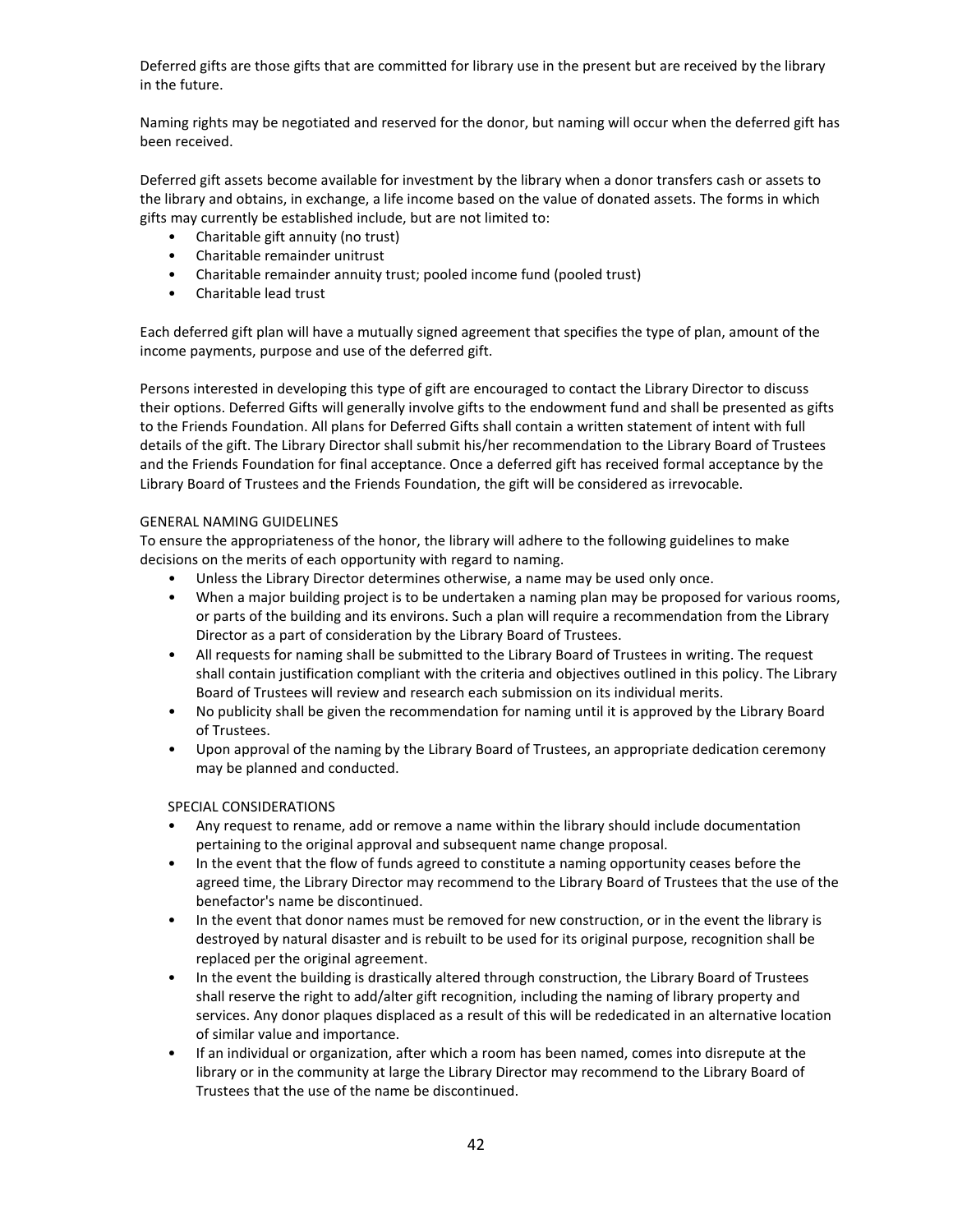Deferred gifts are those gifts that are committed for library use in the present but are received by the library in the future.

Naming rights may be negotiated and reserved for the donor, but naming will occur when the deferred gift has been received.

Deferred gift assets become available for investment by the library when a donor transfers cash or assets to the library and obtains, in exchange, a life income based on the value of donated assets. The forms in which gifts may currently be established include, but are not limited to:

- Charitable gift annuity (no trust)
- Charitable remainder unitrust
- Charitable remainder annuity trust; pooled income fund (pooled trust)
- Charitable lead trust

Each deferred gift plan will have a mutually signed agreement that specifies the type of plan, amount of the income payments, purpose and use of the deferred gift.

Persons interested in developing this type of gift are encouraged to contact the Library Director to discuss their options. Deferred Gifts will generally involve gifts to the endowment fund and shall be presented as gifts to the Friends Foundation. All plans for Deferred Gifts shall contain a written statement of intent with full details of the gift. The Library Director shall submit his/her recommendation to the Library Board of Trustees and the Friends Foundation for final acceptance. Once a deferred gift has received formal acceptance by the Library Board of Trustees and the Friends Foundation, the gift will be considered as irrevocable.

GENERAL NAMING GUIDELINES

To ensure the appropriateness of the honor, the library will adhere to the following guidelines to make decisions on the merits of each opportunity with regard to naming.

- Unless the Library Director determines otherwise, a name may be used only once.
- When a major building project is to be undertaken a naming plan may be proposed for various rooms, or parts of the building and its environs. Such a plan will require a recommendation from the Library Director as a part of consideration by the Library Board of Trustees.
- All requests for naming shall be submitted to the Library Board of Trustees in writing. The request shall contain justification compliant with the criteria and objectives outlined in this policy. The Library Board of Trustees will review and research each submission on its individual merits.
- No publicity shall be given the recommendation for naming until it is approved by the Library Board of Trustees.
- Upon approval of the naming by the Library Board of Trustees, an appropriate dedication ceremony may be planned and conducted.

SPECIAL CONSIDERATIONS

- Any request to rename, add or remove a name within the library should include documentation pertaining to the original approval and subsequent name change proposal.
- In the event that the flow of funds agreed to constitute a naming opportunity ceases before the agreed time, the Library Director may recommend to the Library Board of Trustees that the use of the benefactor's name be discontinued.
- In the event that donor names must be removed for new construction, or in the event the library is destroyed by natural disaster and is rebuilt to be used for its original purpose, recognition shall be replaced per the original agreement.
- In the event the building is drastically altered through construction, the Library Board of Trustees shall reserve the right to add/alter gift recognition, including the naming of library property and services. Any donor plaques displaced as a result of this will be rededicated in an alternative location of similar value and importance.
- If an individual or organization, after which a room has been named, comes into disrepute at the library or in the community at large the Library Director may recommend to the Library Board of Trustees that the use of the name be discontinued.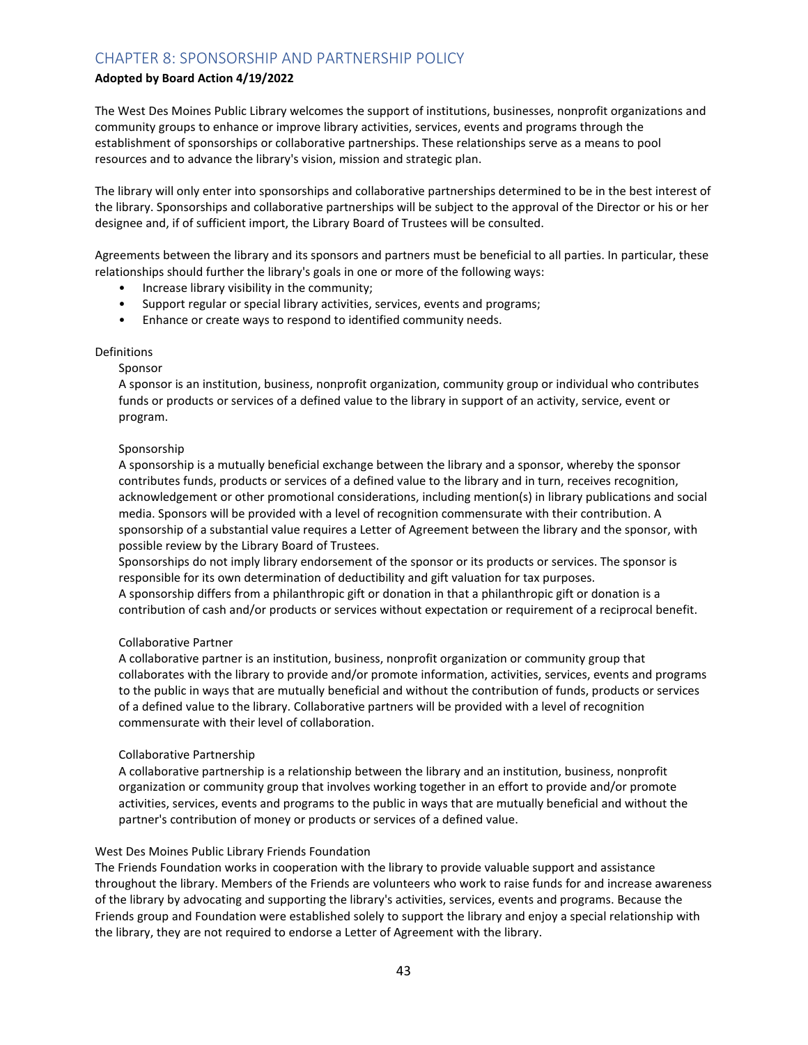## CHAPTER 8: SPONSORSHIP AND PARTNERSHIP POLICY

**Adopted by Board Action 4/19/2022**

The West Des Moines Public Library welcomes the support of institutions, businesses, nonprofit organizations and community groups to enhance or improve library activities, services, events and programs through the establishment of sponsorships or collaborative partnerships. These relationships serve as a means to pool resources and to advance the library's vision, mission and strategic plan.

The library will only enter into sponsorships and collaborative partnerships determined to be in the best interest of the library. Sponsorships and collaborative partnerships will be subject to the approval of the Director or his or her designee and, if of sufficient import, the Library Board of Trustees will be consulted.

Agreements between the library and its sponsors and partners must be beneficial to all parties. In particular, these relationships should further the library's goals in one or more of the following ways:

- Increase library visibility in the community;
- Support regular or special library activities, services, events and programs;
- Enhance or create ways to respond to identified community needs.

Definitions

Sponsor

A sponsor is an institution, business, nonprofit organization, community group or individual who contributes funds or products or services of a defined value to the library in support of an activity, service, event or program.

Sponsorship

A sponsorship is a mutually beneficial exchange between the library and a sponsor, whereby the sponsor contributes funds, products or services of a defined value to the library and in turn, receives recognition, acknowledgement or other promotional considerations, including mention(s) in library publications and social media. Sponsors will be provided with a level of recognition commensurate with their contribution. A sponsorship of a substantial value requires a Letter of Agreement between the library and the sponsor, with possible review by the Library Board of Trustees.

Sponsorships do not imply library endorsement of the sponsor or its products or services. The sponsor is responsible for its own determination of deductibility and gift valuation for tax purposes.

A sponsorship differs from a philanthropic gift or donation in that a philanthropic gift or donation is a contribution of cash and/or products or services without expectation or requirement of a reciprocal benefit.

Collaborative Partner

A collaborative partner is an institution, business, nonprofit organization or community group that collaborates with the library to provide and/or promote information, activities, services, events and programs to the public in ways that are mutually beneficial and without the contribution of funds, products or services of a defined value to the library. Collaborative partners will be provided with a level of recognition commensurate with their level of collaboration.

Collaborative Partnership

A collaborative partnership is a relationship between the library and an institution, business, nonprofit organization or community group that involves working together in an effort to provide and/or promote activities, services, events and programs to the public in ways that are mutually beneficial and without the partner's contribution of money or products or services of a defined value.

West Des Moines Public Library Friends Foundation

The Friends Foundation works in cooperation with the library to provide valuable support and assistance throughout the library. Members of the Friends are volunteers who work to raise funds for and increase awareness of the library by advocating and supporting the library's activities, services, events and programs. Because the Friends group and Foundation were established solely to support the library and enjoy a special relationship with the library, they are not required to endorse a Letter of Agreement with the library.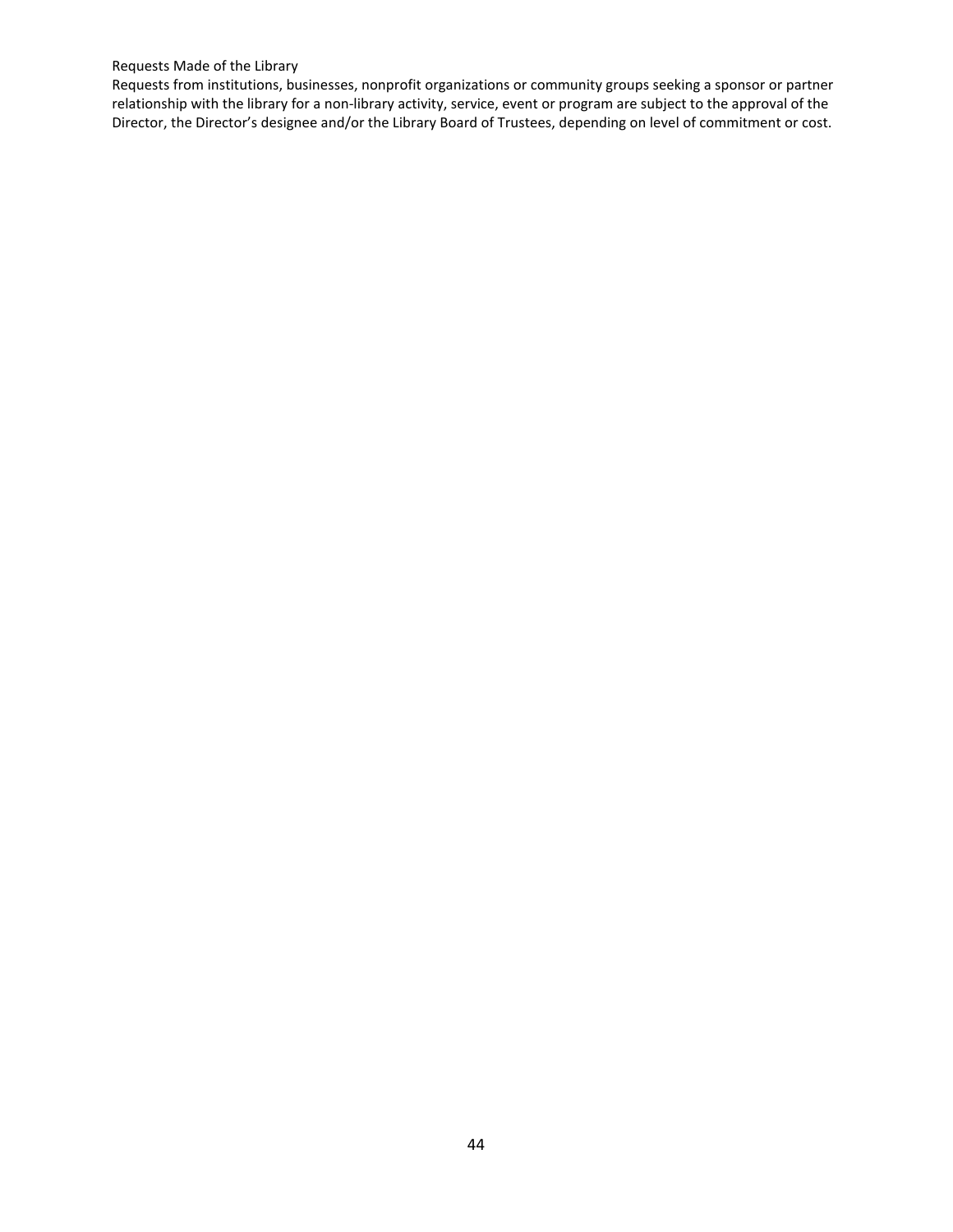### Requests Made of the Library

Requests from institutions, businesses, nonprofit organizations or community groups seeking a sponsor or partner relationship with the library for a non-library activity, service, event or program are subject to the approval of the Director, the Director's designee and/or the Library Board of Trustees, depending on level of commitment or cost.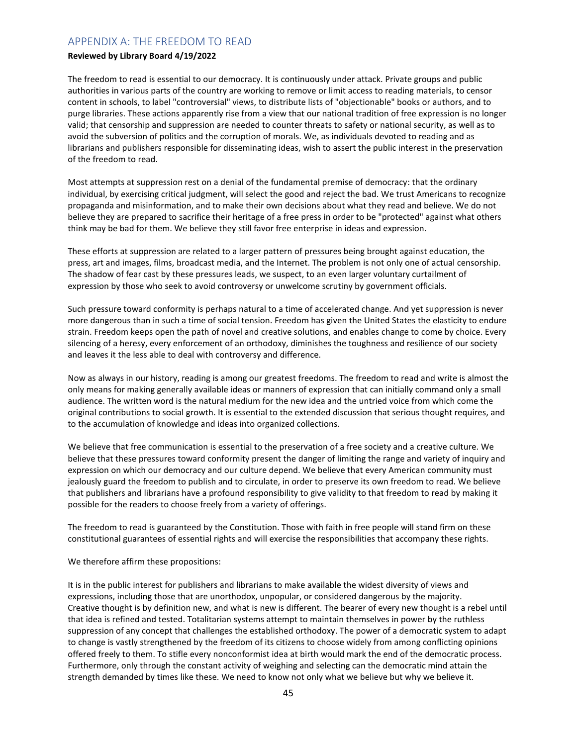## APPENDIX A: THE FREEDOM TO READ

**Reviewed by Library Board 4/19/2022**

The freedom to read is essential to our democracy. It is continuously under attack. Private groups and public authorities in various parts of the country are working to remove or limit access to reading materials, to censor content in schools, to label "controversial" views, to distribute lists of "objectionable" books or authors, and to purge libraries. These actions apparently rise from a view that our national tradition of free expression is no longer valid; that censorship and suppression are needed to counter threats to safety or national security, as well as to avoid the subversion of politics and the corruption of morals. We, as individuals devoted to reading and as librarians and publishers responsible for disseminating ideas, wish to assert the public interest in the preservation of the freedom to read.

Most attempts at suppression rest on a denial of the fundamental premise of democracy: that the ordinary individual, by exercising critical judgment, will select the good and reject the bad. We trust Americans to recognize propaganda and misinformation, and to make their own decisions about what they read and believe. We do not believe they are prepared to sacrifice their heritage of a free press in order to be "protected" against what others think may be bad for them. We believe they still favor free enterprise in ideas and expression.

These efforts at suppression are related to a larger pattern of pressures being brought against education, the press, art and images, films, broadcast media, and the Internet. The problem is not only one of actual censorship. The shadow of fear cast by these pressures leads, we suspect, to an even larger voluntary curtailment of expression by those who seek to avoid controversy or unwelcome scrutiny by government officials.

Such pressure toward conformity is perhaps natural to a time of accelerated change. And yet suppression is never more dangerous than in such a time of social tension. Freedom has given the United States the elasticity to endure strain. Freedom keeps open the path of novel and creative solutions, and enables change to come by choice. Every silencing of a heresy, every enforcement of an orthodoxy, diminishes the toughness and resilience of our society and leaves it the less able to deal with controversy and difference.

Now as always in our history, reading is among our greatest freedoms. The freedom to read and write is almost the only means for making generally available ideas or manners of expression that can initially command only a small audience. The written word is the natural medium for the new idea and the untried voice from which come the original contributions to social growth. It is essential to the extended discussion that serious thought requires, and to the accumulation of knowledge and ideas into organized collections.

We believe that free communication is essential to the preservation of a free society and a creative culture. We believe that these pressures toward conformity present the danger of limiting the range and variety of inquiry and expression on which our democracy and our culture depend. We believe that every American community must jealously guard the freedom to publish and to circulate, in order to preserve its own freedom to read. We believe that publishers and librarians have a profound responsibility to give validity to that freedom to read by making it possible for the readers to choose freely from a variety of offerings.

The freedom to read is guaranteed by the Constitution. Those with faith in free people will stand firm on these constitutional guarantees of essential rights and will exercise the responsibilities that accompany these rights.

We therefore affirm these propositions:

It is in the public interest for publishers and librarians to make available the widest diversity of views and expressions, including those that are unorthodox, unpopular, or considered dangerous by the majority. Creative thought is by definition new, and what is new is different. The bearer of every new thought is a rebel until that idea is refined and tested. Totalitarian systems attempt to maintain themselves in power by the ruthless suppression of any concept that challenges the established orthodoxy. The power of a democratic system to adapt to change is vastly strengthened by the freedom of its citizens to choose widely from among conflicting opinions offered freely to them. To stifle every nonconformist idea at birth would mark the end of the democratic process. Furthermore, only through the constant activity of weighing and selecting can the democratic mind attain the strength demanded by times like these. We need to know not only what we believe but why we believe it.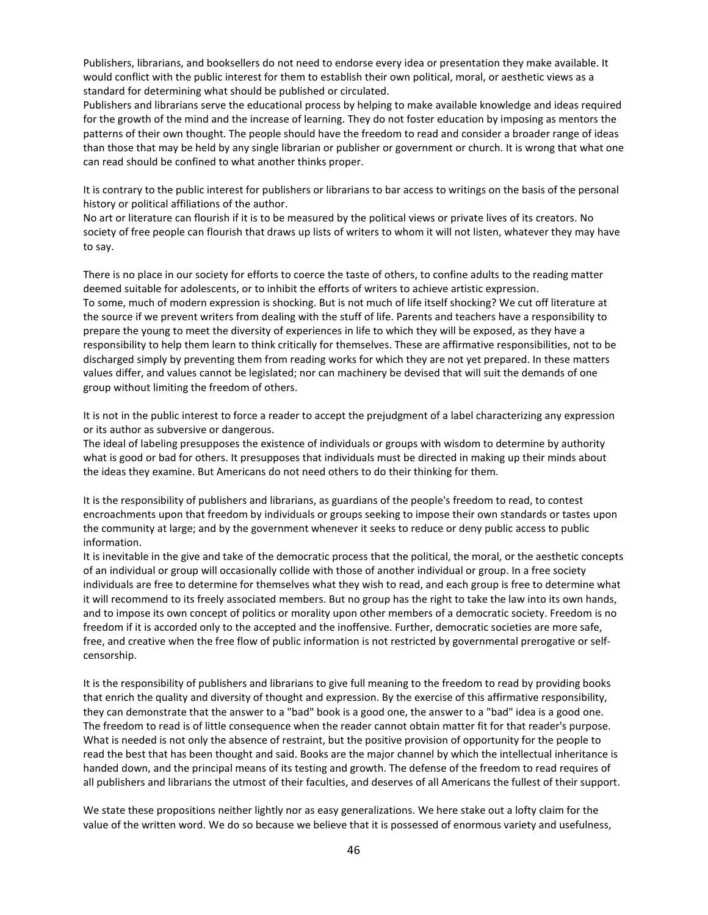Publishers, librarians, and booksellers do not need to endorse every idea or presentation they make available. It would conflict with the public interest for them to establish their own political, moral, or aesthetic views as a standard for determining what should be published or circulated.
Publishers and librarians serve the educational process by helping to make available knowledge and ideas required for the growth of the mind and the increase of learning. They do not foster education by imposing as mentors the patterns of their own thought. The people should have the freedom to read and consider a broader range of ideas than those that may be held by any single librarian or publisher or government or church. It is wrong that what one can read should be confined to what another thinks proper.

It is contrary to the public interest for publishers or librarians to bar access to writings on the basis of the personal history or political affiliations of the author.
No art or literature can flourish if it is to be measured by the political views or private lives of its creators. No society of free people can flourish that draws up lists of writers to whom it will not listen, whatever they may have to say.

There is no place in our society for efforts to coerce the taste of others, to confine adults to the reading matter deemed suitable for adolescents, or to inhibit the efforts of writers to achieve artistic expression.
To some, much of modern expression is shocking. But is not much of life itself shocking? We cut off literature at the source if we prevent writers from dealing with the stuff of life. Parents and teachers have a responsibility to prepare the young to meet the diversity of experiences in life to which they will be exposed, as they have a responsibility to help them learn to think critically for themselves. These are affirmative responsibilities, not to be discharged simply by preventing them from reading works for which they are not yet prepared. In these matters values differ, and values cannot be legislated; nor can machinery be devised that will suit the demands of one group without limiting the freedom of others.

It is not in the public interest to force a reader to accept the prejudgment of a label characterizing any expression or its author as subversive or dangerous.
The ideal of labeling presupposes the existence of individuals or groups with wisdom to determine by authority what is good or bad for others. It presupposes that individuals must be directed in making up their minds about the ideas they examine. But Americans do not need others to do their thinking for them.

It is the responsibility of publishers and librarians, as guardians of the people's freedom to read, to contest encroachments upon that freedom by individuals or groups seeking to impose their own standards or tastes upon the community at large; and by the government whenever it seeks to reduce or deny public access to public information.
It is inevitable in the give and take of the democratic process that the political, the moral, or the aesthetic concepts of an individual or group will occasionally collide with those of another individual or group. In a free society individuals are free to determine for themselves what they wish to read, and each group is free to determine what it will recommend to its freely associated members. But no group has the right to take the law into its own hands, and to impose its own concept of politics or morality upon other members of a democratic society. Freedom is no freedom if it is accorded only to the accepted and the inoffensive. Further, democratic societies are more safe, free, and creative when the free flow of public information is not restricted by governmental prerogative or self-censorship.

It is the responsibility of publishers and librarians to give full meaning to the freedom to read by providing books that enrich the quality and diversity of thought and expression. By the exercise of this affirmative responsibility, they can demonstrate that the answer to a "bad" book is a good one, the answer to a "bad" idea is a good one. The freedom to read is of little consequence when the reader cannot obtain matter fit for that reader's purpose. What is needed is not only the absence of restraint, but the positive provision of opportunity for the people to read the best that has been thought and said. Books are the major channel by which the intellectual inheritance is handed down, and the principal means of its testing and growth. The defense of the freedom to read requires of all publishers and librarians the utmost of their faculties, and deserves of all Americans the fullest of their support.

We state these propositions neither lightly nor as easy generalizations. We here stake out a lofty claim for the value of the written word. We do so because we believe that it is possessed of enormous variety and usefulness,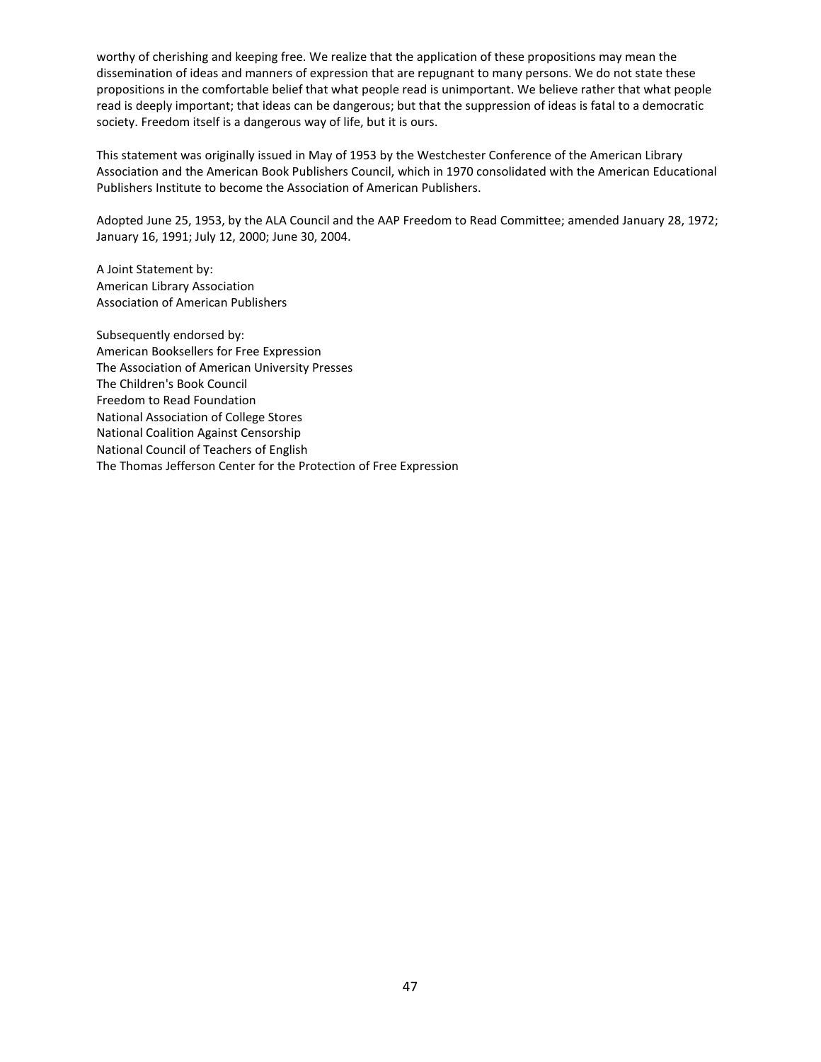worthy of cherishing and keeping free. We realize that the application of these propositions may mean the dissemination of ideas and manners of expression that are repugnant to many persons. We do not state these propositions in the comfortable belief that what people read is unimportant. We believe rather that what people read is deeply important; that ideas can be dangerous; but that the suppression of ideas is fatal to a democratic society. Freedom itself is a dangerous way of life, but it is ours.

This statement was originally issued in May of 1953 by the Westchester Conference of the American Library Association and the American Book Publishers Council, which in 1970 consolidated with the American Educational Publishers Institute to become the Association of American Publishers.

Adopted June 25, 1953, by the ALA Council and the AAP Freedom to Read Committee; amended January 28, 1972; January 16, 1991; July 12, 2000; June 30, 2004.

A Joint Statement by:
American Library Association
Association of American Publishers

Subsequently endorsed by:
American Booksellers for Free Expression
The Association of American University Presses
The Children's Book Council
Freedom to Read Foundation
National Association of College Stores
National Coalition Against Censorship
National Council of Teachers of English
The Thomas Jefferson Center for the Protection of Free Expression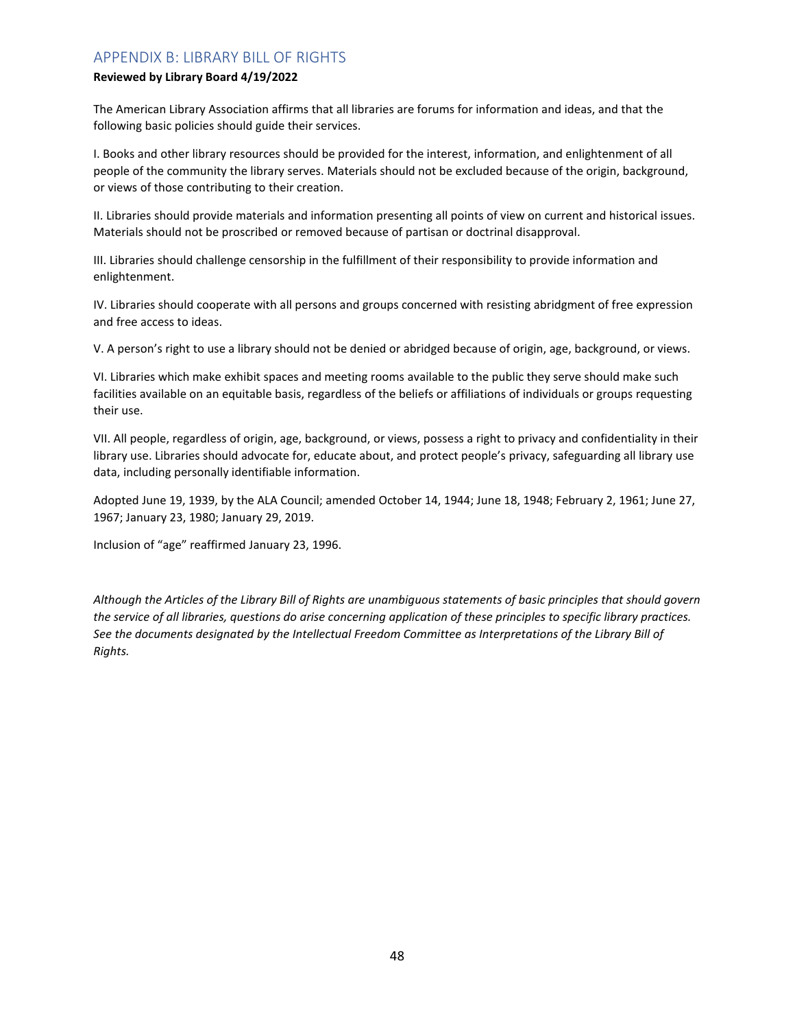## APPENDIX B: LIBRARY BILL OF RIGHTS

**Reviewed by Library Board 4/19/2022**

The American Library Association affirms that all libraries are forums for information and ideas, and that the following basic policies should guide their services.

I. Books and other library resources should be provided for the interest, information, and enlightenment of all people of the community the library serves. Materials should not be excluded because of the origin, background, or views of those contributing to their creation.

II. Libraries should provide materials and information presenting all points of view on current and historical issues. Materials should not be proscribed or removed because of partisan or doctrinal disapproval.

III. Libraries should challenge censorship in the fulfillment of their responsibility to provide information and enlightenment.

IV. Libraries should cooperate with all persons and groups concerned with resisting abridgment of free expression and free access to ideas.

V. A person's right to use a library should not be denied or abridged because of origin, age, background, or views.

VI. Libraries which make exhibit spaces and meeting rooms available to the public they serve should make such facilities available on an equitable basis, regardless of the beliefs or affiliations of individuals or groups requesting their use.

VII. All people, regardless of origin, age, background, or views, possess a right to privacy and confidentiality in their library use. Libraries should advocate for, educate about, and protect people's privacy, safeguarding all library use data, including personally identifiable information.

Adopted June 19, 1939, by the ALA Council; amended October 14, 1944; June 18, 1948; February 2, 1961; June 27, 1967; January 23, 1980; January 29, 2019.

Inclusion of "age" reaffirmed January 23, 1996.

*Although the Articles of the Library Bill of Rights are unambiguous statements of basic principles that should govern the service of all libraries, questions do arise concerning application of these principles to specific library practices. See the documents designated by the Intellectual Freedom Committee as Interpretations of the Library Bill of Rights.*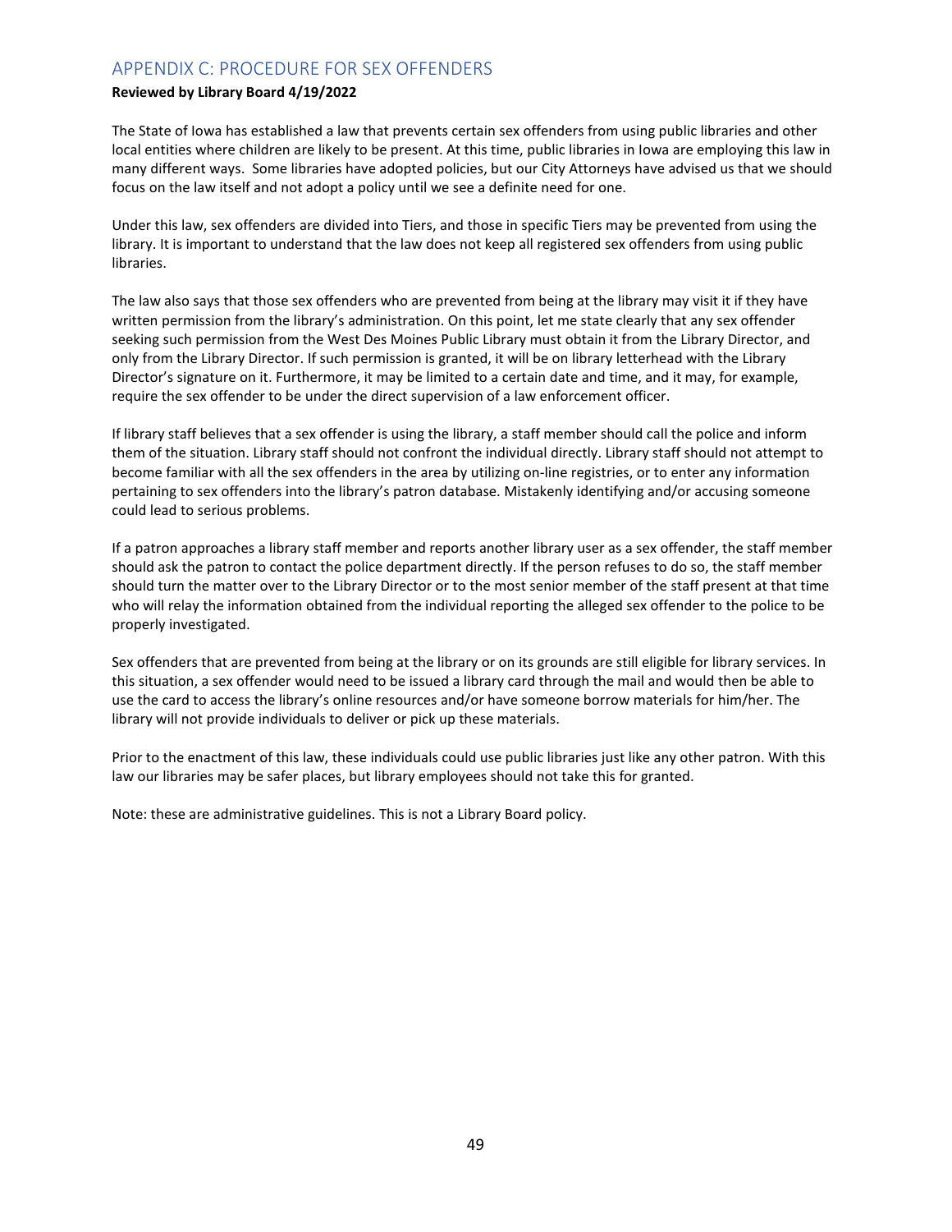## APPENDIX C: PROCEDURE FOR SEX OFFENDERS

**Reviewed by Library Board 4/19/2022**

The State of Iowa has established a law that prevents certain sex offenders from using public libraries and other local entities where children are likely to be present. At this time, public libraries in Iowa are employing this law in many different ways. Some libraries have adopted policies, but our City Attorneys have advised us that we should focus on the law itself and not adopt a policy until we see a definite need for one.

Under this law, sex offenders are divided into Tiers, and those in specific Tiers may be prevented from using the library. It is important to understand that the law does not keep all registered sex offenders from using public libraries.

The law also says that those sex offenders who are prevented from being at the library may visit it if they have written permission from the library's administration. On this point, let me state clearly that any sex offender seeking such permission from the West Des Moines Public Library must obtain it from the Library Director, and only from the Library Director. If such permission is granted, it will be on library letterhead with the Library Director's signature on it. Furthermore, it may be limited to a certain date and time, and it may, for example, require the sex offender to be under the direct supervision of a law enforcement officer.

If library staff believes that a sex offender is using the library, a staff member should call the police and inform them of the situation. Library staff should not confront the individual directly. Library staff should not attempt to become familiar with all the sex offenders in the area by utilizing on-line registries, or to enter any information pertaining to sex offenders into the library's patron database. Mistakenly identifying and/or accusing someone could lead to serious problems.

If a patron approaches a library staff member and reports another library user as a sex offender, the staff member should ask the patron to contact the police department directly. If the person refuses to do so, the staff member should turn the matter over to the Library Director or to the most senior member of the staff present at that time who will relay the information obtained from the individual reporting the alleged sex offender to the police to be properly investigated.

Sex offenders that are prevented from being at the library or on its grounds are still eligible for library services. In this situation, a sex offender would need to be issued a library card through the mail and would then be able to use the card to access the library's online resources and/or have someone borrow materials for him/her. The library will not provide individuals to deliver or pick up these materials.

Prior to the enactment of this law, these individuals could use public libraries just like any other patron. With this law our libraries may be safer places, but library employees should not take this for granted.

Note: these are administrative guidelines. This is not a Library Board policy.